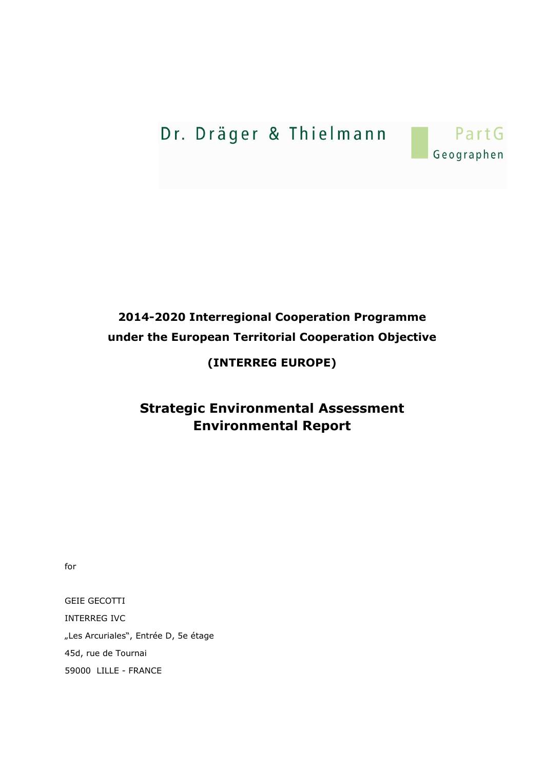Dr. Dräger & Thielmann PartG
Geographen

**2014-2020 Interregional Cooperation Programme**
**under the European Territorial Cooperation Objective**

**(INTERREG EUROPE)**

# Strategic Environmental Assessment Environmental Report

for

GEIE GECOTTI
INTERREG IVC
„Les Arcuriales“, Entrée D, 5e étage
45d, rue de Tournai
59000 LILLE - FRANCE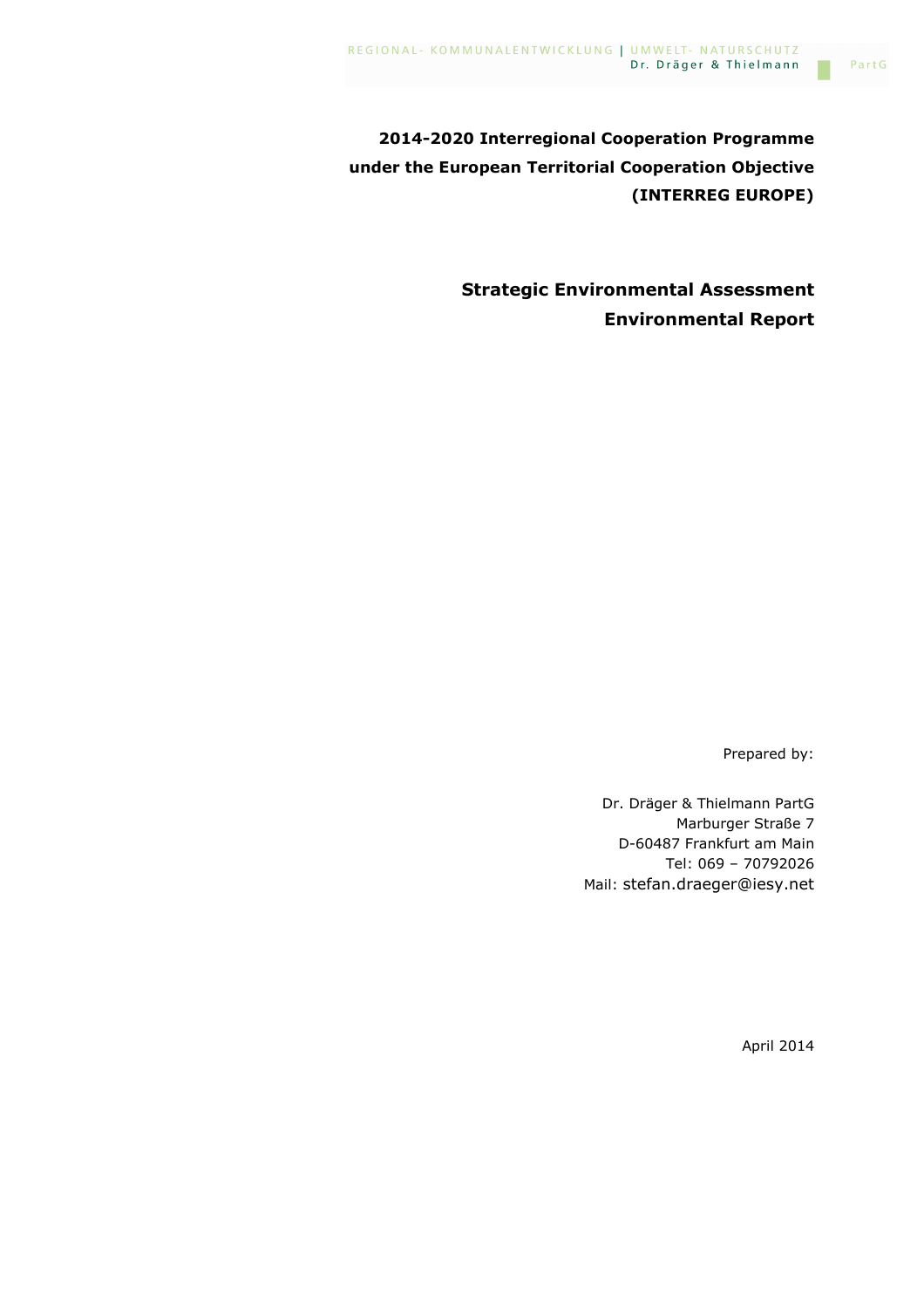REGIONAL- KOMMUNALENTWICKLUNG | UMWELT- NATURSCHUTZ
Dr. Dräger & Thielmann PartG

**2014-2020 Interregional Cooperation Programme under the European Territorial Cooperation Objective (INTERREG EUROPE)**

**Strategic Environmental Assessment**
**Environmental Report**

Prepared by:

Dr. Dräger & Thielmann PartG
Marburger Straße 7
D-60487 Frankfurt am Main
Tel: 069 – 70792026
Mail: stefan.draeger@iesy.net

April 2014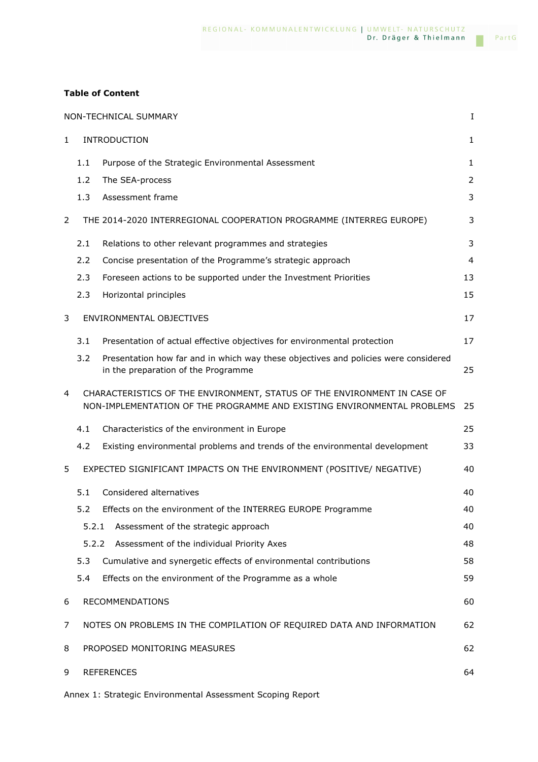**Table of Content**

| | |
|---|---|
| NON-TECHNICAL SUMMARY | I |
| 1 INTRODUCTION | 1 |
| 1.1 Purpose of the Strategic Environmental Assessment | 1 |
| 1.2 The SEA-process | 2 |
| 1.3 Assessment frame | 3 |
| 2 THE 2014-2020 INTERREGIONAL COOPERATION PROGRAMME (INTERREG EUROPE) | 3 |
| 2.1 Relations to other relevant programmes and strategies | 3 |
| 2.2 Concise presentation of the Programme's strategic approach | 4 |
| 2.3 Foreseen actions to be supported under the Investment Priorities | 13 |
| 2.3 Horizontal principles | 15 |
| 3 ENVIRONMENTAL OBJECTIVES | 17 |
| 3.1 Presentation of actual effective objectives for environmental protection | 17 |
| 3.2 Presentation how far and in which way these objectives and policies were considered in the preparation of the Programme | 25 |
| 4 CHARACTERISTICS OF THE ENVIRONMENT, STATUS OF THE ENVIRONMENT IN CASE OF NON-IMPLEMENTATION OF THE PROGRAMME AND EXISTING ENVIRONMENTAL PROBLEMS | 25 |
| 4.1 Characteristics of the environment in Europe | 25 |
| 4.2 Existing environmental problems and trends of the environmental development | 33 |
| 5 EXPECTED SIGNIFICANT IMPACTS ON THE ENVIRONMENT (POSITIVE/ NEGATIVE) | 40 |
| 5.1 Considered alternatives | 40 |
| 5.2 Effects on the environment of the INTERREG EUROPE Programme | 40 |
| 5.2.1 Assessment of the strategic approach | 40 |
| 5.2.2 Assessment of the individual Priority Axes | 48 |
| 5.3 Cumulative and synergetic effects of environmental contributions | 58 |
| 5.4 Effects on the environment of the Programme as a whole | 59 |
| 6 RECOMMENDATIONS | 60 |
| 7 NOTES ON PROBLEMS IN THE COMPILATION OF REQUIRED DATA AND INFORMATION | 62 |
| 8 PROPOSED MONITORING MEASURES | 62 |
| 9 REFERENCES | 64 |

Annex 1: Strategic Environmental Assessment Scoping Report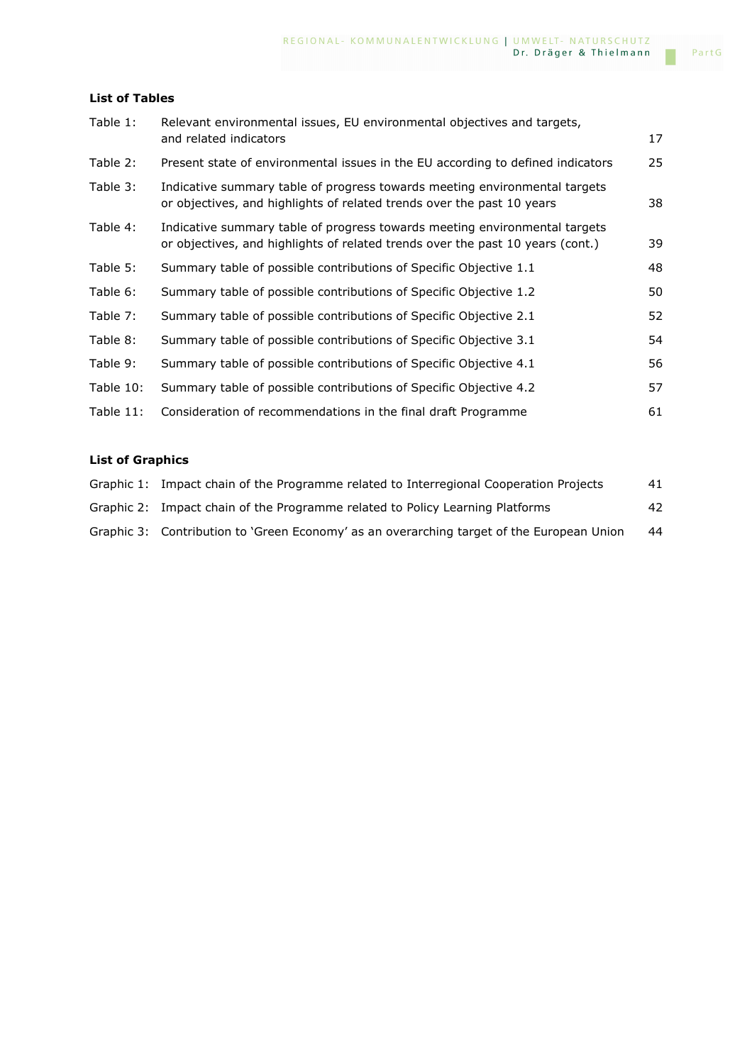**List of Tables**

| | | |
|---|---|---|
| Table 1: | Relevant environmental issues, EU environmental objectives and targets, and related indicators | 17 |
| Table 2: | Present state of environmental issues in the EU according to defined indicators | 25 |
| Table 3: | Indicative summary table of progress towards meeting environmental targets or objectives, and highlights of related trends over the past 10 years | 38 |
| Table 4: | Indicative summary table of progress towards meeting environmental targets or objectives, and highlights of related trends over the past 10 years (cont.) | 39 |
| Table 5: | Summary table of possible contributions of Specific Objective 1.1 | 48 |
| Table 6: | Summary table of possible contributions of Specific Objective 1.2 | 50 |
| Table 7: | Summary table of possible contributions of Specific Objective 2.1 | 52 |
| Table 8: | Summary table of possible contributions of Specific Objective 3.1 | 54 |
| Table 9: | Summary table of possible contributions of Specific Objective 4.1 | 56 |
| Table 10: | Summary table of possible contributions of Specific Objective 4.2 | 57 |
| Table 11: | Consideration of recommendations in the final draft Programme | 61 |

**List of Graphics**

| | | |
|---|---|---|
| Graphic 1: | Impact chain of the Programme related to Interregional Cooperation Projects | 41 |
| Graphic 2: | Impact chain of the Programme related to Policy Learning Platforms | 42 |
| Graphic 3: | Contribution to 'Green Economy' as an overarching target of the European Union | 44 |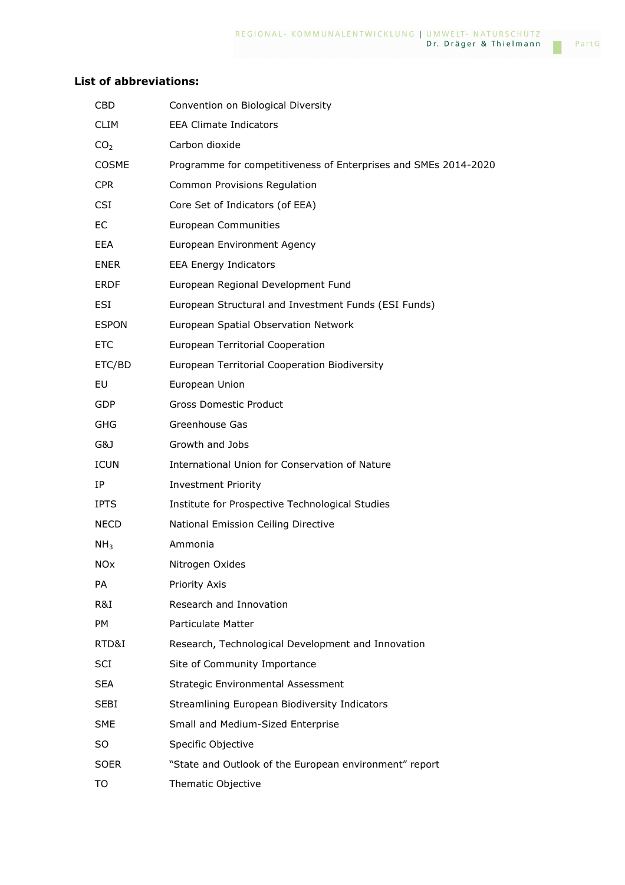**List of abbreviations:**

| | |
|---|---|
| CBD | Convention on Biological Diversity |
| CLIM | EEA Climate Indicators |
| $CO_2$ | Carbon dioxide |
| COSME | Programme for competitiveness of Enterprises and SMEs 2014-2020 |
| CPR | Common Provisions Regulation |
| CSI | Core Set of Indicators (of EEA) |
| EC | European Communities |
| EEA | European Environment Agency |
| ENER | EEA Energy Indicators |
| ERDF | European Regional Development Fund |
| ESI | European Structural and Investment Funds (ESI Funds) |
| ESPON | European Spatial Observation Network |
| ETC | European Territorial Cooperation |
| ETC/BD | European Territorial Cooperation Biodiversity |
| EU | European Union |
| GDP | Gross Domestic Product |
| GHG | Greenhouse Gas |
| G&J | Growth and Jobs |
| ICUN | International Union for Conservation of Nature |
| IP | Investment Priority |
| IPTS | Institute for Prospective Technological Studies |
| NECD | National Emission Ceiling Directive |
| $NH_3$ | Ammonia |
| NOx | Nitrogen Oxides |
| PA | Priority Axis |
| R&I | Research and Innovation |
| PM | Particulate Matter |
| RTD&I | Research, Technological Development and Innovation |
| SCI | Site of Community Importance |
| SEA | Strategic Environmental Assessment |
| SEBI | Streamlining European Biodiversity Indicators |
| SME | Small and Medium-Sized Enterprise |
| SO | Specific Objective |
| SOER | "State and Outlook of the European environment" report |
| TO | Thematic Objective |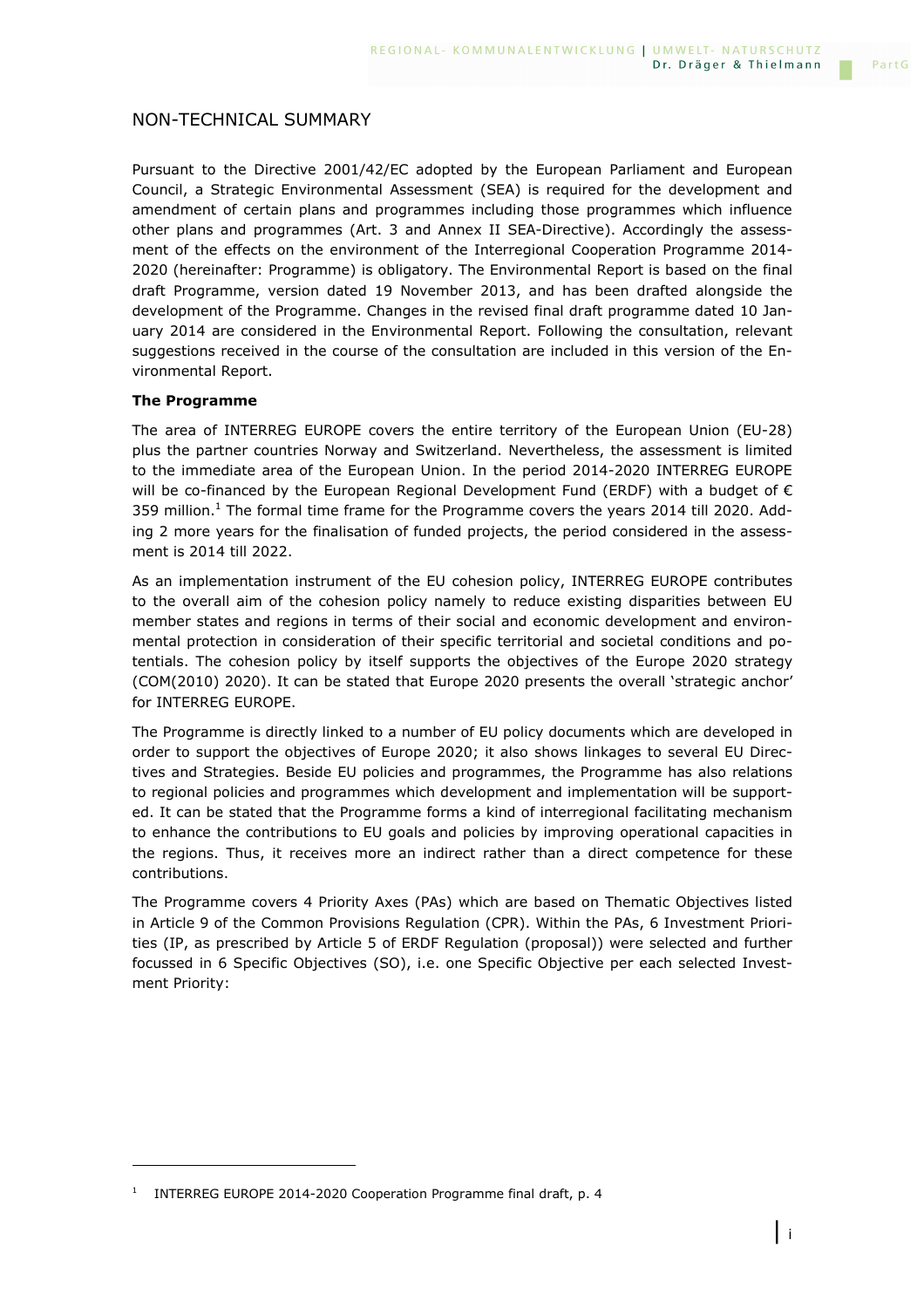# NON-TECHNICAL SUMMARY

Pursuant to the Directive 2001/42/EC adopted by the European Parliament and European Council, a Strategic Environmental Assessment (SEA) is required for the development and amendment of certain plans and programmes including those programmes which influence other plans and programmes (Art. 3 and Annex II SEA-Directive). Accordingly the assessment of the effects on the environment of the Interregional Cooperation Programme 2014-2020 (hereinafter: Programme) is obligatory. The Environmental Report is based on the final draft Programme, version dated 19 November 2013, and has been drafted alongside the development of the Programme. Changes in the revised final draft programme dated 10 January 2014 are considered in the Environmental Report. Following the consultation, relevant suggestions received in the course of the consultation are included in this version of the Environmental Report.

**The Programme**

The area of INTERREG EUROPE covers the entire territory of the European Union (EU-28) plus the partner countries Norway and Switzerland. Nevertheless, the assessment is limited to the immediate area of the European Union. In the period 2014-2020 INTERREG EUROPE will be co-financed by the European Regional Development Fund (ERDF) with a budget of € 359 million.[1] The formal time frame for the Programme covers the years 2014 till 2020. Adding 2 more years for the finalisation of funded projects, the period considered in the assessment is 2014 till 2022.

As an implementation instrument of the EU cohesion policy, INTERREG EUROPE contributes to the overall aim of the cohesion policy namely to reduce existing disparities between EU member states and regions in terms of their social and economic development and environmental protection in consideration of their specific territorial and societal conditions and potentials. The cohesion policy by itself supports the objectives of the Europe 2020 strategy (COM(2010) 2020). It can be stated that Europe 2020 presents the overall 'strategic anchor' for INTERREG EUROPE.

The Programme is directly linked to a number of EU policy documents which are developed in order to support the objectives of Europe 2020; it also shows linkages to several EU Directives and Strategies. Beside EU policies and programmes, the Programme has also relations to regional policies and programmes which development and implementation will be supported. It can be stated that the Programme forms a kind of interregional facilitating mechanism to enhance the contributions to EU goals and policies by improving operational capacities in the regions. Thus, it receives more an indirect rather than a direct competence for these contributions.

The Programme covers 4 Priority Axes (PAs) which are based on Thematic Objectives listed in Article 9 of the Common Provisions Regulation (CPR). Within the PAs, 6 Investment Priorities (IP, as prescribed by Article 5 of ERDF Regulation (proposal)) were selected and further focussed in 6 Specific Objectives (SO), i.e. one Specific Objective per each selected Investment Priority:

---

[1] INTERREG EUROPE 2014-2020 Cooperation Programme final draft, p. 4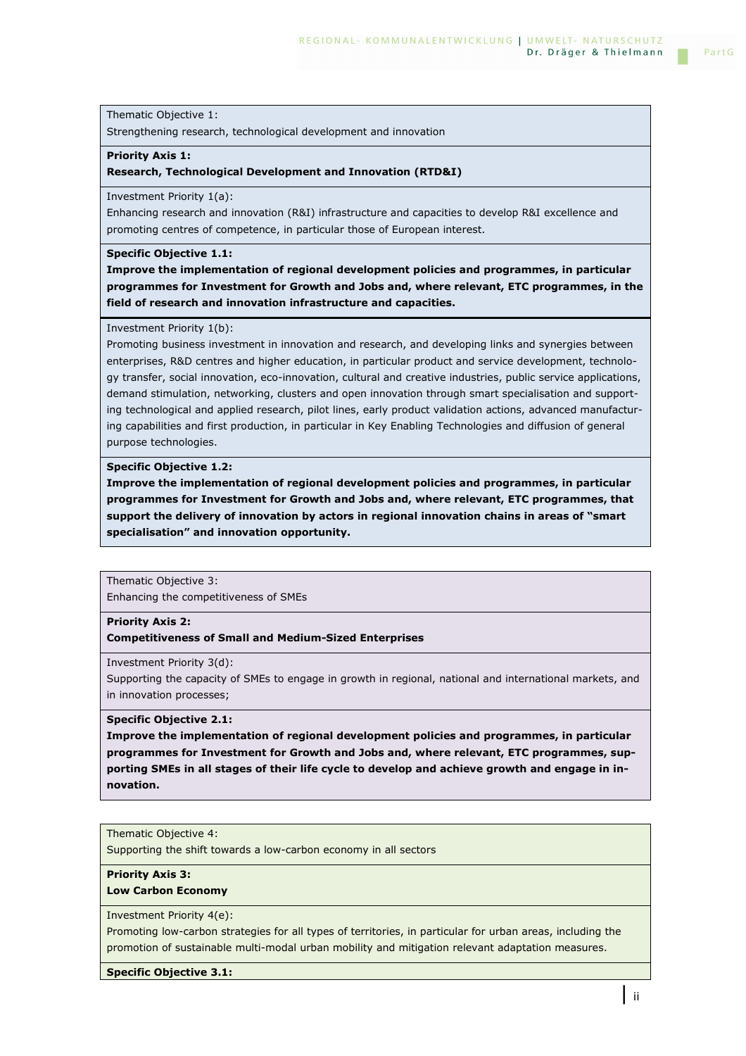Thematic Objective 1:
Strengthening research, technological development and innovation

**Priority Axis 1:**
**Research, Technological Development and Innovation (RTD&I)**

Investment Priority 1(a):
Enhancing research and innovation (R&I) infrastructure and capacities to develop R&I excellence and promoting centres of competence, in particular those of European interest.

**Specific Objective 1.1:**
**Improve the implementation of regional development policies and programmes, in particular programmes for Investment for Growth and Jobs and, where relevant, ETC programmes, in the field of research and innovation infrastructure and capacities.**

Investment Priority 1(b):
Promoting business investment in innovation and research, and developing links and synergies between enterprises, R&D centres and higher education, in particular product and service development, technology transfer, social innovation, eco-innovation, cultural and creative industries, public service applications, demand stimulation, networking, clusters and open innovation through smart specialisation and supporting technological and applied research, pilot lines, early product validation actions, advanced manufacturing capabilities and first production, in particular in Key Enabling Technologies and diffusion of general purpose technologies.

**Specific Objective 1.2:**
**Improve the implementation of regional development policies and programmes, in particular programmes for Investment for Growth and Jobs and, where relevant, ETC programmes, that support the delivery of innovation by actors in regional innovation chains in areas of "smart specialisation" and innovation opportunity.**

Thematic Objective 3:
Enhancing the competitiveness of SMEs

**Priority Axis 2:**
**Competitiveness of Small and Medium-Sized Enterprises**

Investment Priority 3(d):
Supporting the capacity of SMEs to engage in growth in regional, national and international markets, and in innovation processes;

**Specific Objective 2.1:**
**Improve the implementation of regional development policies and programmes, in particular programmes for Investment for Growth and Jobs and, where relevant, ETC programmes, supporting SMEs in all stages of their life cycle to develop and achieve growth and engage in innovation.**

Thematic Objective 4:
Supporting the shift towards a low-carbon economy in all sectors

**Priority Axis 3:**
**Low Carbon Economy**

Investment Priority 4(e):
Promoting low-carbon strategies for all types of territories, in particular for urban areas, including the promotion of sustainable multi-modal urban mobility and mitigation relevant adaptation measures.

**Specific Objective 3.1:**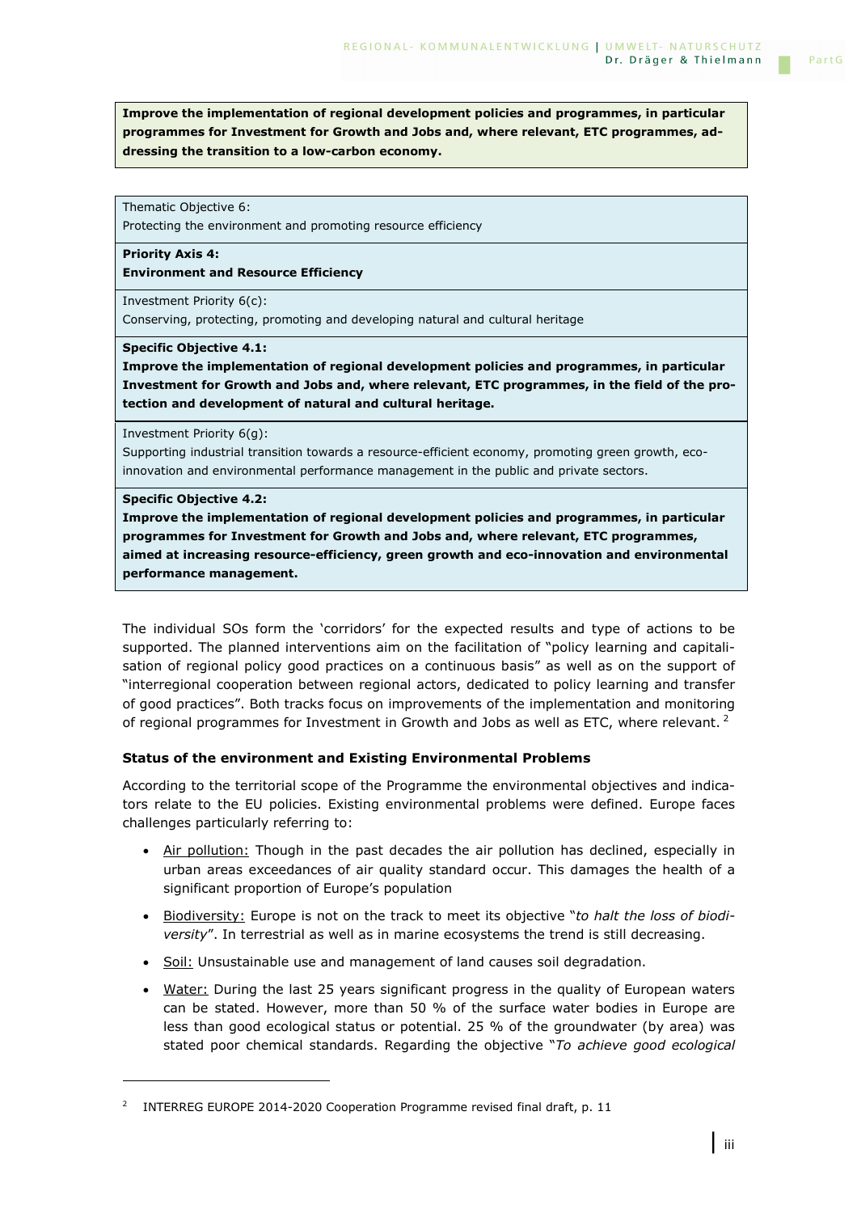**Improve the implementation of regional development policies and programmes, in particular programmes for Investment for Growth and Jobs and, where relevant, ETC programmes, addressing the transition to a low-carbon economy.**

| Thematic Objective 6: Protecting the environment and promoting resource efficiency |
|---|
| **Priority Axis 4: Environment and Resource Efficiency** |
| Investment Priority 6(c): Conserving, protecting, promoting and developing natural and cultural heritage |
| **Specific Objective 4.1: Improve the implementation of regional development policies and programmes, in particular Investment for Growth and Jobs and, where relevant, ETC programmes, in the field of the protection and development of natural and cultural heritage.** |
| Investment Priority 6(g): Supporting industrial transition towards a resource-efficient economy, promoting green growth, eco-innovation and environmental performance management in the public and private sectors. |
| **Specific Objective 4.2: Improve the implementation of regional development policies and programmes, in particular programmes for Investment for Growth and Jobs and, where relevant, ETC programmes, aimed at increasing resource-efficiency, green growth and eco-innovation and environmental performance management.** |

The individual SOs form the 'corridors' for the expected results and type of actions to be supported. The planned interventions aim on the facilitation of "policy learning and capitalisation of regional policy good practices on a continuous basis" as well as on the support of "interregional cooperation between regional actors, dedicated to policy learning and transfer of good practices". Both tracks focus on improvements of the implementation and monitoring of regional programmes for Investment in Growth and Jobs as well as ETC, where relevant. [2]

### Status of the environment and Existing Environmental Problems

According to the territorial scope of the Programme the environmental objectives and indicators relate to the EU policies. Existing environmental problems were defined. Europe faces challenges particularly referring to:

- Air pollution: Though in the past decades the air pollution has declined, especially in urban areas exceedances of air quality standard occur. This damages the health of a significant proportion of Europe's population
- Biodiversity: Europe is not on the track to meet its objective "*to halt the loss of biodiversity*". In terrestrial as well as in marine ecosystems the trend is still decreasing.
- Soil: Unsustainable use and management of land causes soil degradation.
- Water: During the last 25 years significant progress in the quality of European waters can be stated. However, more than 50 % of the surface water bodies in Europe are less than good ecological status or potential. 25 % of the groundwater (by area) was stated poor chemical standards. Regarding the objective "*To achieve good ecological*

[2] INTERREG EUROPE 2014-2020 Cooperation Programme revised final draft, p. 11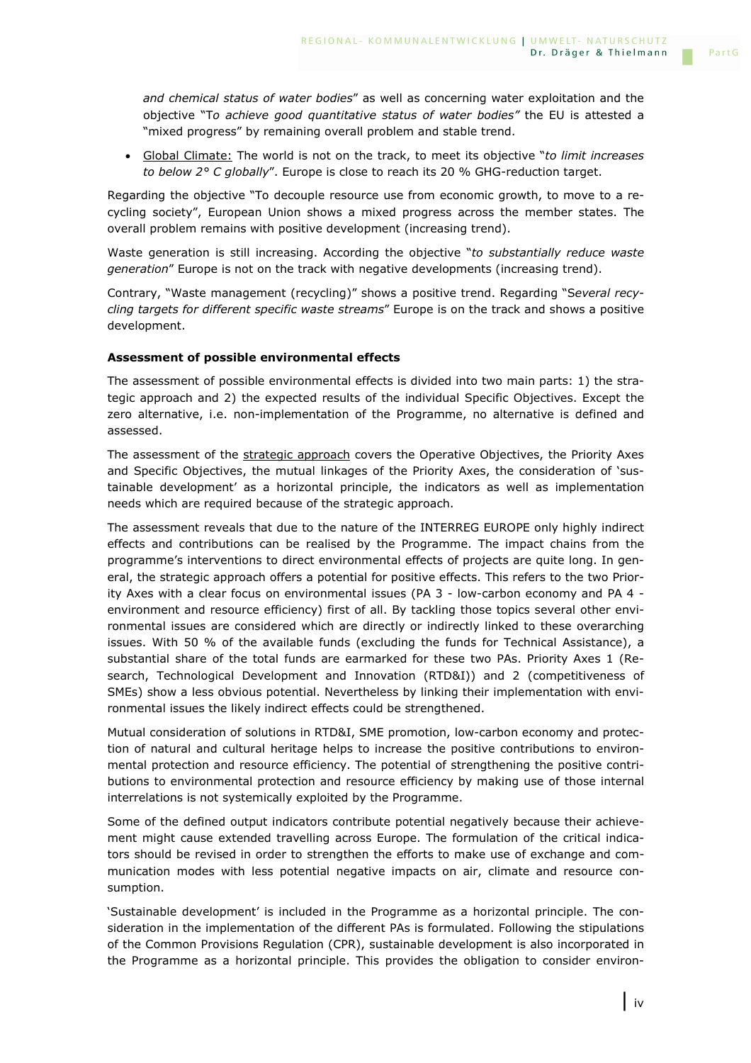*and chemical status of water bodies*" as well as concerning water exploitation and the objective "T*o achieve good quantitative status of water bodies"* the EU is attested a "mixed progress" by remaining overall problem and stable trend.

- Global Climate: The world is not on the track, to meet its objective "*to limit increases to below 2° C globally*". Europe is close to reach its 20 % GHG-reduction target.

Regarding the objective "To decouple resource use from economic growth, to move to a recycling society", European Union shows a mixed progress across the member states. The overall problem remains with positive development (increasing trend).

Waste generation is still increasing. According the objective "*to substantially reduce waste generation*" Europe is not on the track with negative developments (increasing trend).

Contrary, "Waste management (recycling)" shows a positive trend. Regarding "S*everal recycling targets for different specific waste streams*" Europe is on the track and shows a positive development.

**Assessment of possible environmental effects**

The assessment of possible environmental effects is divided into two main parts: 1) the strategic approach and 2) the expected results of the individual Specific Objectives. Except the zero alternative, i.e. non-implementation of the Programme, no alternative is defined and assessed.

The assessment of the strategic approach covers the Operative Objectives, the Priority Axes and Specific Objectives, the mutual linkages of the Priority Axes, the consideration of 'sustainable development' as a horizontal principle, the indicators as well as implementation needs which are required because of the strategic approach.

The assessment reveals that due to the nature of the INTERREG EUROPE only highly indirect effects and contributions can be realised by the Programme. The impact chains from the programme's interventions to direct environmental effects of projects are quite long. In general, the strategic approach offers a potential for positive effects. This refers to the two Priority Axes with a clear focus on environmental issues (PA 3 - low-carbon economy and PA 4 - environment and resource efficiency) first of all. By tackling those topics several other environmental issues are considered which are directly or indirectly linked to these overarching issues. With 50 % of the available funds (excluding the funds for Technical Assistance), a substantial share of the total funds are earmarked for these two PAs. Priority Axes 1 (Research, Technological Development and Innovation (RTD&I)) and 2 (competitiveness of SMEs) show a less obvious potential. Nevertheless by linking their implementation with environmental issues the likely indirect effects could be strengthened.

Mutual consideration of solutions in RTD&I, SME promotion, low-carbon economy and protection of natural and cultural heritage helps to increase the positive contributions to environmental protection and resource efficiency. The potential of strengthening the positive contributions to environmental protection and resource efficiency by making use of those internal interrelations is not systemically exploited by the Programme.

Some of the defined output indicators contribute potential negatively because their achievement might cause extended travelling across Europe. The formulation of the critical indicators should be revised in order to strengthen the efforts to make use of exchange and communication modes with less potential negative impacts on air, climate and resource consumption.

'Sustainable development' is included in the Programme as a horizontal principle. The consideration in the implementation of the different PAs is formulated. Following the stipulations of the Common Provisions Regulation (CPR), sustainable development is also incorporated in the Programme as a horizontal principle. This provides the obligation to consider environ-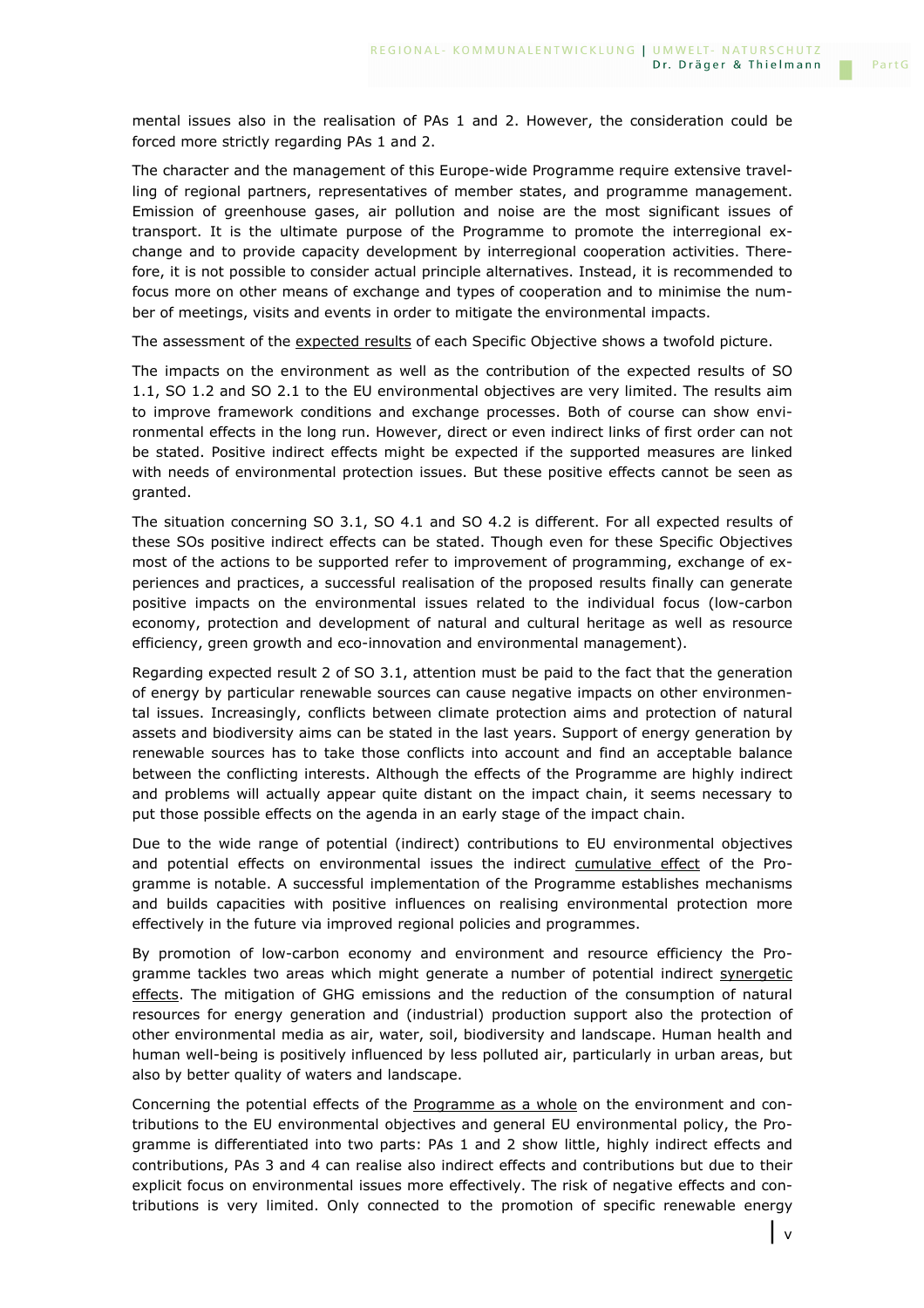mental issues also in the realisation of PAs 1 and 2. However, the consideration could be forced more strictly regarding PAs 1 and 2.

The character and the management of this Europe-wide Programme require extensive travelling of regional partners, representatives of member states, and programme management. Emission of greenhouse gases, air pollution and noise are the most significant issues of transport. It is the ultimate purpose of the Programme to promote the interregional exchange and to provide capacity development by interregional cooperation activities. Therefore, it is not possible to consider actual principle alternatives. Instead, it is recommended to focus more on other means of exchange and types of cooperation and to minimise the number of meetings, visits and events in order to mitigate the environmental impacts.

The assessment of the expected results of each Specific Objective shows a twofold picture.

The impacts on the environment as well as the contribution of the expected results of SO 1.1, SO 1.2 and SO 2.1 to the EU environmental objectives are very limited. The results aim to improve framework conditions and exchange processes. Both of course can show environmental effects in the long run. However, direct or even indirect links of first order can not be stated. Positive indirect effects might be expected if the supported measures are linked with needs of environmental protection issues. But these positive effects cannot be seen as granted.

The situation concerning SO 3.1, SO 4.1 and SO 4.2 is different. For all expected results of these SOs positive indirect effects can be stated. Though even for these Specific Objectives most of the actions to be supported refer to improvement of programming, exchange of experiences and practices, a successful realisation of the proposed results finally can generate positive impacts on the environmental issues related to the individual focus (low-carbon economy, protection and development of natural and cultural heritage as well as resource efficiency, green growth and eco-innovation and environmental management).

Regarding expected result 2 of SO 3.1, attention must be paid to the fact that the generation of energy by particular renewable sources can cause negative impacts on other environmental issues. Increasingly, conflicts between climate protection aims and protection of natural assets and biodiversity aims can be stated in the last years. Support of energy generation by renewable sources has to take those conflicts into account and find an acceptable balance between the conflicting interests. Although the effects of the Programme are highly indirect and problems will actually appear quite distant on the impact chain, it seems necessary to put those possible effects on the agenda in an early stage of the impact chain.

Due to the wide range of potential (indirect) contributions to EU environmental objectives and potential effects on environmental issues the indirect cumulative effect of the Programme is notable. A successful implementation of the Programme establishes mechanisms and builds capacities with positive influences on realising environmental protection more effectively in the future via improved regional policies and programmes.

By promotion of low-carbon economy and environment and resource efficiency the Programme tackles two areas which might generate a number of potential indirect synergetic effects. The mitigation of GHG emissions and the reduction of the consumption of natural resources for energy generation and (industrial) production support also the protection of other environmental media as air, water, soil, biodiversity and landscape. Human health and human well-being is positively influenced by less polluted air, particularly in urban areas, but also by better quality of waters and landscape.

Concerning the potential effects of the Programme as a whole on the environment and contributions to the EU environmental objectives and general EU environmental policy, the Programme is differentiated into two parts: PAs 1 and 2 show little, highly indirect effects and contributions, PAs 3 and 4 can realise also indirect effects and contributions but due to their explicit focus on environmental issues more effectively. The risk of negative effects and contributions is very limited. Only connected to the promotion of specific renewable energy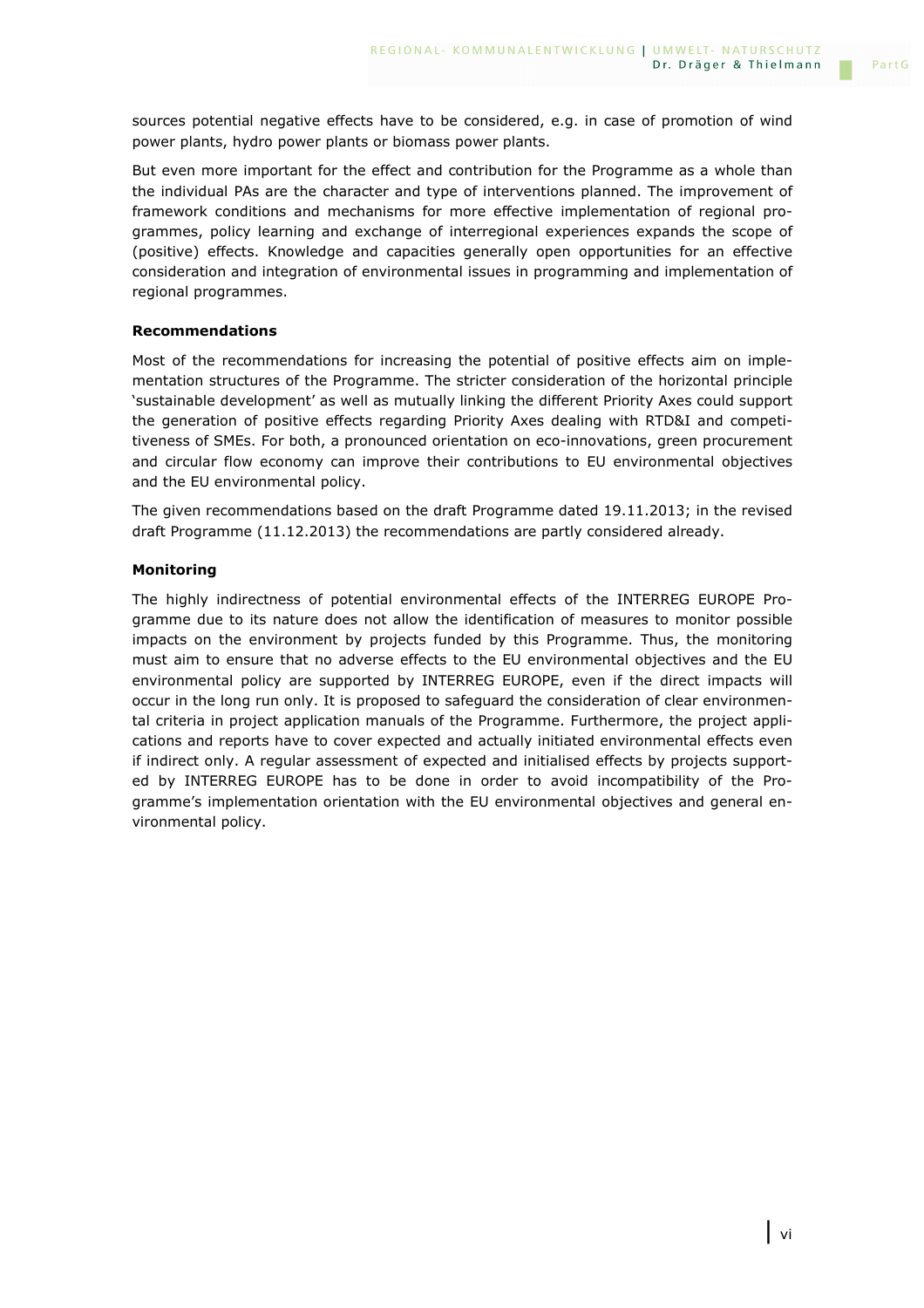sources potential negative effects have to be considered, e.g. in case of promotion of wind power plants, hydro power plants or biomass power plants.

But even more important for the effect and contribution for the Programme as a whole than the individual PAs are the character and type of interventions planned. The improvement of framework conditions and mechanisms for more effective implementation of regional programmes, policy learning and exchange of interregional experiences expands the scope of (positive) effects. Knowledge and capacities generally open opportunities for an effective consideration and integration of environmental issues in programming and implementation of regional programmes.

**Recommendations**

Most of the recommendations for increasing the potential of positive effects aim on implementation structures of the Programme. The stricter consideration of the horizontal principle 'sustainable development' as well as mutually linking the different Priority Axes could support the generation of positive effects regarding Priority Axes dealing with RTD&I and competitiveness of SMEs. For both, a pronounced orientation on eco-innovations, green procurement and circular flow economy can improve their contributions to EU environmental objectives and the EU environmental policy.

The given recommendations based on the draft Programme dated 19.11.2013; in the revised draft Programme (11.12.2013) the recommendations are partly considered already.

**Monitoring**

The highly indirectness of potential environmental effects of the INTERREG EUROPE Programme due to its nature does not allow the identification of measures to monitor possible impacts on the environment by projects funded by this Programme. Thus, the monitoring must aim to ensure that no adverse effects to the EU environmental objectives and the EU environmental policy are supported by INTERREG EUROPE, even if the direct impacts will occur in the long run only. It is proposed to safeguard the consideration of clear environmental criteria in project application manuals of the Programme. Furthermore, the project applications and reports have to cover expected and actually initiated environmental effects even if indirect only. A regular assessment of expected and initialised effects by projects supported by INTERREG EUROPE has to be done in order to avoid incompatibility of the Programme's implementation orientation with the EU environmental objectives and general environmental policy.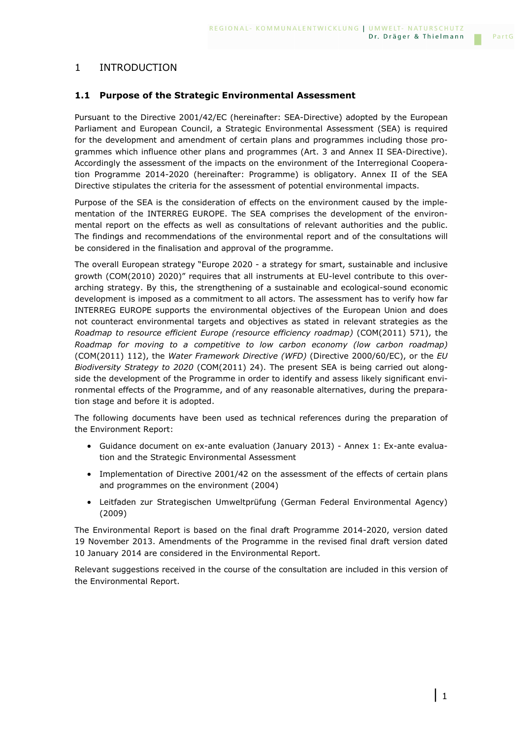# 1 INTRODUCTION

## 1.1 Purpose of the Strategic Environmental Assessment

Pursuant to the Directive 2001/42/EC (hereinafter: SEA-Directive) adopted by the European Parliament and European Council, a Strategic Environmental Assessment (SEA) is required for the development and amendment of certain plans and programmes including those programmes which influence other plans and programmes (Art. 3 and Annex II SEA-Directive). Accordingly the assessment of the impacts on the environment of the Interregional Cooperation Programme 2014-2020 (hereinafter: Programme) is obligatory. Annex II of the SEA Directive stipulates the criteria for the assessment of potential environmental impacts.

Purpose of the SEA is the consideration of effects on the environment caused by the implementation of the INTERREG EUROPE. The SEA comprises the development of the environmental report on the effects as well as consultations of relevant authorities and the public. The findings and recommendations of the environmental report and of the consultations will be considered in the finalisation and approval of the programme.

The overall European strategy "Europe 2020 - a strategy for smart, sustainable and inclusive growth (COM(2010) 2020)" requires that all instruments at EU-level contribute to this overarching strategy. By this, the strengthening of a sustainable and ecological-sound economic development is imposed as a commitment to all actors. The assessment has to verify how far INTERREG EUROPE supports the environmental objectives of the European Union and does not counteract environmental targets and objectives as stated in relevant strategies as the *Roadmap to resource efficient Europe (resource efficiency roadmap)* (COM(2011) 571), the *Roadmap for moving to a competitive to low carbon economy (low carbon roadmap)* (COM(2011) 112), the *Water Framework Directive (WFD)* (Directive 2000/60/EC), or the *EU Biodiversity Strategy to 2020* (COM(2011) 24). The present SEA is being carried out alongside the development of the Programme in order to identify and assess likely significant environmental effects of the Programme, and of any reasonable alternatives, during the preparation stage and before it is adopted.

The following documents have been used as technical references during the preparation of the Environment Report:

- Guidance document on ex-ante evaluation (January 2013) - Annex 1: Ex-ante evaluation and the Strategic Environmental Assessment
- Implementation of Directive 2001/42 on the assessment of the effects of certain plans and programmes on the environment (2004)
- Leitfaden zur Strategischen Umweltprüfung (German Federal Environmental Agency) (2009)

The Environmental Report is based on the final draft Programme 2014-2020, version dated 19 November 2013. Amendments of the Programme in the revised final draft version dated 10 January 2014 are considered in the Environmental Report.

Relevant suggestions received in the course of the consultation are included in this version of the Environmental Report.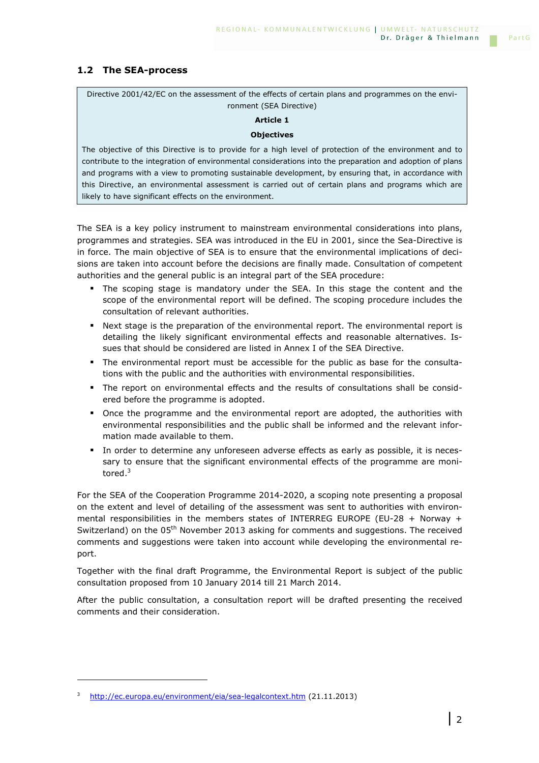## 1.2 The SEA-process

> Directive 2001/42/EC on the assessment of the effects of certain plans and programmes on the environment (SEA Directive)
>
> **Article 1**
>
> **Objectives**
>
> The objective of this Directive is to provide for a high level of protection of the environment and to contribute to the integration of environmental considerations into the preparation and adoption of plans and programs with a view to promoting sustainable development, by ensuring that, in accordance with this Directive, an environmental assessment is carried out of certain plans and programs which are likely to have significant effects on the environment.

The SEA is a key policy instrument to mainstream environmental considerations into plans, programmes and strategies. SEA was introduced in the EU in 2001, since the Sea-Directive is in force. The main objective of SEA is to ensure that the environmental implications of decisions are taken into account before the decisions are finally made. Consultation of competent authorities and the general public is an integral part of the SEA procedure:

- The scoping stage is mandatory under the SEA. In this stage the content and the scope of the environmental report will be defined. The scoping procedure includes the consultation of relevant authorities.
- Next stage is the preparation of the environmental report. The environmental report is detailing the likely significant environmental effects and reasonable alternatives. Issues that should be considered are listed in Annex I of the SEA Directive.
- The environmental report must be accessible for the public as base for the consultations with the public and the authorities with environmental responsibilities.
- The report on environmental effects and the results of consultations shall be considered before the programme is adopted.
- Once the programme and the environmental report are adopted, the authorities with environmental responsibilities and the public shall be informed and the relevant information made available to them.
- In order to determine any unforeseen adverse effects as early as possible, it is necessary to ensure that the significant environmental effects of the programme are monitored.[3]

For the SEA of the Cooperation Programme 2014-2020, a scoping note presenting a proposal on the extent and level of detailing of the assessment was sent to authorities with environmental responsibilities in the members states of INTERREG EUROPE (EU-28 + Norway + Switzerland) on the 05th November 2013 asking for comments and suggestions. The received comments and suggestions were taken into account while developing the environmental report.

Together with the final draft Programme, the Environmental Report is subject of the public consultation proposed from 10 January 2014 till 21 March 2014.

After the public consultation, a consultation report will be drafted presenting the received comments and their consideration.

---

[3] http://ec.europa.eu/environment/eia/sea-legalcontext.htm (21.11.2013)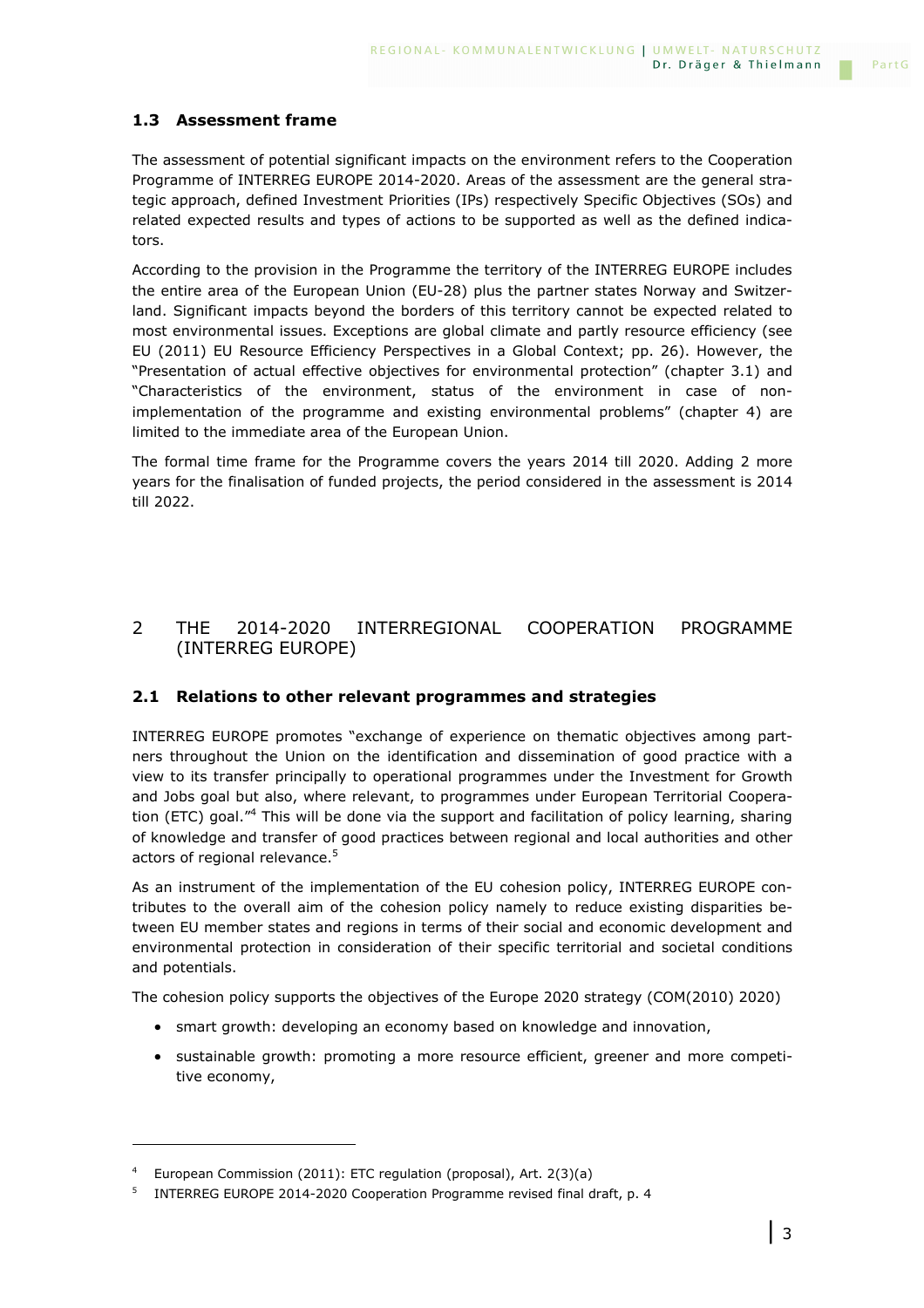### 1.3 Assessment frame

The assessment of potential significant impacts on the environment refers to the Cooperation Programme of INTERREG EUROPE 2014-2020. Areas of the assessment are the general strategic approach, defined Investment Priorities (IPs) respectively Specific Objectives (SOs) and related expected results and types of actions to be supported as well as the defined indicators.

According to the provision in the Programme the territory of the INTERREG EUROPE includes the entire area of the European Union (EU-28) plus the partner states Norway and Switzerland. Significant impacts beyond the borders of this territory cannot be expected related to most environmental issues. Exceptions are global climate and partly resource efficiency (see EU (2011) EU Resource Efficiency Perspectives in a Global Context; pp. 26). However, the "Presentation of actual effective objectives for environmental protection" (chapter 3.1) and "Characteristics of the environment, status of the environment in case of non-implementation of the programme and existing environmental problems" (chapter 4) are limited to the immediate area of the European Union.

The formal time frame for the Programme covers the years 2014 till 2020. Adding 2 more years for the finalisation of funded projects, the period considered in the assessment is 2014 till 2022.

## 2 THE 2014-2020 INTERREGIONAL COOPERATION PROGRAMME (INTERREG EUROPE)

### 2.1 Relations to other relevant programmes and strategies

INTERREG EUROPE promotes "exchange of experience on thematic objectives among partners throughout the Union on the identification and dissemination of good practice with a view to its transfer principally to operational programmes under the Investment for Growth and Jobs goal but also, where relevant, to programmes under European Territorial Cooperation (ETC) goal."[4] This will be done via the support and facilitation of policy learning, sharing of knowledge and transfer of good practices between regional and local authorities and other actors of regional relevance.[5]

As an instrument of the implementation of the EU cohesion policy, INTERREG EUROPE contributes to the overall aim of the cohesion policy namely to reduce existing disparities between EU member states and regions in terms of their social and economic development and environmental protection in consideration of their specific territorial and societal conditions and potentials.

The cohesion policy supports the objectives of the Europe 2020 strategy (COM(2010) 2020)

- smart growth: developing an economy based on knowledge and innovation,
- sustainable growth: promoting a more resource efficient, greener and more competitive economy,

---

[4] European Commission (2011): ETC regulation (proposal), Art. 2(3)(a)

[5] INTERREG EUROPE 2014-2020 Cooperation Programme revised final draft, p. 4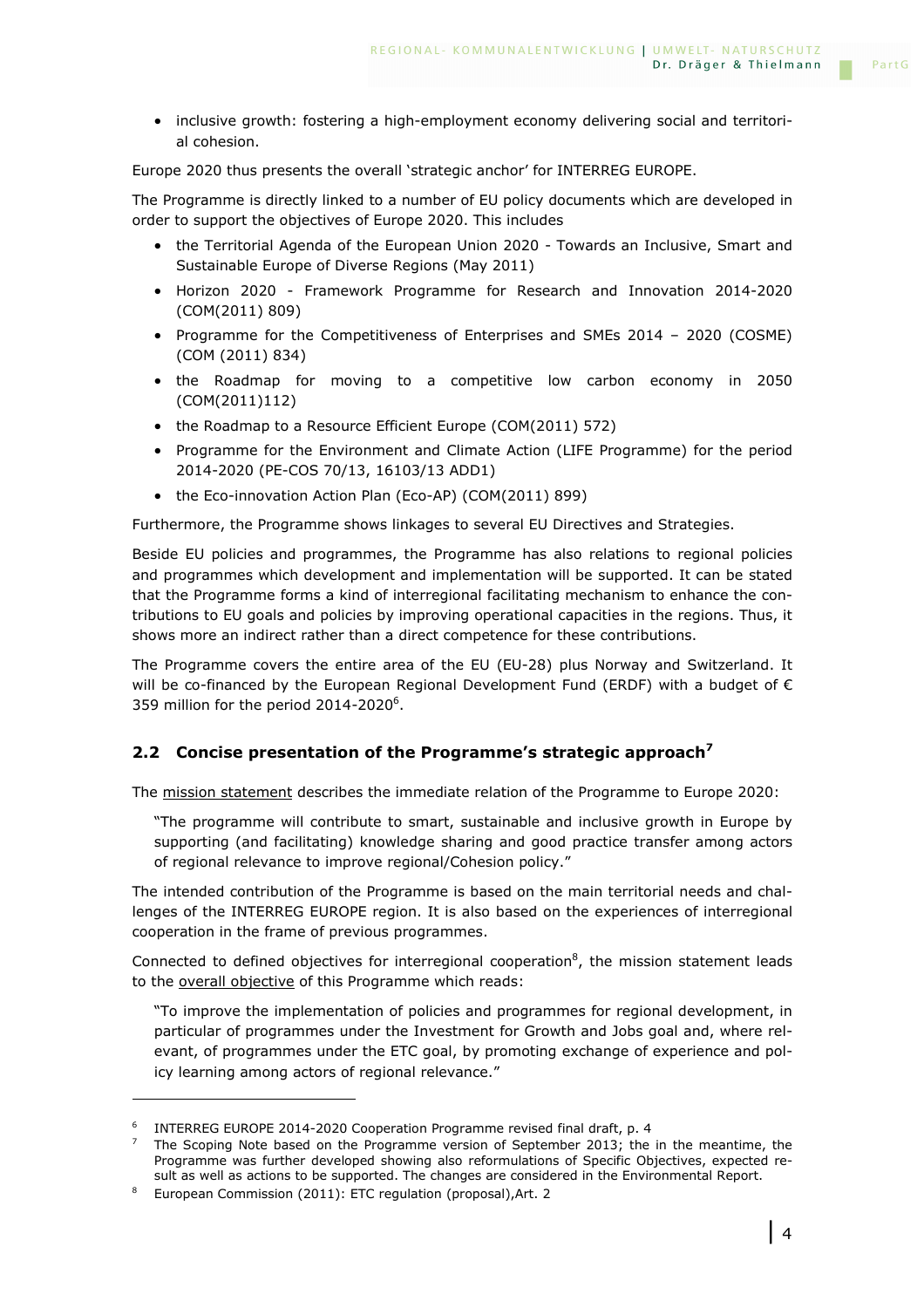- inclusive growth: fostering a high-employment economy delivering social and territorial cohesion.

Europe 2020 thus presents the overall 'strategic anchor' for INTERREG EUROPE.

The Programme is directly linked to a number of EU policy documents which are developed in order to support the objectives of Europe 2020. This includes

- the Territorial Agenda of the European Union 2020 - Towards an Inclusive, Smart and Sustainable Europe of Diverse Regions (May 2011)
- Horizon 2020 - Framework Programme for Research and Innovation 2014-2020 (COM(2011) 809)
- Programme for the Competitiveness of Enterprises and SMEs 2014 – 2020 (COSME) (COM (2011) 834)
- the Roadmap for moving to a competitive low carbon economy in 2050 (COM(2011)112)
- the Roadmap to a Resource Efficient Europe (COM(2011) 572)
- Programme for the Environment and Climate Action (LIFE Programme) for the period 2014-2020 (PE-COS 70/13, 16103/13 ADD1)
- the Eco-innovation Action Plan (Eco-AP) (COM(2011) 899)

Furthermore, the Programme shows linkages to several EU Directives and Strategies.

Beside EU policies and programmes, the Programme has also relations to regional policies and programmes which development and implementation will be supported. It can be stated that the Programme forms a kind of interregional facilitating mechanism to enhance the contributions to EU goals and policies by improving operational capacities in the regions. Thus, it shows more an indirect rather than a direct competence for these contributions.

The Programme covers the entire area of the EU (EU-28) plus Norway and Switzerland. It will be co-financed by the European Regional Development Fund (ERDF) with a budget of € 359 million for the period 2014-2020[6].

## 2.2 Concise presentation of the Programme's strategic approach[7]

The mission statement describes the immediate relation of the Programme to Europe 2020:

> "The programme will contribute to smart, sustainable and inclusive growth in Europe by supporting (and facilitating) knowledge sharing and good practice transfer among actors of regional relevance to improve regional/Cohesion policy."

The intended contribution of the Programme is based on the main territorial needs and challenges of the INTERREG EUROPE region. It is also based on the experiences of interregional cooperation in the frame of previous programmes.

Connected to defined objectives for interregional cooperation[8], the mission statement leads to the overall objective of this Programme which reads:

> "To improve the implementation of policies and programmes for regional development, in particular of programmes under the Investment for Growth and Jobs goal and, where relevant, of programmes under the ETC goal, by promoting exchange of experience and policy learning among actors of regional relevance."

---

[6] INTERREG EUROPE 2014-2020 Cooperation Programme revised final draft, p. 4

[7] The Scoping Note based on the Programme version of September 2013; the in the meantime, the Programme was further developed showing also reformulations of Specific Objectives, expected result as well as actions to be supported. The changes are considered in the Environmental Report.

[8] European Commission (2011): ETC regulation (proposal),Art. 2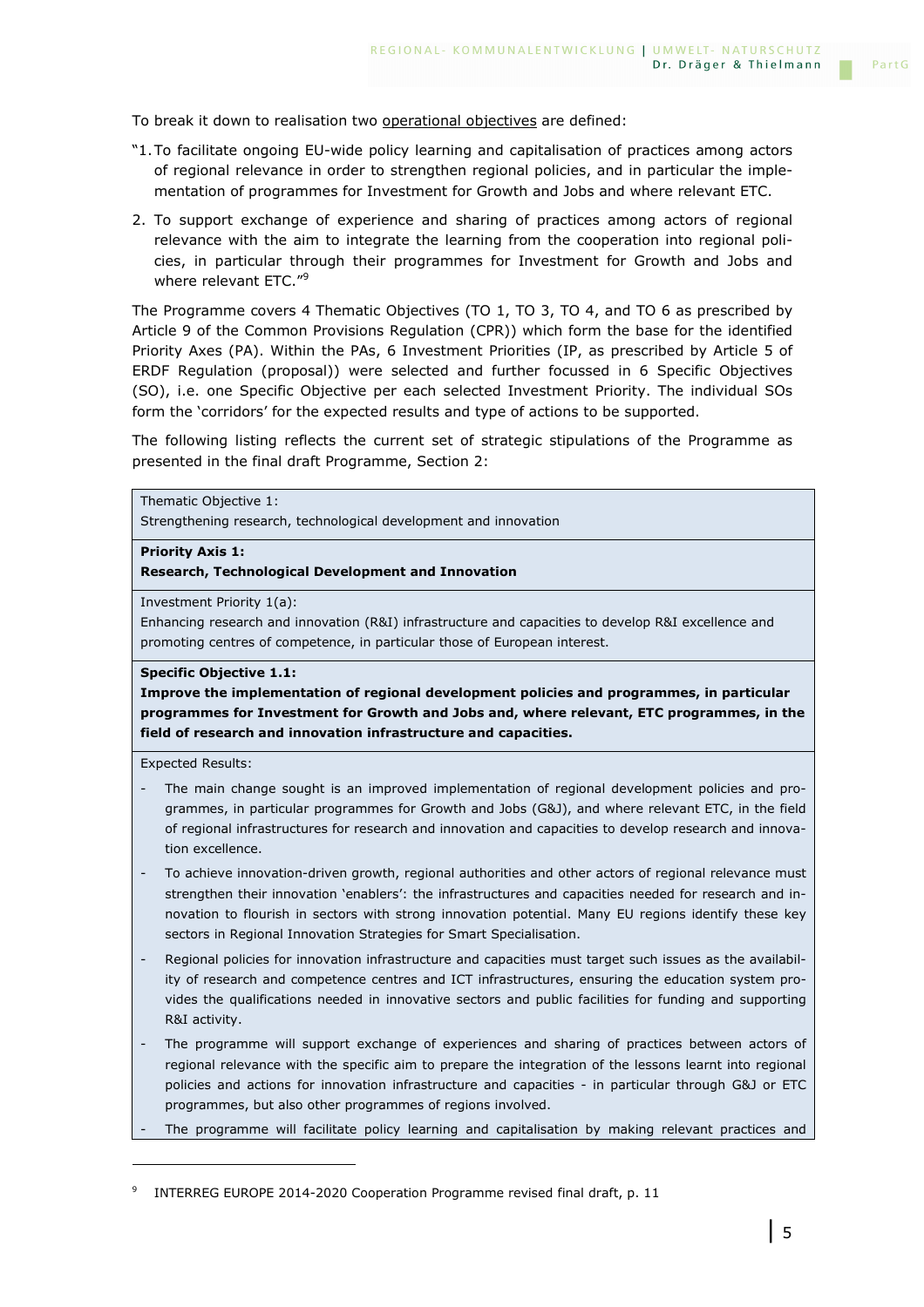To break it down to realisation two operational objectives are defined:

"1. To facilitate ongoing EU-wide policy learning and capitalisation of practices among actors of regional relevance in order to strengthen regional policies, and in particular the implementation of programmes for Investment for Growth and Jobs and where relevant ETC.

2. To support exchange of experience and sharing of practices among actors of regional relevance with the aim to integrate the learning from the cooperation into regional policies, in particular through their programmes for Investment for Growth and Jobs and where relevant ETC."[9]

The Programme covers 4 Thematic Objectives (TO 1, TO 3, TO 4, and TO 6 as prescribed by Article 9 of the Common Provisions Regulation (CPR)) which form the base for the identified Priority Axes (PA). Within the PAs, 6 Investment Priorities (IP, as prescribed by Article 5 of ERDF Regulation (proposal)) were selected and further focussed in 6 Specific Objectives (SO), i.e. one Specific Objective per each selected Investment Priority. The individual SOs form the 'corridors' for the expected results and type of actions to be supported.

The following listing reflects the current set of strategic stipulations of the Programme as presented in the final draft Programme, Section 2:

| |
|---|
| Thematic Objective 1:<br>Strengthening research, technological development and innovation |
| **Priority Axis 1:**<br>**Research, Technological Development and Innovation** |
| Investment Priority 1(a):<br>Enhancing research and innovation (R&I) infrastructure and capacities to develop R&I excellence and promoting centres of competence, in particular those of European interest. |
| **Specific Objective 1.1:**<br>**Improve the implementation of regional development policies and programmes, in particular programmes for Investment for Growth and Jobs and, where relevant, ETC programmes, in the field of research and innovation infrastructure and capacities.** |
| Expected Results:<br>- The main change sought is an improved implementation of regional development policies and programmes, in particular programmes for Growth and Jobs (G&J), and where relevant ETC, in the field of regional infrastructures for research and innovation and capacities to develop research and innovation excellence.<br>- To achieve innovation-driven growth, regional authorities and other actors of regional relevance must strengthen their innovation 'enablers': the infrastructures and capacities needed for research and innovation to flourish in sectors with strong innovation potential. Many EU regions identify these key sectors in Regional Innovation Strategies for Smart Specialisation.<br>- Regional policies for innovation infrastructure and capacities must target such issues as the availability of research and competence centres and ICT infrastructures, ensuring the education system provides the qualifications needed in innovative sectors and public facilities for funding and supporting R&I activity.<br>- The programme will support exchange of experiences and sharing of practices between actors of regional relevance with the specific aim to prepare the integration of the lessons learnt into regional policies and actions for innovation infrastructure and capacities - in particular through G&J or ETC programmes, but also other programmes of regions involved.<br>- The programme will facilitate policy learning and capitalisation by making relevant practices and |

[9] INTERREG EUROPE 2014-2020 Cooperation Programme revised final draft, p. 11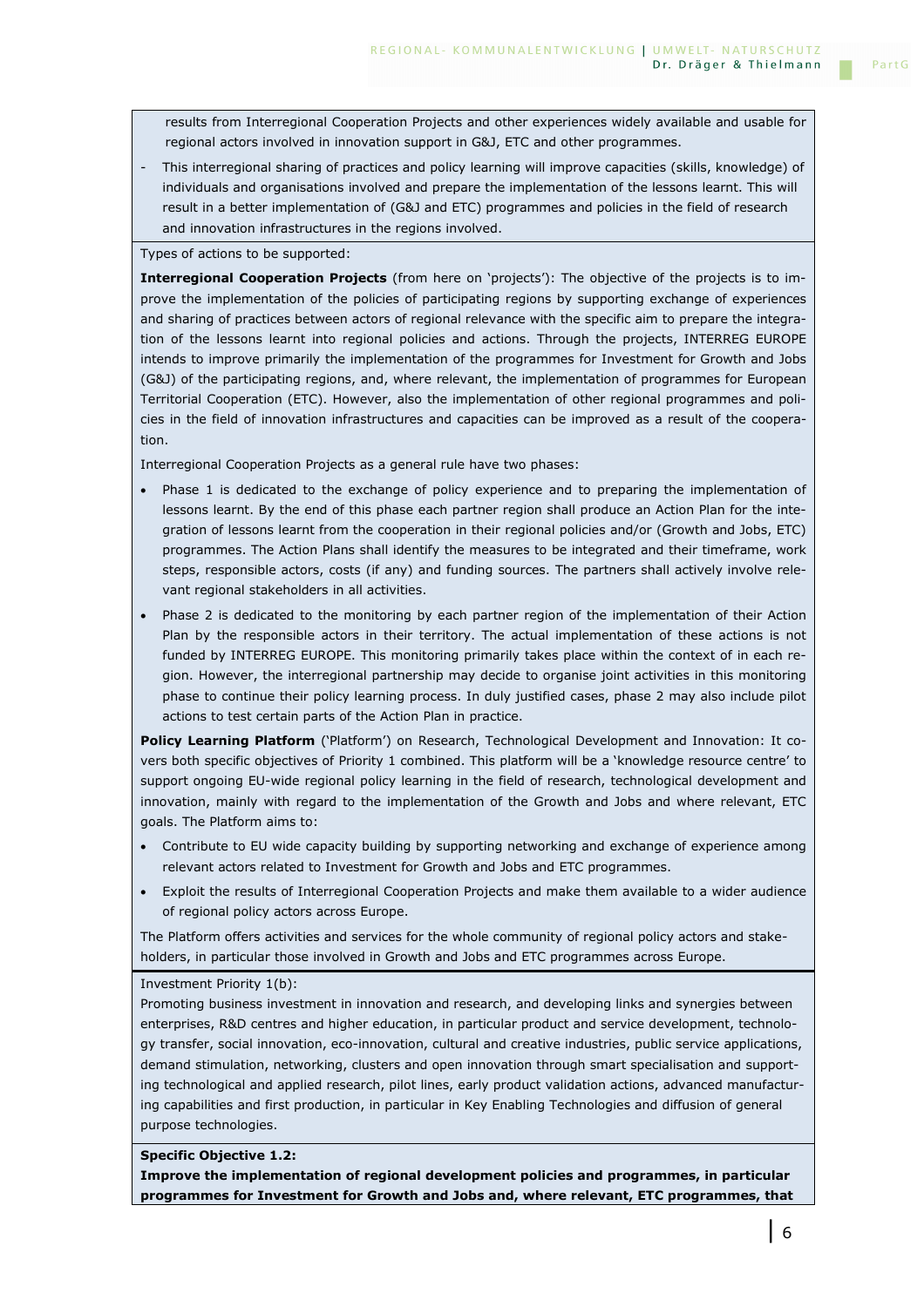results from Interregional Cooperation Projects and other experiences widely available and usable for regional actors involved in innovation support in G&J, ETC and other programmes.

- This interregional sharing of practices and policy learning will improve capacities (skills, knowledge) of individuals and organisations involved and prepare the implementation of the lessons learnt. This will result in a better implementation of (G&J and ETC) programmes and policies in the field of research and innovation infrastructures in the regions involved.

Types of actions to be supported:

**Interregional Cooperation Projects** (from here on 'projects'): The objective of the projects is to improve the implementation of the policies of participating regions by supporting exchange of experiences and sharing of practices between actors of regional relevance with the specific aim to prepare the integration of the lessons learnt into regional policies and actions. Through the projects, INTERREG EUROPE intends to improve primarily the implementation of the programmes for Investment for Growth and Jobs (G&J) of the participating regions, and, where relevant, the implementation of programmes for European Territorial Cooperation (ETC). However, also the implementation of other regional programmes and policies in the field of innovation infrastructures and capacities can be improved as a result of the cooperation.

Interregional Cooperation Projects as a general rule have two phases:

- Phase 1 is dedicated to the exchange of policy experience and to preparing the implementation of lessons learnt. By the end of this phase each partner region shall produce an Action Plan for the integration of lessons learnt from the cooperation in their regional policies and/or (Growth and Jobs, ETC) programmes. The Action Plans shall identify the measures to be integrated and their timeframe, work steps, responsible actors, costs (if any) and funding sources. The partners shall actively involve relevant regional stakeholders in all activities.
- Phase 2 is dedicated to the monitoring by each partner region of the implementation of their Action Plan by the responsible actors in their territory. The actual implementation of these actions is not funded by INTERREG EUROPE. This monitoring primarily takes place within the context of in each region. However, the interregional partnership may decide to organise joint activities in this monitoring phase to continue their policy learning process. In duly justified cases, phase 2 may also include pilot actions to test certain parts of the Action Plan in practice.

**Policy Learning Platform** ('Platform') on Research, Technological Development and Innovation: It covers both specific objectives of Priority 1 combined. This platform will be a 'knowledge resource centre' to support ongoing EU-wide regional policy learning in the field of research, technological development and innovation, mainly with regard to the implementation of the Growth and Jobs and where relevant, ETC goals. The Platform aims to:

- Contribute to EU wide capacity building by supporting networking and exchange of experience among relevant actors related to Investment for Growth and Jobs and ETC programmes.
- Exploit the results of Interregional Cooperation Projects and make them available to a wider audience of regional policy actors across Europe.

The Platform offers activities and services for the whole community of regional policy actors and stakeholders, in particular those involved in Growth and Jobs and ETC programmes across Europe.

Investment Priority 1(b):

Promoting business investment in innovation and research, and developing links and synergies between enterprises, R&D centres and higher education, in particular product and service development, technology transfer, social innovation, eco-innovation, cultural and creative industries, public service applications, demand stimulation, networking, clusters and open innovation through smart specialisation and supporting technological and applied research, pilot lines, early product validation actions, advanced manufacturing capabilities and first production, in particular in Key Enabling Technologies and diffusion of general purpose technologies.

**Specific Objective 1.2:**

**Improve the implementation of regional development policies and programmes, in particular programmes for Investment for Growth and Jobs and, where relevant, ETC programmes, that**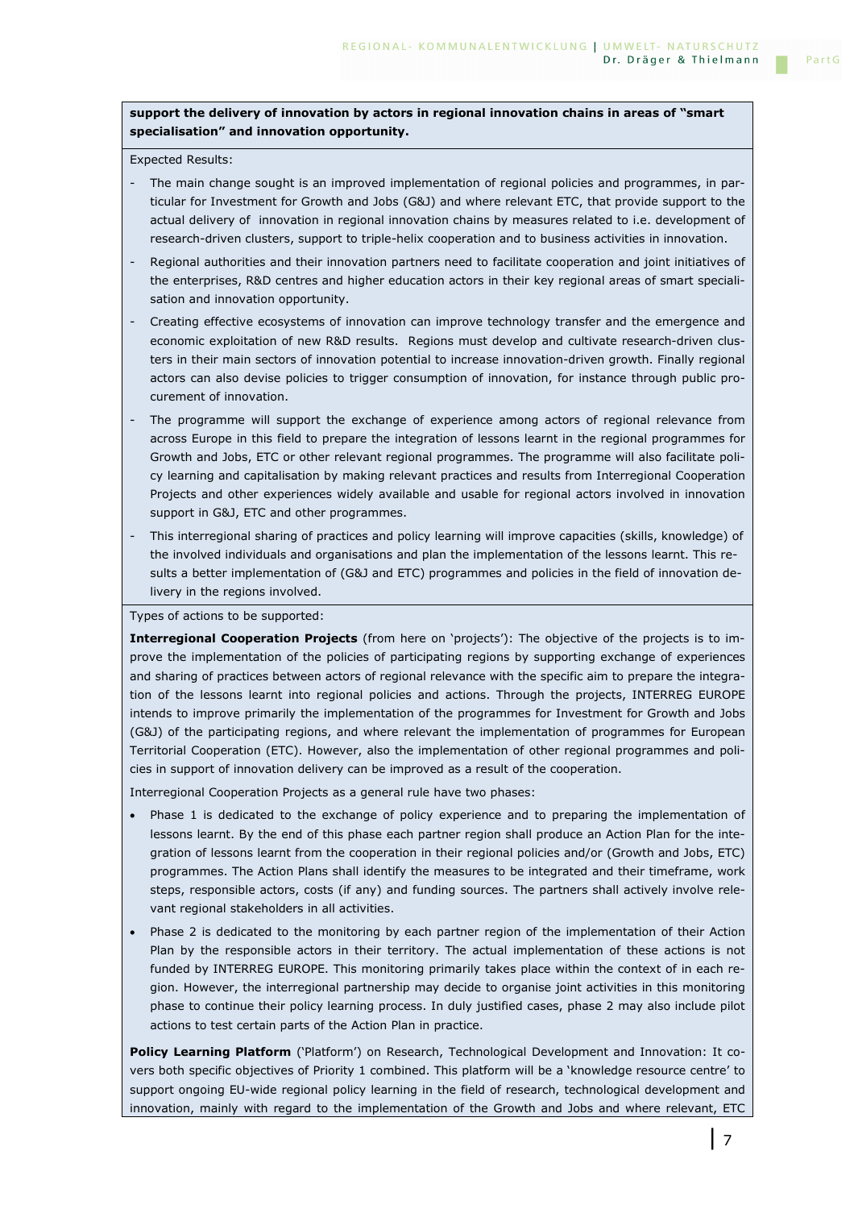**support the delivery of innovation by actors in regional innovation chains in areas of "smart specialisation" and innovation opportunity.**

Expected Results:

- The main change sought is an improved implementation of regional policies and programmes, in particular for Investment for Growth and Jobs (G&J) and where relevant ETC, that provide support to the actual delivery of innovation in regional innovation chains by measures related to i.e. development of research-driven clusters, support to triple-helix cooperation and to business activities in innovation.
- Regional authorities and their innovation partners need to facilitate cooperation and joint initiatives of the enterprises, R&D centres and higher education actors in their key regional areas of smart specialisation and innovation opportunity.
- Creating effective ecosystems of innovation can improve technology transfer and the emergence and economic exploitation of new R&D results. Regions must develop and cultivate research-driven clusters in their main sectors of innovation potential to increase innovation-driven growth. Finally regional actors can also devise policies to trigger consumption of innovation, for instance through public procurement of innovation.
- The programme will support the exchange of experience among actors of regional relevance from across Europe in this field to prepare the integration of lessons learnt in the regional programmes for Growth and Jobs, ETC or other relevant regional programmes. The programme will also facilitate policy learning and capitalisation by making relevant practices and results from Interregional Cooperation Projects and other experiences widely available and usable for regional actors involved in innovation support in G&J, ETC and other programmes.
- This interregional sharing of practices and policy learning will improve capacities (skills, knowledge) of the involved individuals and organisations and plan the implementation of the lessons learnt. This results a better implementation of (G&J and ETC) programmes and policies in the field of innovation delivery in the regions involved.

Types of actions to be supported:

**Interregional Cooperation Projects** (from here on 'projects'): The objective of the projects is to improve the implementation of the policies of participating regions by supporting exchange of experiences and sharing of practices between actors of regional relevance with the specific aim to prepare the integration of the lessons learnt into regional policies and actions. Through the projects, INTERREG EUROPE intends to improve primarily the implementation of the programmes for Investment for Growth and Jobs (G&J) of the participating regions, and where relevant the implementation of programmes for European Territorial Cooperation (ETC). However, also the implementation of other regional programmes and policies in support of innovation delivery can be improved as a result of the cooperation.

Interregional Cooperation Projects as a general rule have two phases:

- Phase 1 is dedicated to the exchange of policy experience and to preparing the implementation of lessons learnt. By the end of this phase each partner region shall produce an Action Plan for the integration of lessons learnt from the cooperation in their regional policies and/or (Growth and Jobs, ETC) programmes. The Action Plans shall identify the measures to be integrated and their timeframe, work steps, responsible actors, costs (if any) and funding sources. The partners shall actively involve relevant regional stakeholders in all activities.
- Phase 2 is dedicated to the monitoring by each partner region of the implementation of their Action Plan by the responsible actors in their territory. The actual implementation of these actions is not funded by INTERREG EUROPE. This monitoring primarily takes place within the context of in each region. However, the interregional partnership may decide to organise joint activities in this monitoring phase to continue their policy learning process. In duly justified cases, phase 2 may also include pilot actions to test certain parts of the Action Plan in practice.

**Policy Learning Platform** ('Platform') on Research, Technological Development and Innovation: It covers both specific objectives of Priority 1 combined. This platform will be a 'knowledge resource centre' to support ongoing EU-wide regional policy learning in the field of research, technological development and innovation, mainly with regard to the implementation of the Growth and Jobs and where relevant, ETC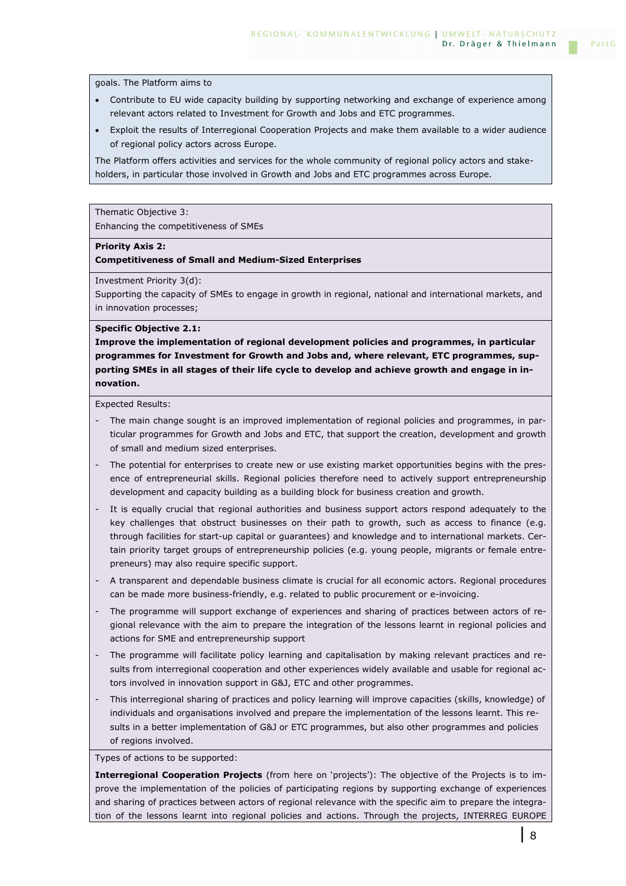goals. The Platform aims to

- Contribute to EU wide capacity building by supporting networking and exchange of experience among relevant actors related to Investment for Growth and Jobs and ETC programmes.
- Exploit the results of Interregional Cooperation Projects and make them available to a wider audience of regional policy actors across Europe.

The Platform offers activities and services for the whole community of regional policy actors and stakeholders, in particular those involved in Growth and Jobs and ETC programmes across Europe.

Thematic Objective 3:
Enhancing the competitiveness of SMEs

**Priority Axis 2:**
**Competitiveness of Small and Medium-Sized Enterprises**

Investment Priority 3(d):
Supporting the capacity of SMEs to engage in growth in regional, national and international markets, and in innovation processes;

**Specific Objective 2.1:**
**Improve the implementation of regional development policies and programmes, in particular programmes for Investment for Growth and Jobs and, where relevant, ETC programmes, supporting SMEs in all stages of their life cycle to develop and achieve growth and engage in innovation.**

Expected Results:

- The main change sought is an improved implementation of regional policies and programmes, in particular programmes for Growth and Jobs and ETC, that support the creation, development and growth of small and medium sized enterprises.
- The potential for enterprises to create new or use existing market opportunities begins with the presence of entrepreneurial skills. Regional policies therefore need to actively support entrepreneurship development and capacity building as a building block for business creation and growth.
- It is equally crucial that regional authorities and business support actors respond adequately to the key challenges that obstruct businesses on their path to growth, such as access to finance (e.g. through facilities for start-up capital or guarantees) and knowledge and to international markets. Certain priority target groups of entrepreneurship policies (e.g. young people, migrants or female entrepreneurs) may also require specific support.
- A transparent and dependable business climate is crucial for all economic actors. Regional procedures can be made more business-friendly, e.g. related to public procurement or e-invoicing.
- The programme will support exchange of experiences and sharing of practices between actors of regional relevance with the aim to prepare the integration of the lessons learnt in regional policies and actions for SME and entrepreneurship support
- The programme will facilitate policy learning and capitalisation by making relevant practices and results from interregional cooperation and other experiences widely available and usable for regional actors involved in innovation support in G&J, ETC and other programmes.
- This interregional sharing of practices and policy learning will improve capacities (skills, knowledge) of individuals and organisations involved and prepare the implementation of the lessons learnt. This results in a better implementation of G&J or ETC programmes, but also other programmes and policies of regions involved.

Types of actions to be supported:

**Interregional Cooperation Projects** (from here on 'projects'): The objective of the Projects is to improve the implementation of the policies of participating regions by supporting exchange of experiences and sharing of practices between actors of regional relevance with the specific aim to prepare the integration of the lessons learnt into regional policies and actions. Through the projects, INTERREG EUROPE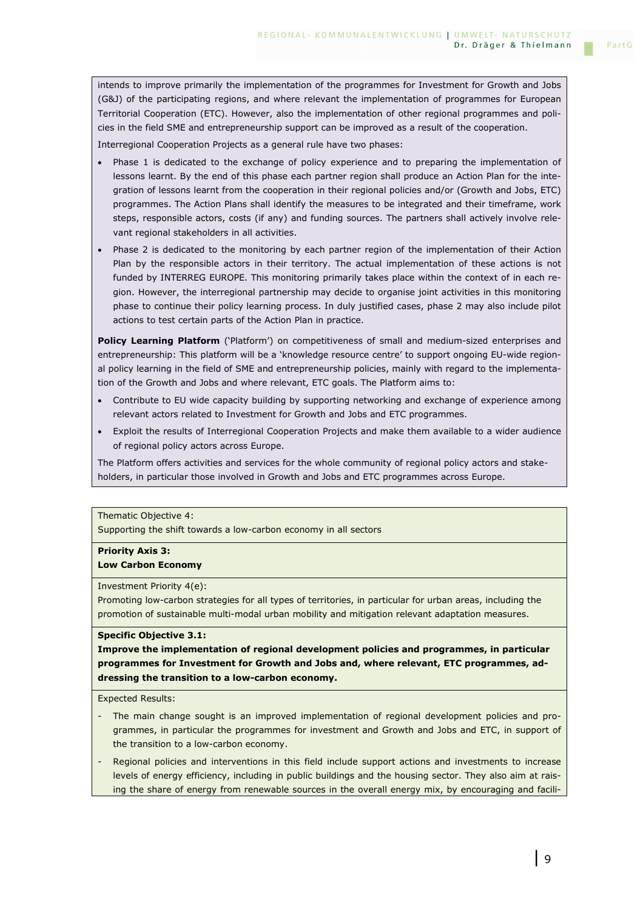intends to improve primarily the implementation of the programmes for Investment for Growth and Jobs (G&J) of the participating regions, and where relevant the implementation of programmes for European Territorial Cooperation (ETC). However, also the implementation of other regional programmes and policies in the field SME and entrepreneurship support can be improved as a result of the cooperation.

Interregional Cooperation Projects as a general rule have two phases:

- Phase 1 is dedicated to the exchange of policy experience and to preparing the implementation of lessons learnt. By the end of this phase each partner region shall produce an Action Plan for the integration of lessons learnt from the cooperation in their regional policies and/or (Growth and Jobs, ETC) programmes. The Action Plans shall identify the measures to be integrated and their timeframe, work steps, responsible actors, costs (if any) and funding sources. The partners shall actively involve relevant regional stakeholders in all activities.
- Phase 2 is dedicated to the monitoring by each partner region of the implementation of their Action Plan by the responsible actors in their territory. The actual implementation of these actions is not funded by INTERREG EUROPE. This monitoring primarily takes place within the context of in each region. However, the interregional partnership may decide to organise joint activities in this monitoring phase to continue their policy learning process. In duly justified cases, phase 2 may also include pilot actions to test certain parts of the Action Plan in practice.

**Policy Learning Platform** ('Platform') on competitiveness of small and medium-sized enterprises and entrepreneurship: This platform will be a 'knowledge resource centre' to support ongoing EU-wide regional policy learning in the field of SME and entrepreneurship policies, mainly with regard to the implementation of the Growth and Jobs and where relevant, ETC goals. The Platform aims to:

- Contribute to EU wide capacity building by supporting networking and exchange of experience among relevant actors related to Investment for Growth and Jobs and ETC programmes.
- Exploit the results of Interregional Cooperation Projects and make them available to a wider audience of regional policy actors across Europe.

The Platform offers activities and services for the whole community of regional policy actors and stakeholders, in particular those involved in Growth and Jobs and ETC programmes across Europe.

Thematic Objective 4:
Supporting the shift towards a low-carbon economy in all sectors

**Priority Axis 3:**
**Low Carbon Economy**

Investment Priority 4(e):
Promoting low-carbon strategies for all types of territories, in particular for urban areas, including the promotion of sustainable multi-modal urban mobility and mitigation relevant adaptation measures.

**Specific Objective 3.1:**
**Improve the implementation of regional development policies and programmes, in particular programmes for Investment for Growth and Jobs and, where relevant, ETC programmes, addressing the transition to a low-carbon economy.**

Expected Results:

- The main change sought is an improved implementation of regional development policies and programmes, in particular the programmes for investment and Growth and Jobs and ETC, in support of the transition to a low-carbon economy.
- Regional policies and interventions in this field include support actions and investments to increase levels of energy efficiency, including in public buildings and the housing sector. They also aim at raising the share of energy from renewable sources in the overall energy mix, by encouraging and facili-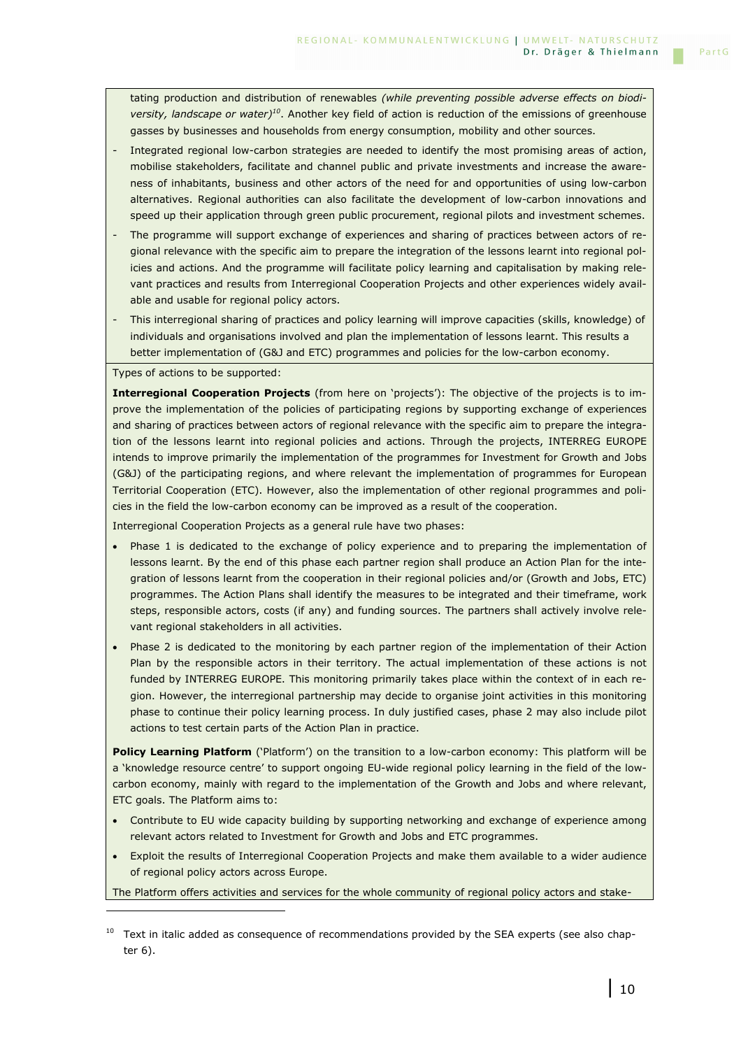tating production and distribution of renewables *(while preventing possible adverse effects on biodiversity, landscape or water)*[10]. Another key field of action is reduction of the emissions of greenhouse gasses by businesses and households from energy consumption, mobility and other sources.

- Integrated regional low-carbon strategies are needed to identify the most promising areas of action, mobilise stakeholders, facilitate and channel public and private investments and increase the awareness of inhabitants, business and other actors of the need for and opportunities of using low-carbon alternatives. Regional authorities can also facilitate the development of low-carbon innovations and speed up their application through green public procurement, regional pilots and investment schemes.
- The programme will support exchange of experiences and sharing of practices between actors of regional relevance with the specific aim to prepare the integration of the lessons learnt into regional policies and actions. And the programme will facilitate policy learning and capitalisation by making relevant practices and results from Interregional Cooperation Projects and other experiences widely available and usable for regional policy actors.
- This interregional sharing of practices and policy learning will improve capacities (skills, knowledge) of individuals and organisations involved and plan the implementation of lessons learnt. This results a better implementation of (G&J and ETC) programmes and policies for the low-carbon economy.

Types of actions to be supported:

**Interregional Cooperation Projects** (from here on 'projects'): The objective of the projects is to improve the implementation of the policies of participating regions by supporting exchange of experiences and sharing of practices between actors of regional relevance with the specific aim to prepare the integration of the lessons learnt into regional policies and actions. Through the projects, INTERREG EUROPE intends to improve primarily the implementation of the programmes for Investment for Growth and Jobs (G&J) of the participating regions, and where relevant the implementation of programmes for European Territorial Cooperation (ETC). However, also the implementation of other regional programmes and policies in the field the low-carbon economy can be improved as a result of the cooperation.

Interregional Cooperation Projects as a general rule have two phases:

- Phase 1 is dedicated to the exchange of policy experience and to preparing the implementation of lessons learnt. By the end of this phase each partner region shall produce an Action Plan for the integration of lessons learnt from the cooperation in their regional policies and/or (Growth and Jobs, ETC) programmes. The Action Plans shall identify the measures to be integrated and their timeframe, work steps, responsible actors, costs (if any) and funding sources. The partners shall actively involve relevant regional stakeholders in all activities.
- Phase 2 is dedicated to the monitoring by each partner region of the implementation of their Action Plan by the responsible actors in their territory. The actual implementation of these actions is not funded by INTERREG EUROPE. This monitoring primarily takes place within the context of in each region. However, the interregional partnership may decide to organise joint activities in this monitoring phase to continue their policy learning process. In duly justified cases, phase 2 may also include pilot actions to test certain parts of the Action Plan in practice.

**Policy Learning Platform** ('Platform') on the transition to a low-carbon economy: This platform will be a 'knowledge resource centre' to support ongoing EU-wide regional policy learning in the field of the low-carbon economy, mainly with regard to the implementation of the Growth and Jobs and where relevant, ETC goals. The Platform aims to:

- Contribute to EU wide capacity building by supporting networking and exchange of experience among relevant actors related to Investment for Growth and Jobs and ETC programmes.
- Exploit the results of Interregional Cooperation Projects and make them available to a wider audience of regional policy actors across Europe.

The Platform offers activities and services for the whole community of regional policy actors and stake-

[10] Text in italic added as consequence of recommendations provided by the SEA experts (see also chapter 6).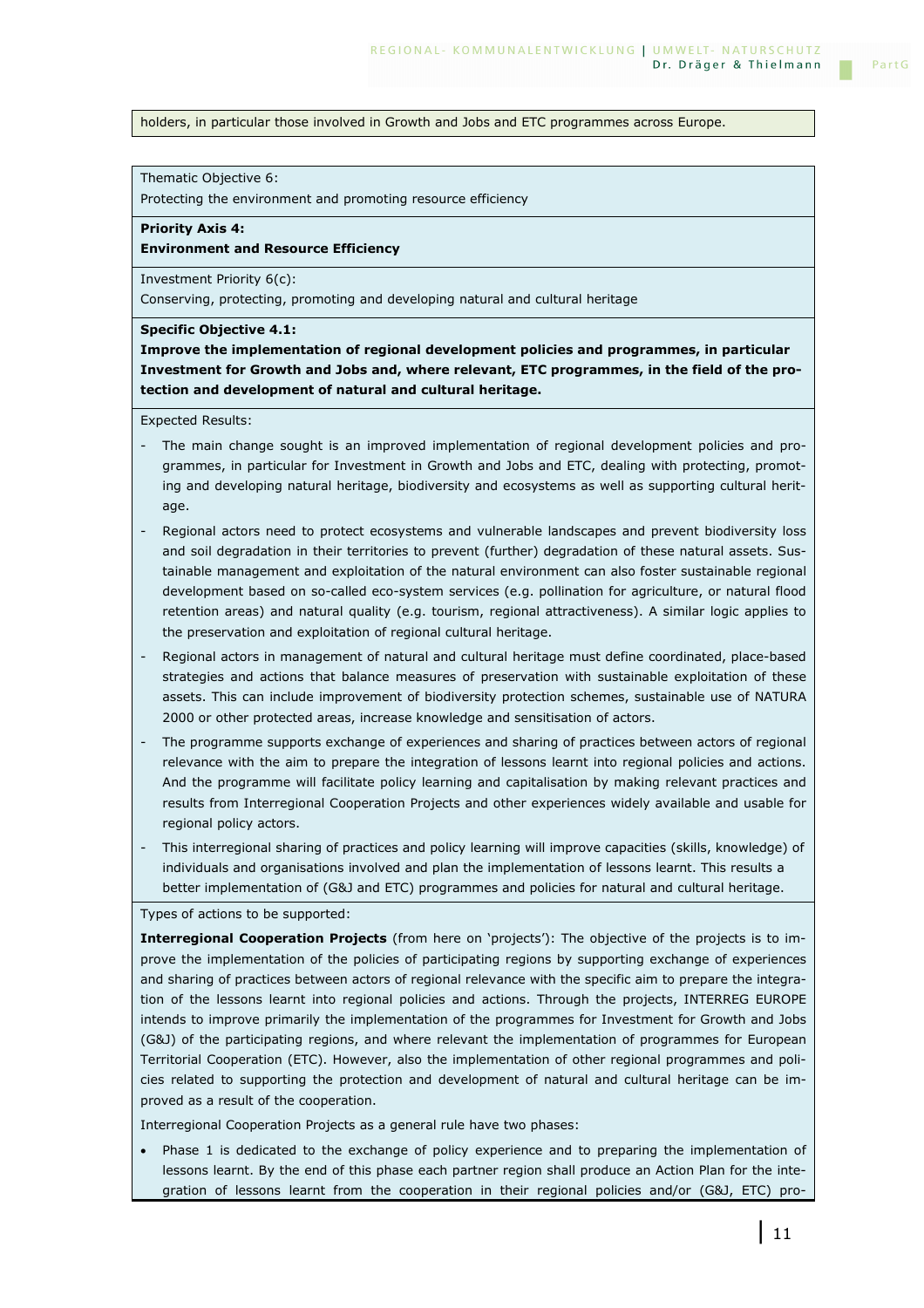holders, in particular those involved in Growth and Jobs and ETC programmes across Europe.

Thematic Objective 6:

Protecting the environment and promoting resource efficiency

**Priority Axis 4:**
**Environment and Resource Efficiency**

Investment Priority 6(c):

Conserving, protecting, promoting and developing natural and cultural heritage

**Specific Objective 4.1:**
**Improve the implementation of regional development policies and programmes, in particular Investment for Growth and Jobs and, where relevant, ETC programmes, in the field of the protection and development of natural and cultural heritage.**

Expected Results:

- The main change sought is an improved implementation of regional development policies and programmes, in particular for Investment in Growth and Jobs and ETC, dealing with protecting, promoting and developing natural heritage, biodiversity and ecosystems as well as supporting cultural heritage.
- Regional actors need to protect ecosystems and vulnerable landscapes and prevent biodiversity loss and soil degradation in their territories to prevent (further) degradation of these natural assets. Sustainable management and exploitation of the natural environment can also foster sustainable regional development based on so-called eco-system services (e.g. pollination for agriculture, or natural flood retention areas) and natural quality (e.g. tourism, regional attractiveness). A similar logic applies to the preservation and exploitation of regional cultural heritage.
- Regional actors in management of natural and cultural heritage must define coordinated, place-based strategies and actions that balance measures of preservation with sustainable exploitation of these assets. This can include improvement of biodiversity protection schemes, sustainable use of NATURA 2000 or other protected areas, increase knowledge and sensitisation of actors.
- The programme supports exchange of experiences and sharing of practices between actors of regional relevance with the aim to prepare the integration of lessons learnt into regional policies and actions. And the programme will facilitate policy learning and capitalisation by making relevant practices and results from Interregional Cooperation Projects and other experiences widely available and usable for regional policy actors.
- This interregional sharing of practices and policy learning will improve capacities (skills, knowledge) of individuals and organisations involved and plan the implementation of lessons learnt. This results a better implementation of (G&J and ETC) programmes and policies for natural and cultural heritage.

Types of actions to be supported:

**Interregional Cooperation Projects** (from here on 'projects'): The objective of the projects is to improve the implementation of the policies of participating regions by supporting exchange of experiences and sharing of practices between actors of regional relevance with the specific aim to prepare the integration of the lessons learnt into regional policies and actions. Through the projects, INTERREG EUROPE intends to improve primarily the implementation of the programmes for Investment for Growth and Jobs (G&J) of the participating regions, and where relevant the implementation of programmes for European Territorial Cooperation (ETC). However, also the implementation of other regional programmes and policies related to supporting the protection and development of natural and cultural heritage can be improved as a result of the cooperation.

Interregional Cooperation Projects as a general rule have two phases:

- Phase 1 is dedicated to the exchange of policy experience and to preparing the implementation of lessons learnt. By the end of this phase each partner region shall produce an Action Plan for the integration of lessons learnt from the cooperation in their regional policies and/or (G&J, ETC) pro-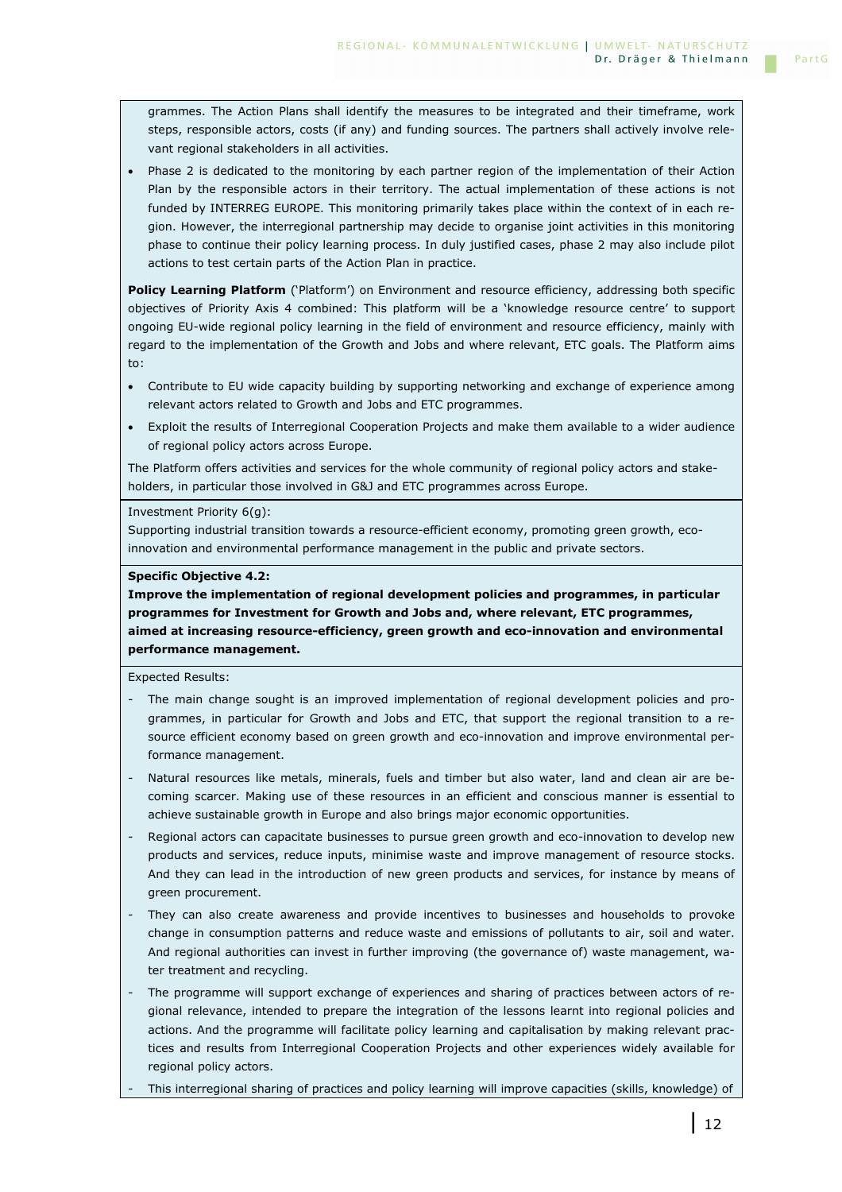grammes. The Action Plans shall identify the measures to be integrated and their timeframe, work steps, responsible actors, costs (if any) and funding sources. The partners shall actively involve relevant regional stakeholders in all activities.

- Phase 2 is dedicated to the monitoring by each partner region of the implementation of their Action Plan by the responsible actors in their territory. The actual implementation of these actions is not funded by INTERREG EUROPE. This monitoring primarily takes place within the context of in each region. However, the interregional partnership may decide to organise joint activities in this monitoring phase to continue their policy learning process. In duly justified cases, phase 2 may also include pilot actions to test certain parts of the Action Plan in practice.

**Policy Learning Platform** ('Platform') on Environment and resource efficiency, addressing both specific objectives of Priority Axis 4 combined: This platform will be a 'knowledge resource centre' to support ongoing EU-wide regional policy learning in the field of environment and resource efficiency, mainly with regard to the implementation of the Growth and Jobs and where relevant, ETC goals. The Platform aims to:

- Contribute to EU wide capacity building by supporting networking and exchange of experience among relevant actors related to Growth and Jobs and ETC programmes.
- Exploit the results of Interregional Cooperation Projects and make them available to a wider audience of regional policy actors across Europe.

The Platform offers activities and services for the whole community of regional policy actors and stakeholders, in particular those involved in G&J and ETC programmes across Europe.

Investment Priority 6(g):
Supporting industrial transition towards a resource-efficient economy, promoting green growth, eco-innovation and environmental performance management in the public and private sectors.

**Specific Objective 4.2:**
**Improve the implementation of regional development policies and programmes, in particular programmes for Investment for Growth and Jobs and, where relevant, ETC programmes, aimed at increasing resource-efficiency, green growth and eco-innovation and environmental performance management.**

Expected Results:

- The main change sought is an improved implementation of regional development policies and programmes, in particular for Growth and Jobs and ETC, that support the regional transition to a resource efficient economy based on green growth and eco-innovation and improve environmental performance management.
- Natural resources like metals, minerals, fuels and timber but also water, land and clean air are becoming scarcer. Making use of these resources in an efficient and conscious manner is essential to achieve sustainable growth in Europe and also brings major economic opportunities.
- Regional actors can capacitate businesses to pursue green growth and eco-innovation to develop new products and services, reduce inputs, minimise waste and improve management of resource stocks. And they can lead in the introduction of new green products and services, for instance by means of green procurement.
- They can also create awareness and provide incentives to businesses and households to provoke change in consumption patterns and reduce waste and emissions of pollutants to air, soil and water. And regional authorities can invest in further improving (the governance of) waste management, water treatment and recycling.
- The programme will support exchange of experiences and sharing of practices between actors of regional relevance, intended to prepare the integration of the lessons learnt into regional policies and actions. And the programme will facilitate policy learning and capitalisation by making relevant practices and results from Interregional Cooperation Projects and other experiences widely available for regional policy actors.
- This interregional sharing of practices and policy learning will improve capacities (skills, knowledge) of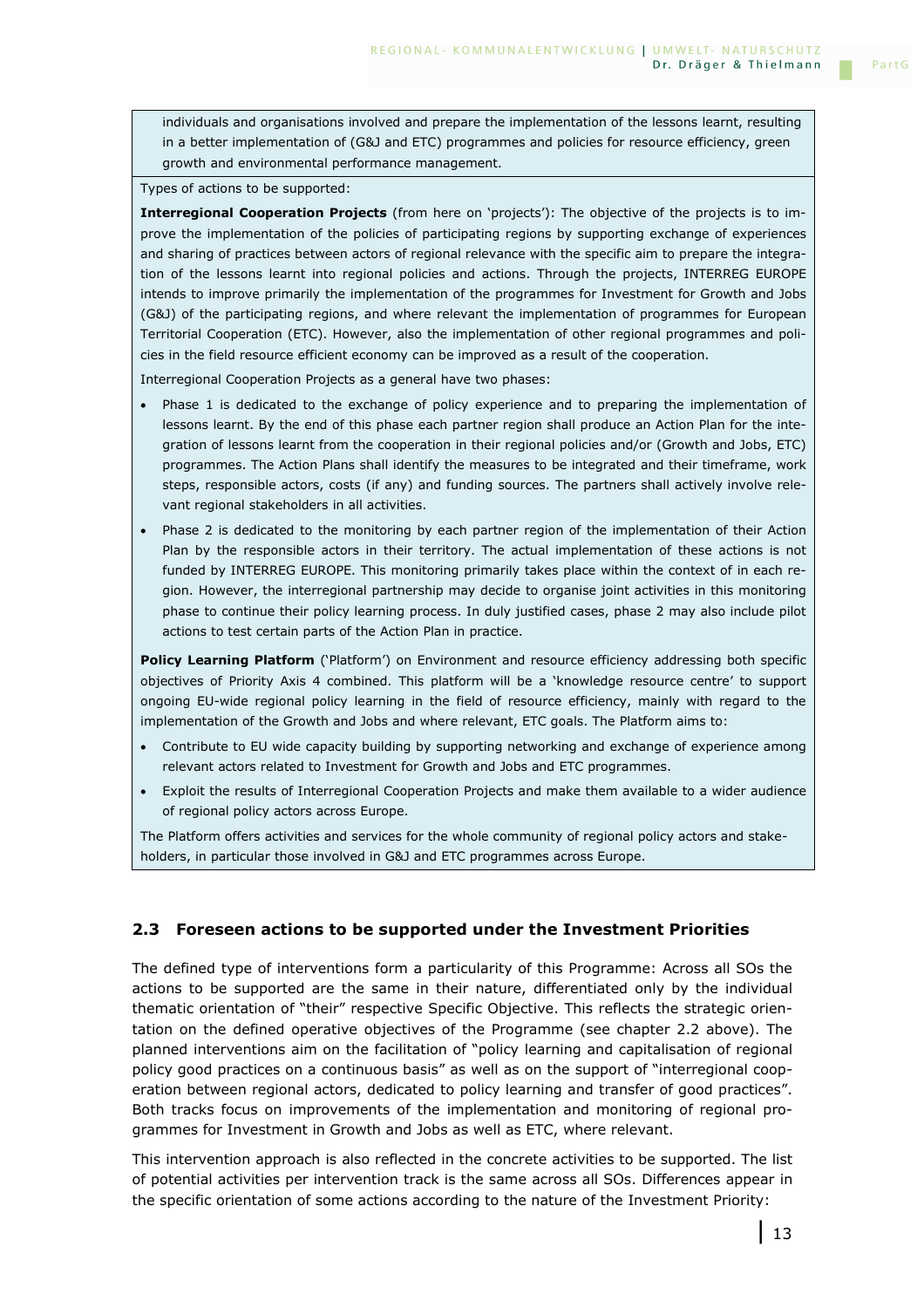individuals and organisations involved and prepare the implementation of the lessons learnt, resulting in a better implementation of (G&J and ETC) programmes and policies for resource efficiency, green growth and environmental performance management.

Types of actions to be supported:

**Interregional Cooperation Projects** (from here on 'projects'): The objective of the projects is to improve the implementation of the policies of participating regions by supporting exchange of experiences and sharing of practices between actors of regional relevance with the specific aim to prepare the integration of the lessons learnt into regional policies and actions. Through the projects, INTERREG EUROPE intends to improve primarily the implementation of the programmes for Investment for Growth and Jobs (G&J) of the participating regions, and where relevant the implementation of programmes for European Territorial Cooperation (ETC). However, also the implementation of other regional programmes and policies in the field resource efficient economy can be improved as a result of the cooperation.

Interregional Cooperation Projects as a general have two phases:

- Phase 1 is dedicated to the exchange of policy experience and to preparing the implementation of lessons learnt. By the end of this phase each partner region shall produce an Action Plan for the integration of lessons learnt from the cooperation in their regional policies and/or (Growth and Jobs, ETC) programmes. The Action Plans shall identify the measures to be integrated and their timeframe, work steps, responsible actors, costs (if any) and funding sources. The partners shall actively involve relevant regional stakeholders in all activities.
- Phase 2 is dedicated to the monitoring by each partner region of the implementation of their Action Plan by the responsible actors in their territory. The actual implementation of these actions is not funded by INTERREG EUROPE. This monitoring primarily takes place within the context of in each region. However, the interregional partnership may decide to organise joint activities in this monitoring phase to continue their policy learning process. In duly justified cases, phase 2 may also include pilot actions to test certain parts of the Action Plan in practice.

**Policy Learning Platform** ('Platform') on Environment and resource efficiency addressing both specific objectives of Priority Axis 4 combined. This platform will be a 'knowledge resource centre' to support ongoing EU-wide regional policy learning in the field of resource efficiency, mainly with regard to the implementation of the Growth and Jobs and where relevant, ETC goals. The Platform aims to:

- Contribute to EU wide capacity building by supporting networking and exchange of experience among relevant actors related to Investment for Growth and Jobs and ETC programmes.
- Exploit the results of Interregional Cooperation Projects and make them available to a wider audience of regional policy actors across Europe.

The Platform offers activities and services for the whole community of regional policy actors and stakeholders, in particular those involved in G&J and ETC programmes across Europe.

## 2.3 Foreseen actions to be supported under the Investment Priorities

The defined type of interventions form a particularity of this Programme: Across all SOs the actions to be supported are the same in their nature, differentiated only by the individual thematic orientation of "their" respective Specific Objective. This reflects the strategic orientation on the defined operative objectives of the Programme (see chapter 2.2 above). The planned interventions aim on the facilitation of "policy learning and capitalisation of regional policy good practices on a continuous basis" as well as on the support of "interregional cooperation between regional actors, dedicated to policy learning and transfer of good practices". Both tracks focus on improvements of the implementation and monitoring of regional programmes for Investment in Growth and Jobs as well as ETC, where relevant.

This intervention approach is also reflected in the concrete activities to be supported. The list of potential activities per intervention track is the same across all SOs. Differences appear in the specific orientation of some actions according to the nature of the Investment Priority: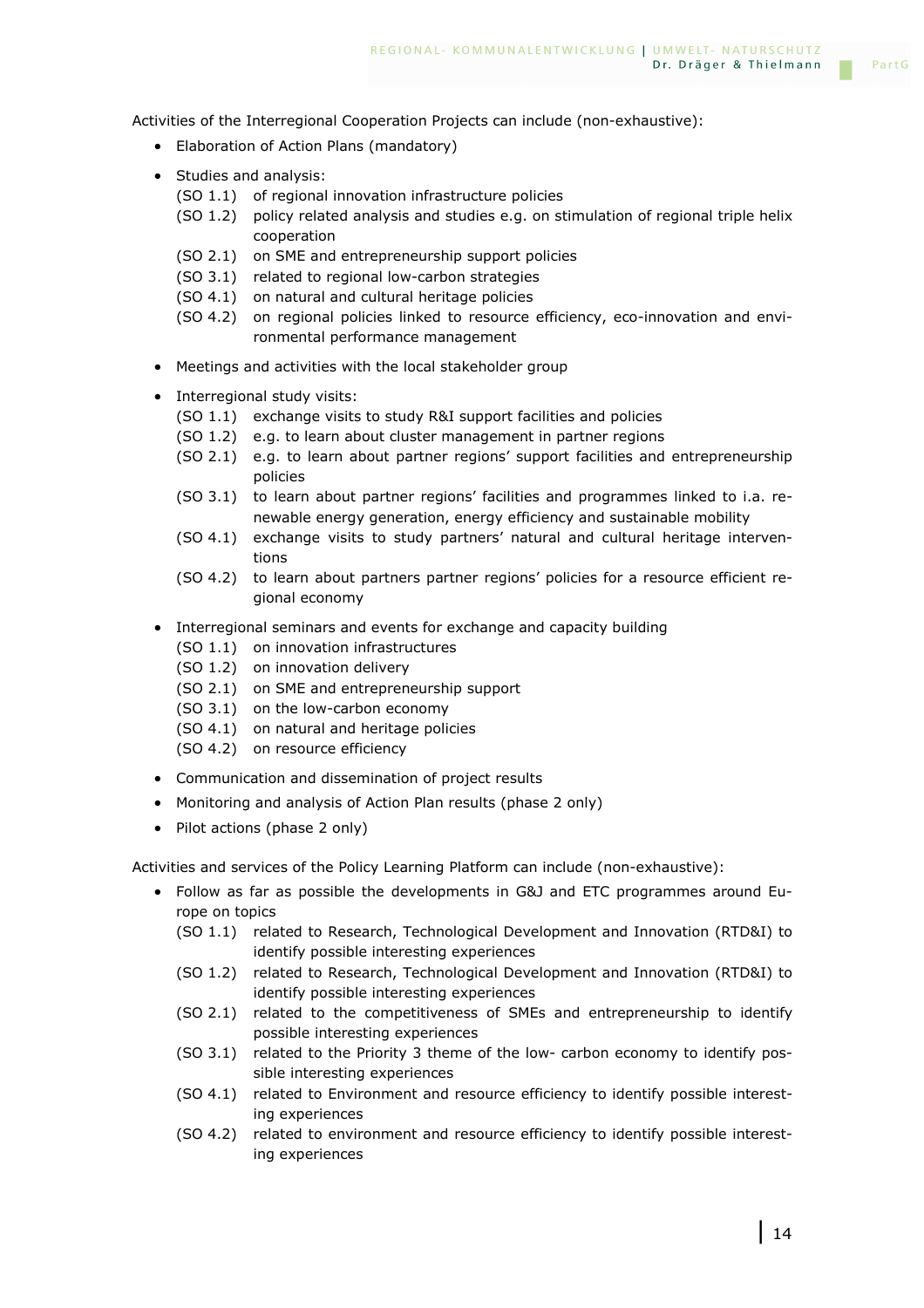Activities of the Interregional Cooperation Projects can include (non-exhaustive):

- Elaboration of Action Plans (mandatory)
- Studies and analysis:
  - (SO 1.1) of regional innovation infrastructure policies
  - (SO 1.2) policy related analysis and studies e.g. on stimulation of regional triple helix cooperation
  - (SO 2.1) on SME and entrepreneurship support policies
  - (SO 3.1) related to regional low-carbon strategies
  - (SO 4.1) on natural and cultural heritage policies
  - (SO 4.2) on regional policies linked to resource efficiency, eco-innovation and environmental performance management
- Meetings and activities with the local stakeholder group
- Interregional study visits:
  - (SO 1.1) exchange visits to study R&I support facilities and policies
  - (SO 1.2) e.g. to learn about cluster management in partner regions
  - (SO 2.1) e.g. to learn about partner regions' support facilities and entrepreneurship policies
  - (SO 3.1) to learn about partner regions' facilities and programmes linked to i.a. renewable energy generation, energy efficiency and sustainable mobility
  - (SO 4.1) exchange visits to study partners' natural and cultural heritage interventions
  - (SO 4.2) to learn about partners partner regions' policies for a resource efficient regional economy
- Interregional seminars and events for exchange and capacity building
  - (SO 1.1) on innovation infrastructures
  - (SO 1.2) on innovation delivery
  - (SO 2.1) on SME and entrepreneurship support
  - (SO 3.1) on the low-carbon economy
  - (SO 4.1) on natural and heritage policies
  - (SO 4.2) on resource efficiency
- Communication and dissemination of project results
- Monitoring and analysis of Action Plan results (phase 2 only)
- Pilot actions (phase 2 only)

Activities and services of the Policy Learning Platform can include (non-exhaustive):

- Follow as far as possible the developments in G&J and ETC programmes around Europe on topics
  - (SO 1.1) related to Research, Technological Development and Innovation (RTD&I) to identify possible interesting experiences
  - (SO 1.2) related to Research, Technological Development and Innovation (RTD&I) to identify possible interesting experiences
  - (SO 2.1) related to the competitiveness of SMEs and entrepreneurship to identify possible interesting experiences
  - (SO 3.1) related to the Priority 3 theme of the low- carbon economy to identify possible interesting experiences
  - (SO 4.1) related to Environment and resource efficiency to identify possible interesting experiences
  - (SO 4.2) related to environment and resource efficiency to identify possible interesting experiences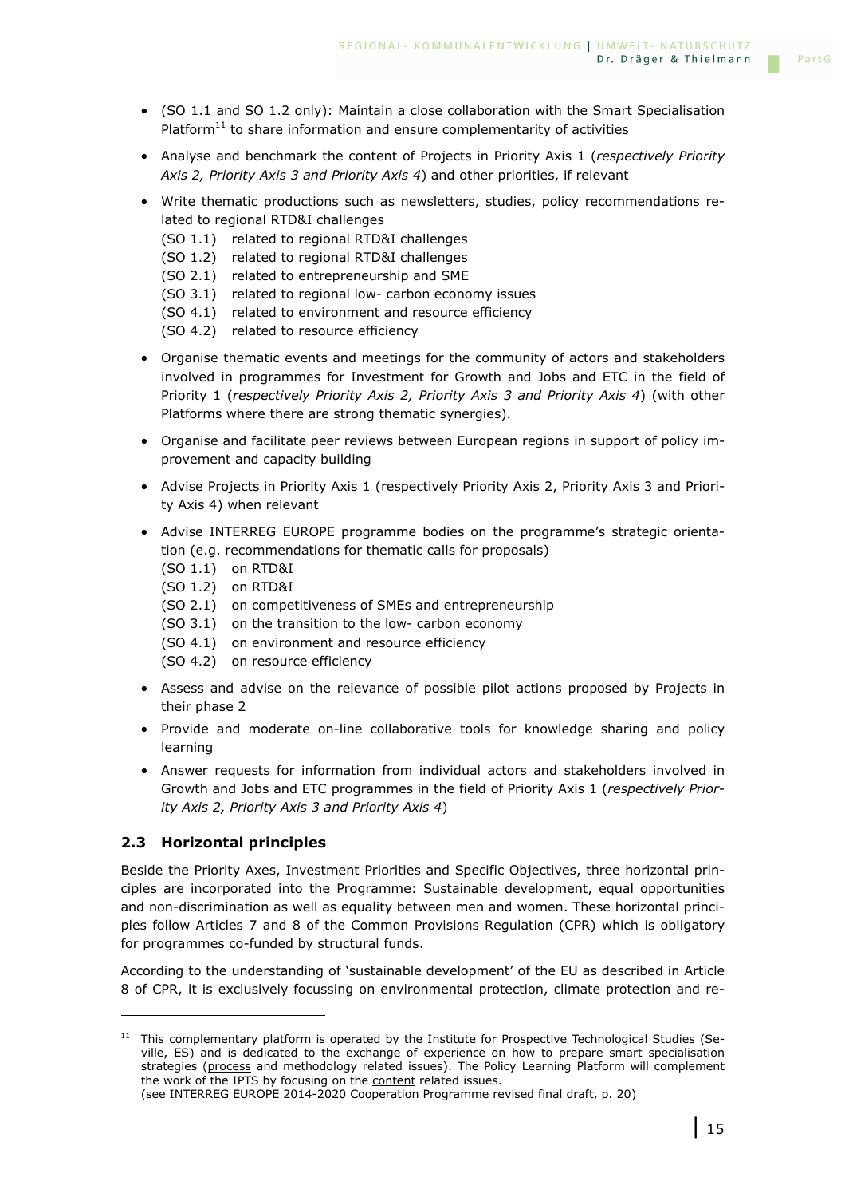- (SO 1.1 and SO 1.2 only): Maintain a close collaboration with the Smart Specialisation Platform[11] to share information and ensure complementarity of activities
- Analyse and benchmark the content of Projects in Priority Axis 1 (*respectively Priority Axis 2, Priority Axis 3 and Priority Axis 4*) and other priorities, if relevant
- Write thematic productions such as newsletters, studies, policy recommendations related to regional RTD&I challenges
  (SO 1.1) related to regional RTD&I challenges
  (SO 1.2) related to regional RTD&I challenges
  (SO 2.1) related to entrepreneurship and SME
  (SO 3.1) related to regional low- carbon economy issues
  (SO 4.1) related to environment and resource efficiency
  (SO 4.2) related to resource efficiency
- Organise thematic events and meetings for the community of actors and stakeholders involved in programmes for Investment for Growth and Jobs and ETC in the field of Priority 1 (*respectively Priority Axis 2, Priority Axis 3 and Priority Axis 4*) (with other Platforms where there are strong thematic synergies).
- Organise and facilitate peer reviews between European regions in support of policy improvement and capacity building
- Advise Projects in Priority Axis 1 (respectively Priority Axis 2, Priority Axis 3 and Priority Axis 4) when relevant
- Advise INTERREG EUROPE programme bodies on the programme's strategic orientation (e.g. recommendations for thematic calls for proposals)
  (SO 1.1) on RTD&I
  (SO 1.2) on RTD&I
  (SO 2.1) on competitiveness of SMEs and entrepreneurship
  (SO 3.1) on the transition to the low- carbon economy
  (SO 4.1) on environment and resource efficiency
  (SO 4.2) on resource efficiency
- Assess and advise on the relevance of possible pilot actions proposed by Projects in their phase 2
- Provide and moderate on-line collaborative tools for knowledge sharing and policy learning
- Answer requests for information from individual actors and stakeholders involved in Growth and Jobs and ETC programmes in the field of Priority Axis 1 (*respectively Priority Axis 2, Priority Axis 3 and Priority Axis 4*)

## 2.3 Horizontal principles

Beside the Priority Axes, Investment Priorities and Specific Objectives, three horizontal principles are incorporated into the Programme: Sustainable development, equal opportunities and non-discrimination as well as equality between men and women. These horizontal principles follow Articles 7 and 8 of the Common Provisions Regulation (CPR) which is obligatory for programmes co-funded by structural funds.

According to the understanding of 'sustainable development' of the EU as described in Article 8 of CPR, it is exclusively focussing on environmental protection, climate protection and re-

---

[11] This complementary platform is operated by the Institute for Prospective Technological Studies (Seville, ES) and is dedicated to the exchange of experience on how to prepare smart specialisation strategies (process and methodology related issues). The Policy Learning Platform will complement the work of the IPTS by focusing on the content related issues.
(see INTERREG EUROPE 2014-2020 Cooperation Programme revised final draft, p. 20)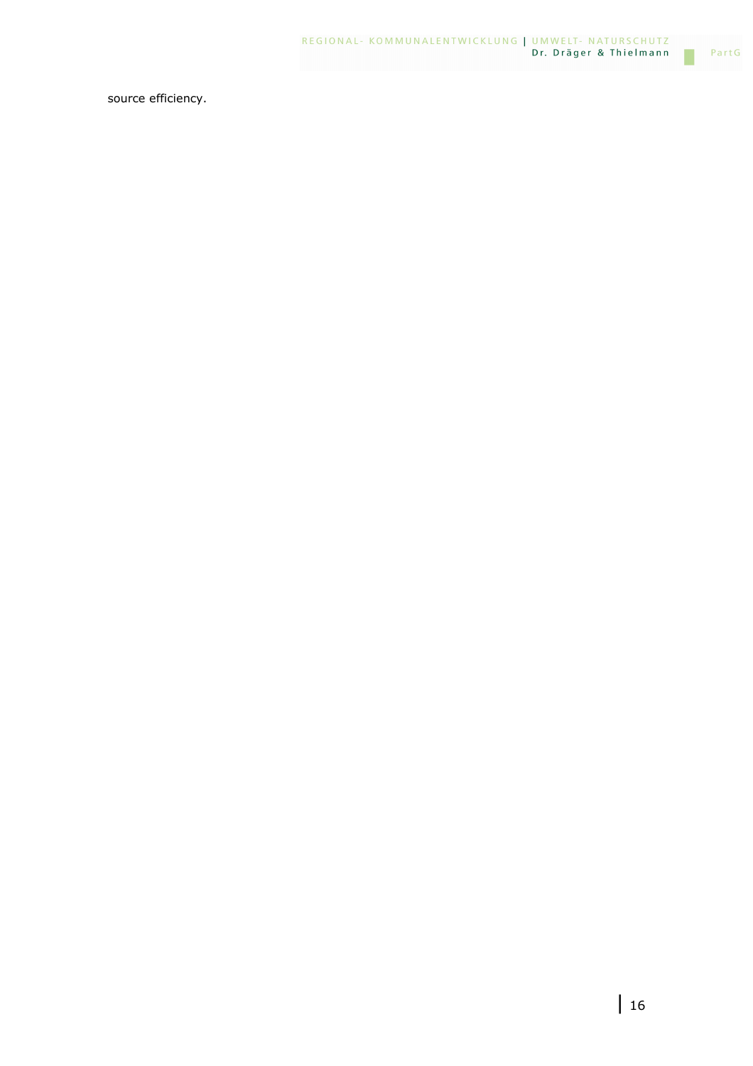source efficiency.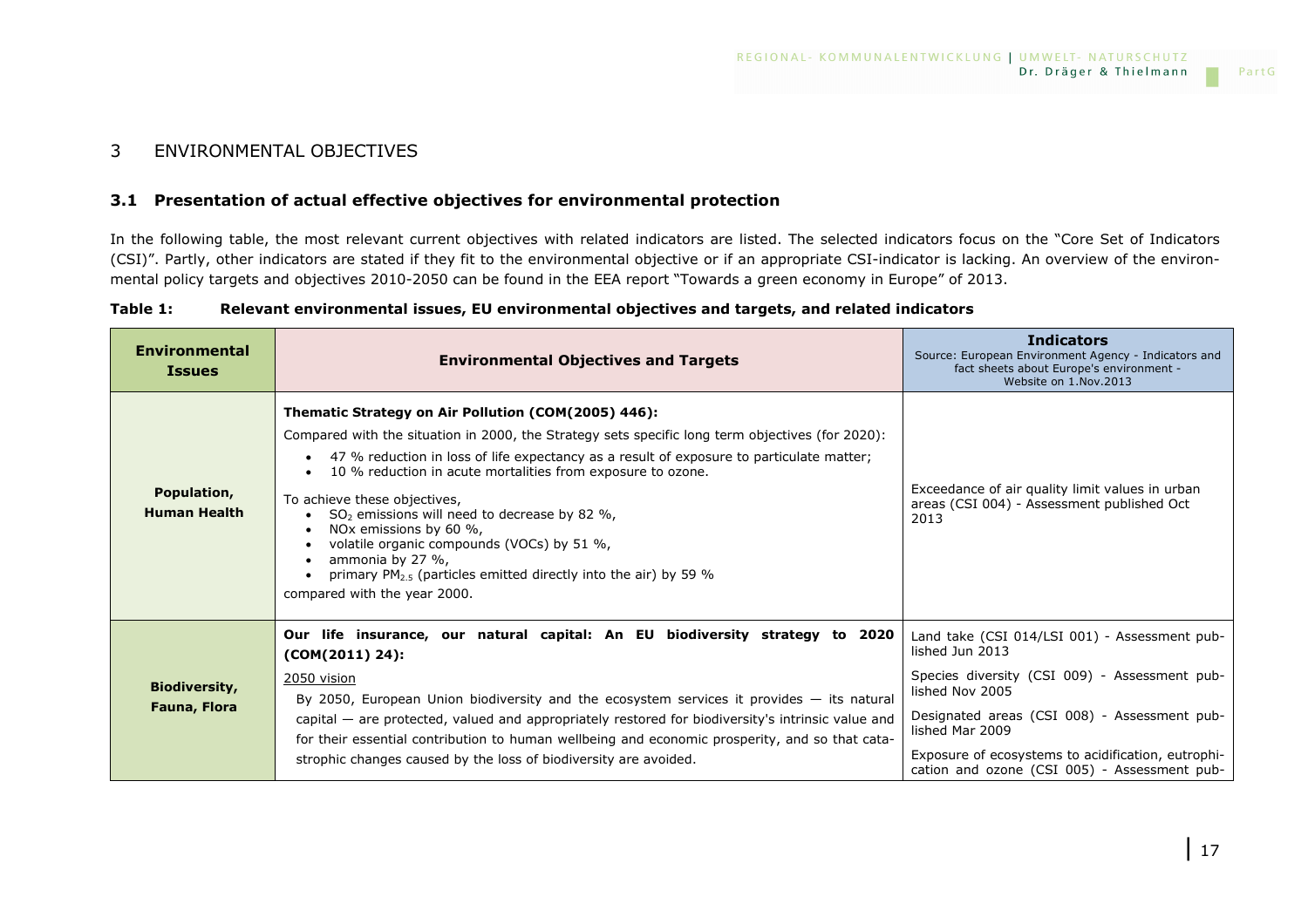# 3 ENVIRONMENTAL OBJECTIVES

## 3.1 Presentation of actual effective objectives for environmental protection

In the following table, the most relevant current objectives with related indicators are listed. The selected indicators focus on the "Core Set of Indicators (CSI)". Partly, other indicators are stated if they fit to the environmental objective or if an appropriate CSI-indicator is lacking. An overview of the environmental policy targets and objectives 2010-2050 can be found in the EEA report "Towards a green economy in Europe" of 2013.

**Table 1: Relevant environmental issues, EU environmental objectives and targets, and related indicators**

| Environmental Issues | Environmental Objectives and Targets | Indicators<br>Source: European Environment Agency - Indicators and fact sheets about Europe's environment - Website on 1.Nov.2013 |
|---|---|---|
| **Population, Human Health** | **Thematic Strategy on Air Pollution (COM(2005) 446):**<br>Compared with the situation in 2000, the Strategy sets specific long term objectives (for 2020):<br>• 47 % reduction in loss of life expectancy as a result of exposure to particulate matter;<br>• 10 % reduction in acute mortalities from exposure to ozone.<br>To achieve these objectives,<br>• $SO_2$ emissions will need to decrease by 82 %,<br>• NOx emissions by 60 %,<br>• volatile organic compounds (VOCs) by 51 %,<br>• ammonia by 27 %,<br>• primary $PM_{2.5}$ (particles emitted directly into the air) by 59 %<br>compared with the year 2000. | Exceedance of air quality limit values in urban areas (CSI 004) - Assessment published Oct 2013 |
| **Biodiversity, Fauna, Flora** | **Our life insurance, our natural capital: An EU biodiversity strategy to 2020 (COM(2011) 24):**<br>2050 vision<br>By 2050, European Union biodiversity and the ecosystem services it provides — its natural capital — are protected, valued and appropriately restored for biodiversity's intrinsic value and for their essential contribution to human wellbeing and economic prosperity, and so that catastrophic changes caused by the loss of biodiversity are avoided. | Land take (CSI 014/LSI 001) - Assessment published Jun 2013<br>Species diversity (CSI 009) - Assessment published Nov 2005<br>Designated areas (CSI 008) - Assessment published Mar 2009<br>Exposure of ecosystems to acidification, eutrophication and ozone (CSI 005) - Assessment pub- |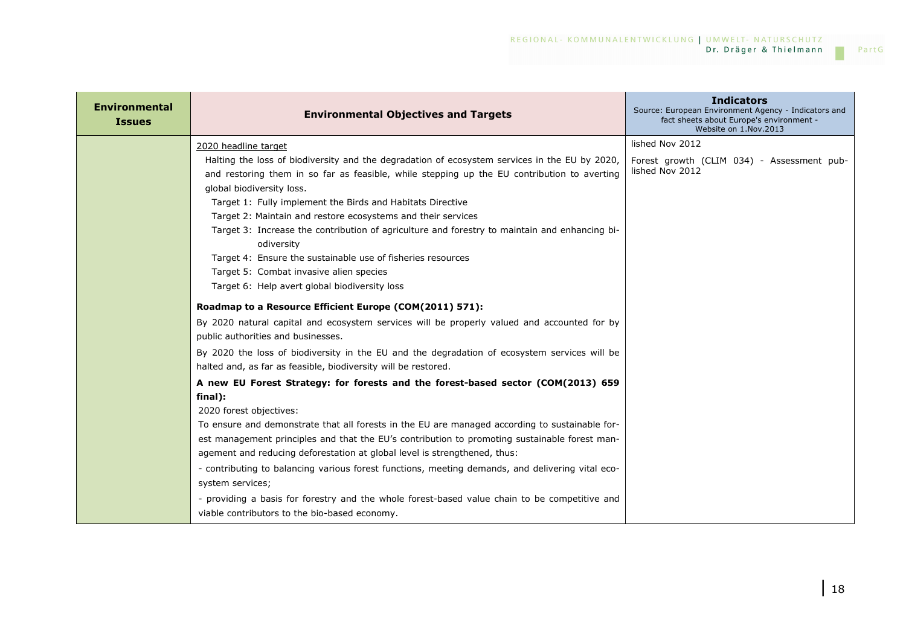| Environmental Issues | Environmental Objectives and Targets | **Indicators**<br>Source: European Environment Agency - Indicators and fact sheets about Europe's environment - Website on 1.Nov.2013 |
|---|---|---|
| | <u>2020 headline target</u><br>Halting the loss of biodiversity and the degradation of ecosystem services in the EU by 2020, and restoring them in so far as feasible, while stepping up the EU contribution to averting global biodiversity loss.<br>Target 1: Fully implement the Birds and Habitats Directive<br>Target 2: Maintain and restore ecosystems and their services<br>Target 3: Increase the contribution of agriculture and forestry to maintain and enhancing biodiversity<br>Target 4: Ensure the sustainable use of fisheries resources<br>Target 5: Combat invasive alien species<br>Target 6: Help avert global biodiversity loss<br>**Roadmap to a Resource Efficient Europe (COM(2011) 571):**<br>By 2020 natural capital and ecosystem services will be properly valued and accounted for by public authorities and businesses.<br>By 2020 the loss of biodiversity in the EU and the degradation of ecosystem services will be halted and, as far as feasible, biodiversity will be restored.<br>**A new EU Forest Strategy: for forests and the forest-based sector (COM(2013) 659 final):**<br>2020 forest objectives:<br>To ensure and demonstrate that all forests in the EU are managed according to sustainable forest management principles and that the EU's contribution to promoting sustainable forest management and reducing deforestation at global level is strengthened, thus:<br>- contributing to balancing various forest functions, meeting demands, and delivering vital ecosystem services;<br>- providing a basis for forestry and the whole forest-based value chain to be competitive and viable contributors to the bio-based economy. | lished Nov 2012<br>Forest growth (CLIM 034) - Assessment published Nov 2012 |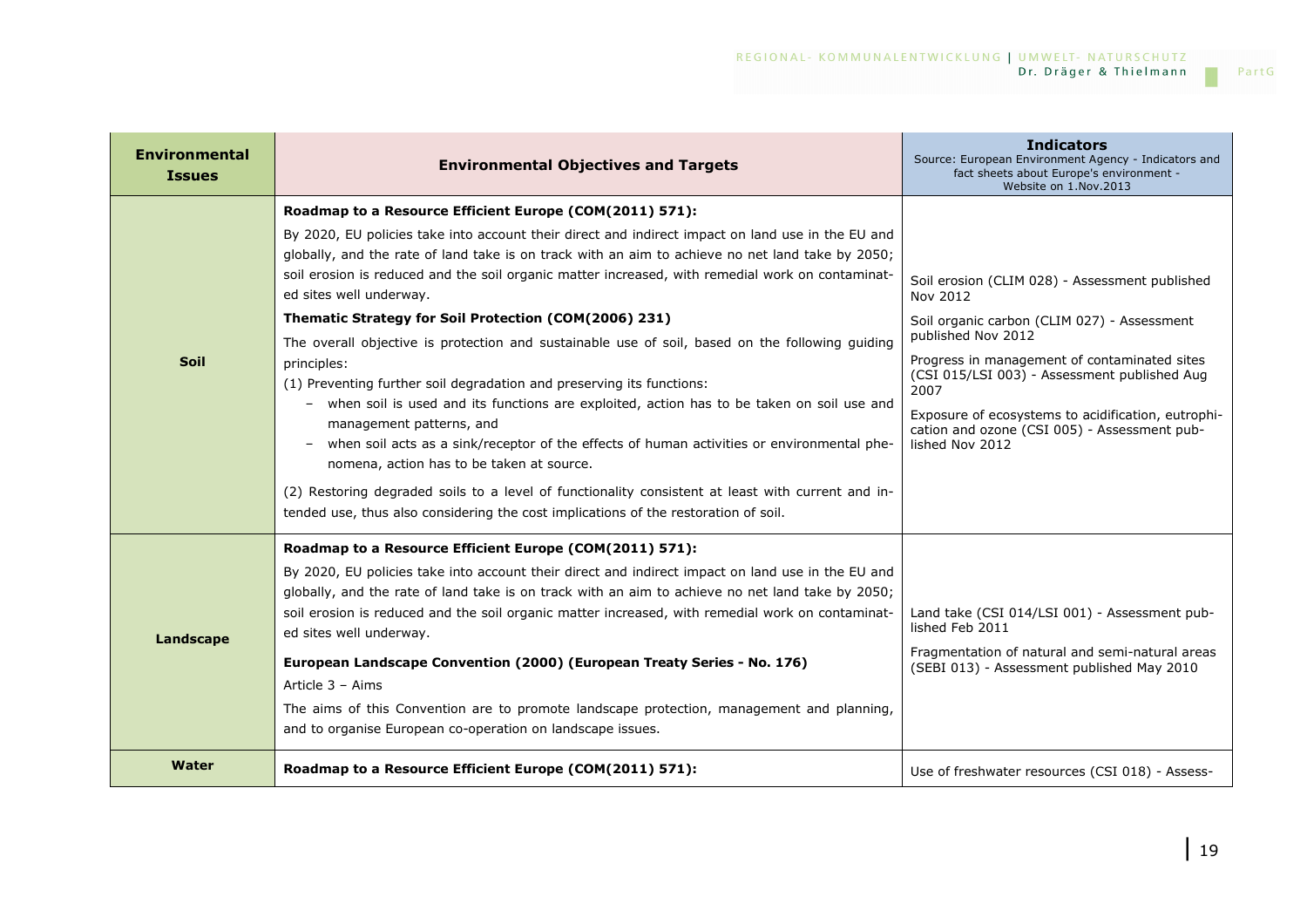| Environmental Issues | Environmental Objectives and Targets | Indicators<br>Source: European Environment Agency - Indicators and fact sheets about Europe's environment - Website on 1.Nov.2013 |
|---|---|---|
| **Soil** | **Roadmap to a Resource Efficient Europe (COM(2011) 571):**<br>By 2020, EU policies take into account their direct and indirect impact on land use in the EU and globally, and the rate of land take is on track with an aim to achieve no net land take by 2050; soil erosion is reduced and the soil organic matter increased, with remedial work on contaminated sites well underway.<br>**Thematic Strategy for Soil Protection (COM(2006) 231)**<br>The overall objective is protection and sustainable use of soil, based on the following guiding principles:<br>(1) Preventing further soil degradation and preserving its functions:<br>– when soil is used and its functions are exploited, action has to be taken on soil use and management patterns, and<br>– when soil acts as a sink/receptor of the effects of human activities or environmental phenomena, action has to be taken at source.<br>(2) Restoring degraded soils to a level of functionality consistent at least with current and intended use, thus also considering the cost implications of the restoration of soil. | Soil erosion (CLIM 028) - Assessment published Nov 2012<br>Soil organic carbon (CLIM 027) - Assessment published Nov 2012<br>Progress in management of contaminated sites (CSI 015/LSI 003) - Assessment published Aug 2007<br>Exposure of ecosystems to acidification, eutrophication and ozone (CSI 005) - Assessment published Nov 2012 |
| **Landscape** | **Roadmap to a Resource Efficient Europe (COM(2011) 571):**<br>By 2020, EU policies take into account their direct and indirect impact on land use in the EU and globally, and the rate of land take is on track with an aim to achieve no net land take by 2050; soil erosion is reduced and the soil organic matter increased, with remedial work on contaminated sites well underway.<br>**European Landscape Convention (2000) (European Treaty Series - No. 176)**<br>Article 3 – Aims<br>The aims of this Convention are to promote landscape protection, management and planning, and to organise European co-operation on landscape issues. | Land take (CSI 014/LSI 001) - Assessment published Feb 2011<br>Fragmentation of natural and semi-natural areas (SEBI 013) - Assessment published May 2010 |
| **Water** | **Roadmap to a Resource Efficient Europe (COM(2011) 571):** | Use of freshwater resources (CSI 018) - Assess- |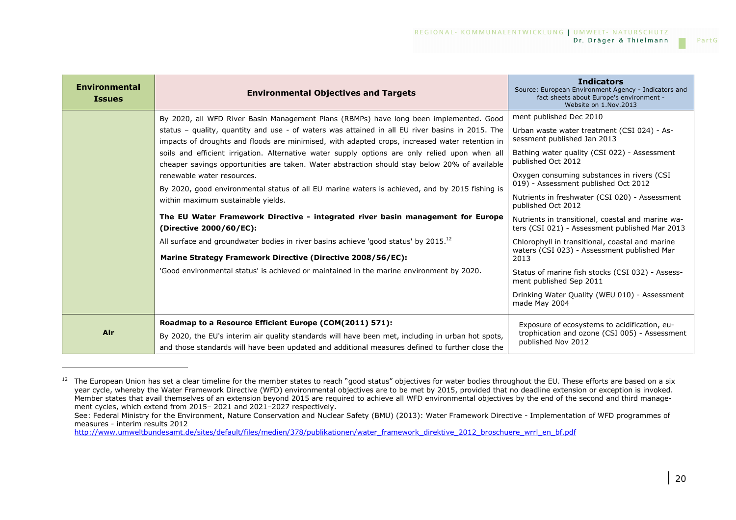| Environmental Issues | Environmental Objectives and Targets | Indicators<br>Source: European Environment Agency - Indicators and fact sheets about Europe's environment - Website on 1.Nov.2013 |
|---|---|---|
| | By 2020, all WFD River Basin Management Plans (RBMPs) have long been implemented. Good status – quality, quantity and use - of waters was attained in all EU river basins in 2015. The impacts of droughts and floods are minimised, with adapted crops, increased water retention in soils and efficient irrigation. Alternative water supply options are only relied upon when all cheaper savings opportunities are taken. Water abstraction should stay below 20% of available renewable water resources.<br>By 2020, good environmental status of all EU marine waters is achieved, and by 2015 fishing is within maximum sustainable yields.<br>**The EU Water Framework Directive - integrated river basin management for Europe (Directive 2000/60/EC):**<br>All surface and groundwater bodies in river basins achieve 'good status' by 2015.[12]<br>**Marine Strategy Framework Directive (Directive 2008/56/EC):**<br>'Good environmental status' is achieved or maintained in the marine environment by 2020. | ment published Dec 2010<br>Urban waste water treatment (CSI 024) - Assessment published Jan 2013<br>Bathing water quality (CSI 022) - Assessment published Oct 2012<br>Oxygen consuming substances in rivers (CSI 019) - Assessment published Oct 2012<br>Nutrients in freshwater (CSI 020) - Assessment published Oct 2012<br>Nutrients in transitional, coastal and marine waters (CSI 021) - Assessment published Mar 2013<br>Chlorophyll in transitional, coastal and marine waters (CSI 023) - Assessment published Mar 2013<br>Status of marine fish stocks (CSI 032) - Assessment published Sep 2011<br>Drinking Water Quality (WEU 010) - Assessment made May 2004 |
| **Air** | **Roadmap to a Resource Efficient Europe (COM(2011) 571):**<br>By 2020, the EU's interim air quality standards will have been met, including in urban hot spots, and those standards will have been updated and additional measures defined to further close the | Exposure of ecosystems to acidification, eutrophication and ozone (CSI 005) - Assessment published Nov 2012 |

[12] The European Union has set a clear timeline for the member states to reach "good status" objectives for water bodies throughout the EU. These efforts are based on a six year cycle, whereby the Water Framework Directive (WFD) environmental objectives are to be met by 2015, provided that no deadline extension or exception is invoked. Member states that avail themselves of an extension beyond 2015 are required to achieve all WFD environmental objectives by the end of the second and third management cycles, which extend from 2015– 2021 and 2021–2027 respectively.
See: Federal Ministry for the Environment, Nature Conservation and Nuclear Safety (BMU) (2013): Water Framework Directive - Implementation of WFD programmes of measures - interim results 2012
http://www.umweltbundesamt.de/sites/default/files/medien/378/publikationen/water_framework_direktive_2012_broschuere_wrrl_en_bf.pdf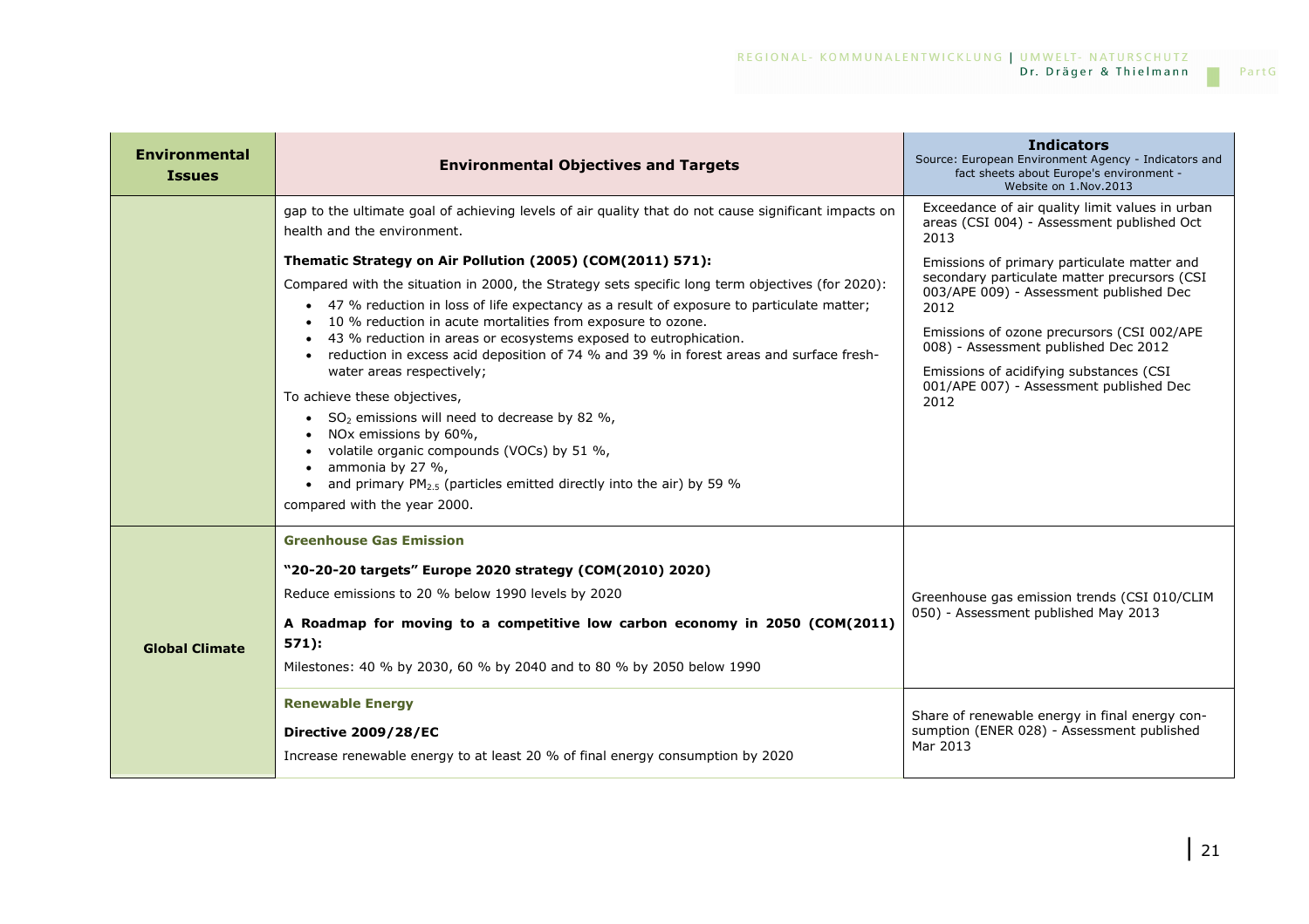| Environmental Issues | Environmental Objectives and Targets | Indicators<br>Source: European Environment Agency - Indicators and fact sheets about Europe's environment - Website on 1.Nov.2013 |
|---|---|---|
| | gap to the ultimate goal of achieving levels of air quality that do not cause significant impacts on health and the environment.<br><br>**Thematic Strategy on Air Pollution (2005) (COM(2011) 571):**<br><br>Compared with the situation in 2000, the Strategy sets specific long term objectives (for 2020):<br>• 47 % reduction in loss of life expectancy as a result of exposure to particulate matter;<br>• 10 % reduction in acute mortalities from exposure to ozone.<br>• 43 % reduction in areas or ecosystems exposed to eutrophication.<br>• reduction in excess acid deposition of 74 % and 39 % in forest areas and surface fresh-water areas respectively;<br><br>To achieve these objectives,<br>• $SO_2$ emissions will need to decrease by 82 %,<br>• NOx emissions by 60%,<br>• volatile organic compounds (VOCs) by 51 %,<br>• ammonia by 27 %,<br>• and primary $PM_{2.5}$ (particles emitted directly into the air) by 59 %<br><br>compared with the year 2000. | Exceedance of air quality limit values in urban areas (CSI 004) - Assessment published Oct 2013<br><br>Emissions of primary particulate matter and secondary particulate matter precursors (CSI 003/APE 009) - Assessment published Dec 2012<br><br>Emissions of ozone precursors (CSI 002/APE 008) - Assessment published Dec 2012<br><br>Emissions of acidifying substances (CSI 001/APE 007) - Assessment published Dec 2012 |
| **Global Climate** | **Greenhouse Gas Emission**<br><br>**"20-20-20 targets" Europe 2020 strategy (COM(2010) 2020)**<br><br>Reduce emissions to 20 % below 1990 levels by 2020<br><br>**A Roadmap for moving to a competitive low carbon economy in 2050 (COM(2011) 571):**<br><br>Milestones: 40 % by 2030, 60 % by 2040 and to 80 % by 2050 below 1990 | Greenhouse gas emission trends (CSI 010/CLIM 050) - Assessment published May 2013 |
| | **Renewable Energy**<br><br>**Directive 2009/28/EC**<br><br>Increase renewable energy to at least 20 % of final energy consumption by 2020 | Share of renewable energy in final energy consumption (ENER 028) - Assessment published Mar 2013 |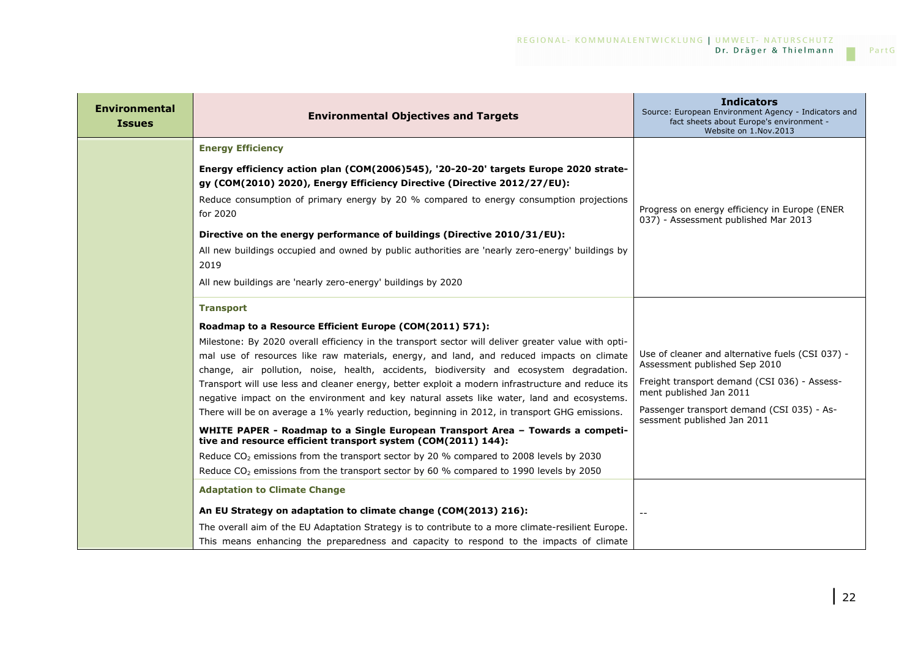| Environmental Issues | Environmental Objectives and Targets | Indicators<br>Source: European Environment Agency - Indicators and fact sheets about Europe's environment - Website on 1.Nov.2013 |
|---|---|---|
| | **Energy Efficiency**<br><br>**Energy efficiency action plan (COM(2006)545), '20-20-20' targets Europe 2020 strategy (COM(2010) 2020), Energy Efficiency Directive (Directive 2012/27/EU):**<br>Reduce consumption of primary energy by 20 % compared to energy consumption projections for 2020<br><br>**Directive on the energy performance of buildings (Directive 2010/31/EU):**<br>All new buildings occupied and owned by public authorities are 'nearly zero-energy' buildings by 2019<br>All new buildings are 'nearly zero-energy' buildings by 2020 | Progress on energy efficiency in Europe (ENER 037) - Assessment published Mar 2013 |
| | **Transport**<br><br>**Roadmap to a Resource Efficient Europe (COM(2011) 571):**<br>Milestone: By 2020 overall efficiency in the transport sector will deliver greater value with optimal use of resources like raw materials, energy, and land, and reduced impacts on climate change, air pollution, noise, health, accidents, biodiversity and ecosystem degradation. Transport will use less and cleaner energy, better exploit a modern infrastructure and reduce its negative impact on the environment and key natural assets like water, land and ecosystems. There will be on average a 1% yearly reduction, beginning in 2012, in transport GHG emissions.<br><br>**WHITE PAPER - Roadmap to a Single European Transport Area – Towards a competitive and resource efficient transport system (COM(2011) 144):**<br>Reduce $CO_2$ emissions from the transport sector by 20 % compared to 2008 levels by 2030<br>Reduce $CO_2$ emissions from the transport sector by 60 % compared to 1990 levels by 2050 | Use of cleaner and alternative fuels (CSI 037) - Assessment published Sep 2010<br><br>Freight transport demand (CSI 036) - Assessment published Jan 2011<br><br>Passenger transport demand (CSI 035) - Assessment published Jan 2011 |
| | **Adaptation to Climate Change**<br><br>**An EU Strategy on adaptation to climate change (COM(2013) 216):**<br>The overall aim of the EU Adaptation Strategy is to contribute to a more climate-resilient Europe. This means enhancing the preparedness and capacity to respond to the impacts of climate | -- |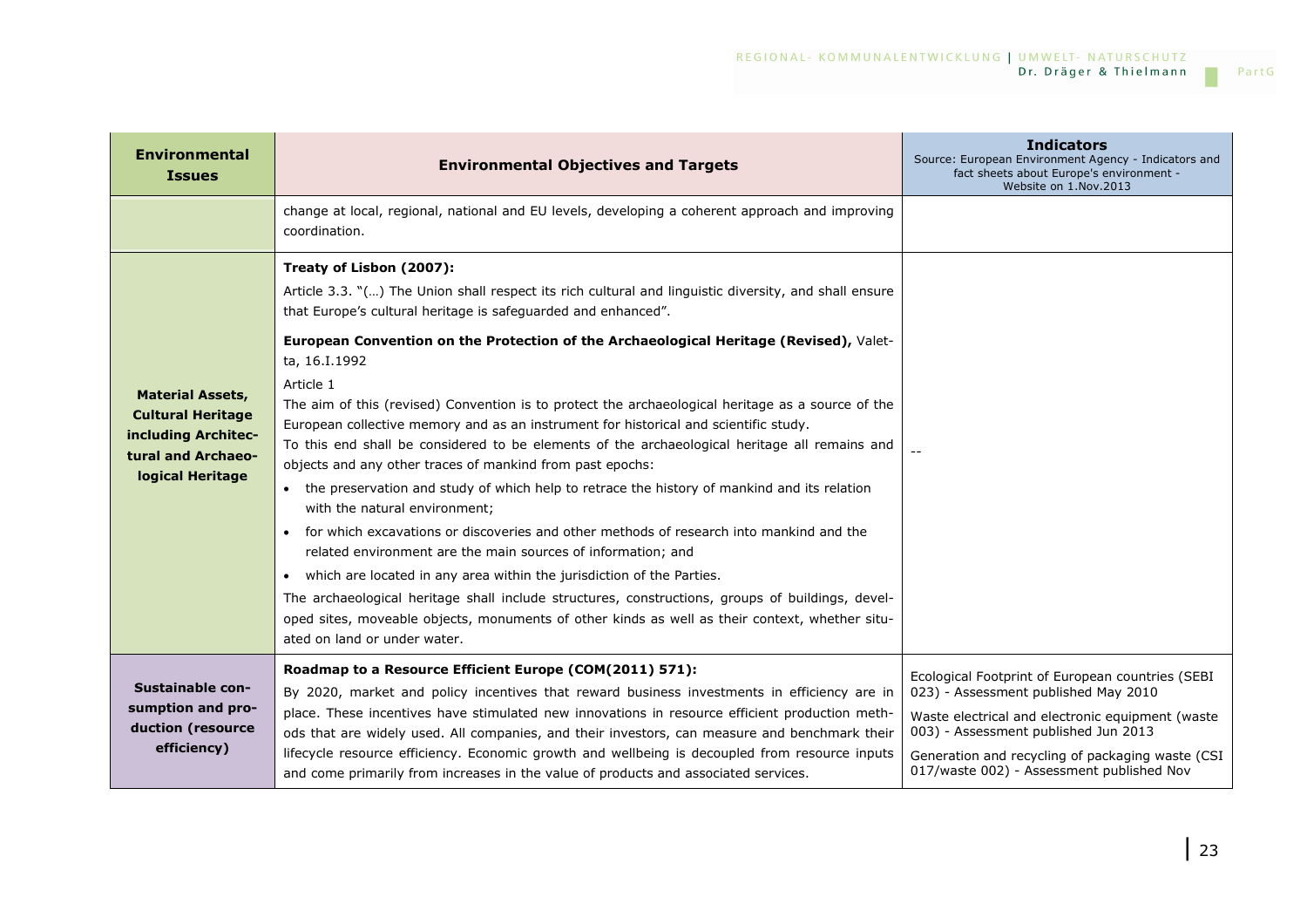| Environmental Issues | Environmental Objectives and Targets | Indicators<br>Source: European Environment Agency - Indicators and fact sheets about Europe's environment - Website on 1.Nov.2013 |
|---|---|---|
| | change at local, regional, national and EU levels, developing a coherent approach and improving coordination. | |
| **Material Assets, Cultural Heritage including Architectural and Archaeological Heritage** | **Treaty of Lisbon (2007):**<br>Article 3.3. "(…) The Union shall respect its rich cultural and linguistic diversity, and shall ensure that Europe's cultural heritage is safeguarded and enhanced".<br>**European Convention on the Protection of the Archaeological Heritage (Revised),** Valetta, 16.I.1992<br>Article 1<br>The aim of this (revised) Convention is to protect the archaeological heritage as a source of the European collective memory and as an instrument for historical and scientific study.<br>To this end shall be considered to be elements of the archaeological heritage all remains and objects and any other traces of mankind from past epochs:<br>• the preservation and study of which help to retrace the history of mankind and its relation with the natural environment;<br>• for which excavations or discoveries and other methods of research into mankind and the related environment are the main sources of information; and<br>• which are located in any area within the jurisdiction of the Parties.<br>The archaeological heritage shall include structures, constructions, groups of buildings, developed sites, moveable objects, monuments of other kinds as well as their context, whether situated on land or under water. | -- |
| **Sustainable consumption and production (resource efficiency)** | **Roadmap to a Resource Efficient Europe (COM(2011) 571):**<br>By 2020, market and policy incentives that reward business investments in efficiency are in place. These incentives have stimulated new innovations in resource efficient production methods that are widely used. All companies, and their investors, can measure and benchmark their lifecycle resource efficiency. Economic growth and wellbeing is decoupled from resource inputs and come primarily from increases in the value of products and associated services. | Ecological Footprint of European countries (SEBI 023) - Assessment published May 2010<br>Waste electrical and electronic equipment (waste 003) - Assessment published Jun 2013<br>Generation and recycling of packaging waste (CSI 017/waste 002) - Assessment published Nov |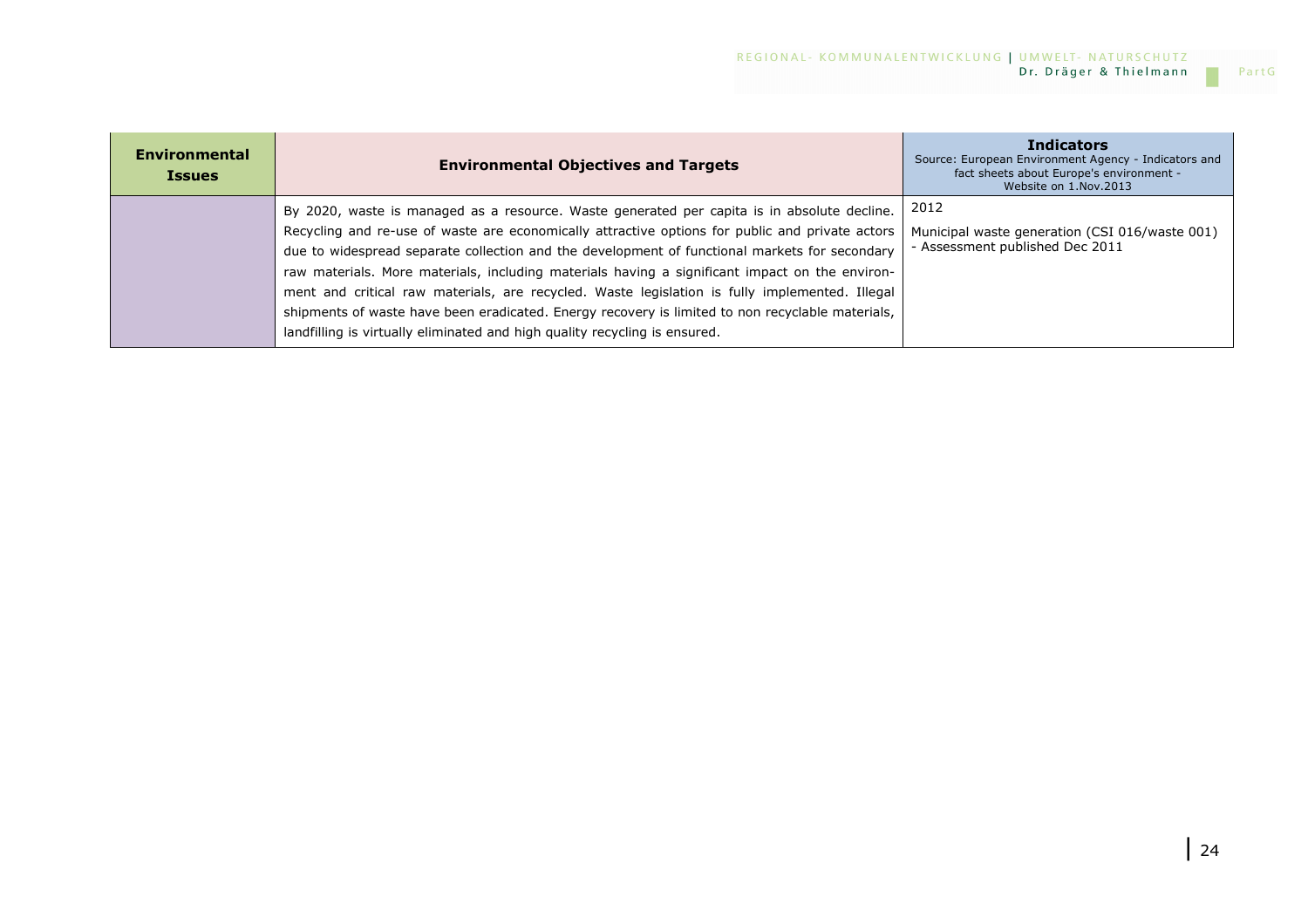| Environmental Issues | Environmental Objectives and Targets | **Indicators**<br>Source: European Environment Agency - Indicators and fact sheets about Europe's environment - Website on 1.Nov.2013 |
|---|---|---|
| | By 2020, waste is managed as a resource. Waste generated per capita is in absolute decline. Recycling and re-use of waste are economically attractive options for public and private actors due to widespread separate collection and the development of functional markets for secondary raw materials. More materials, including materials having a significant impact on the environment and critical raw materials, are recycled. Waste legislation is fully implemented. Illegal shipments of waste have been eradicated. Energy recovery is limited to non recyclable materials, landfilling is virtually eliminated and high quality recycling is ensured. | 2012<br><br>Municipal waste generation (CSI 016/waste 001) - Assessment published Dec 2011 |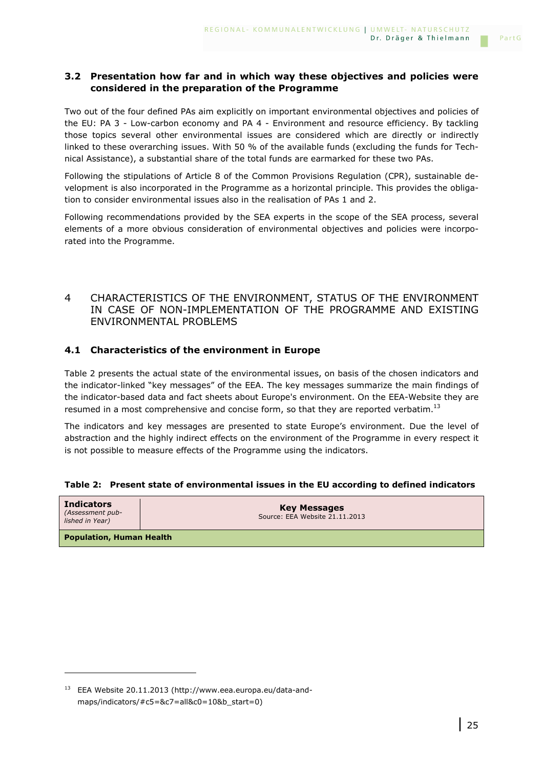### 3.2 Presentation how far and in which way these objectives and policies were considered in the preparation of the Programme

Two out of the four defined PAs aim explicitly on important environmental objectives and policies of the EU: PA 3 - Low-carbon economy and PA 4 - Environment and resource efficiency. By tackling those topics several other environmental issues are considered which are directly or indirectly linked to these overarching issues. With 50 % of the available funds (excluding the funds for Technical Assistance), a substantial share of the total funds are earmarked for these two PAs.

Following the stipulations of Article 8 of the Common Provisions Regulation (CPR), sustainable development is also incorporated in the Programme as a horizontal principle. This provides the obligation to consider environmental issues also in the realisation of PAs 1 and 2.

Following recommendations provided by the SEA experts in the scope of the SEA process, several elements of a more obvious consideration of environmental objectives and policies were incorporated into the Programme.

## 4 CHARACTERISTICS OF THE ENVIRONMENT, STATUS OF THE ENVIRONMENT IN CASE OF NON-IMPLEMENTATION OF THE PROGRAMME AND EXISTING ENVIRONMENTAL PROBLEMS

### 4.1 Characteristics of the environment in Europe

Table 2 presents the actual state of the environmental issues, on basis of the chosen indicators and the indicator-linked "key messages" of the EEA. The key messages summarize the main findings of the indicator-based data and fact sheets about Europe's environment. On the EEA-Website they are resumed in a most comprehensive and concise form, so that they are reported verbatim.[13]

The indicators and key messages are presented to state Europe's environment. Due the level of abstraction and the highly indirect effects on the environment of the Programme in every respect it is not possible to measure effects of the Programme using the indicators.

**Table 2: Present state of environmental issues in the EU according to defined indicators**

| **Indicators** *(Assessment published in Year)* | **Key Messages** Source: EEA Website 21.11.2013 |
|---|---|
| **Population, Human Health** | |

[13] EEA Website 20.11.2013 (http://www.eea.europa.eu/data-and-maps/indicators/#c5=&c7=all&c0=10&b_start=0)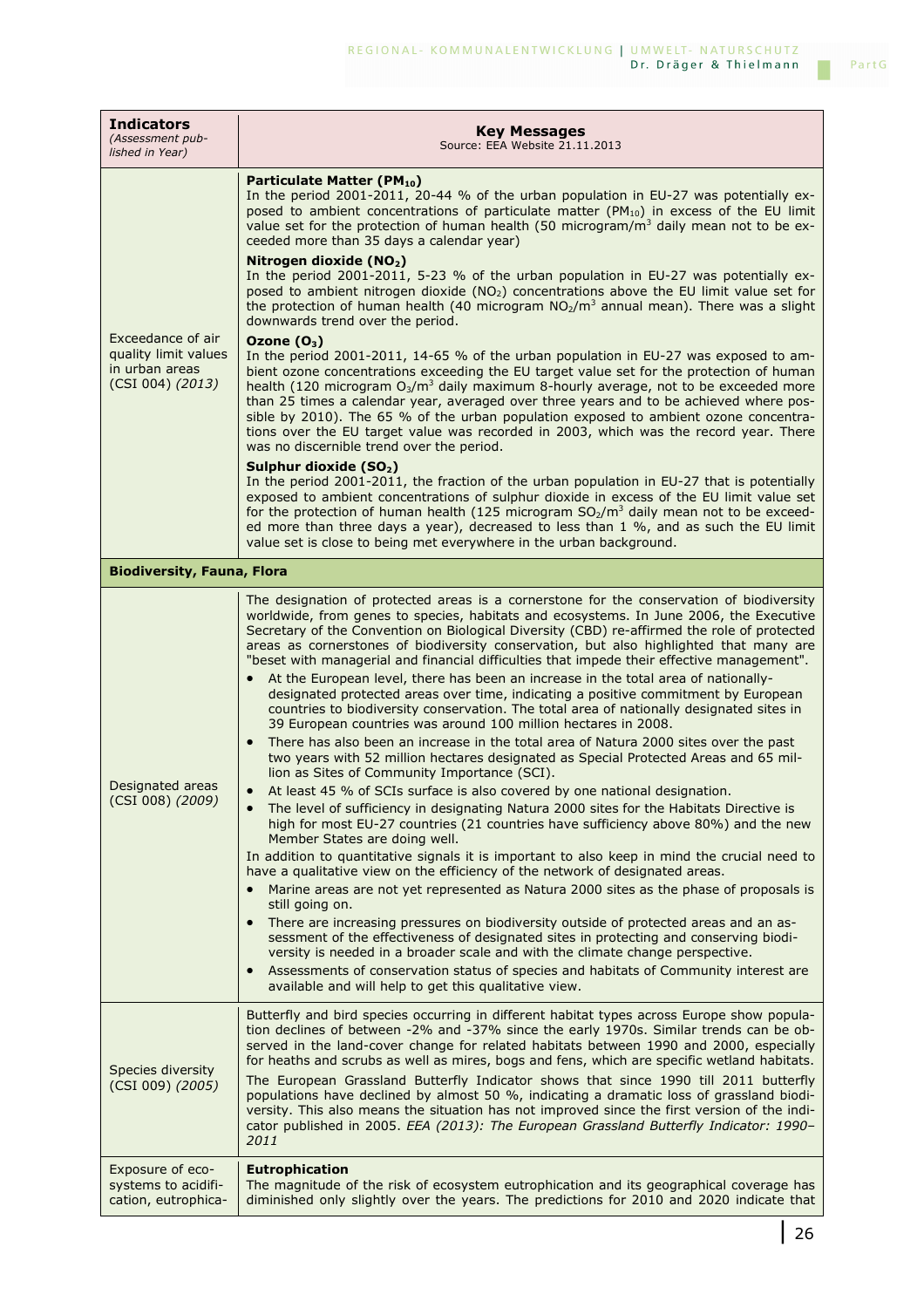| **Indicators** *(Assessment published in Year)* | **Key Messages** Source: EEA Website 21.11.2013 |
|---|---|
| Exceedance of air quality limit values in urban areas (CSI 004) *(2013)* | **Particulate Matter ($PM_{10}$)** In the period 2001-2011, 20-44 % of the urban population in EU-27 was potentially exposed to ambient concentrations of particulate matter ($PM_{10}$) in excess of the EU limit value set for the protection of human health (50 microgram/$m^3$ daily mean not to be exceeded more than 35 days a calendar year) <br> **Nitrogen dioxide ($NO_2$)** In the period 2001-2011, 5-23 % of the urban population in EU-27 was potentially exposed to ambient nitrogen dioxide ($NO_2$) concentrations above the EU limit value set for the protection of human health (40 microgram $NO_2$/$m^3$ annual mean). There was a slight downwards trend over the period. <br> **Ozone ($O_3$)** In the period 2001-2011, 14-65 % of the urban population in EU-27 was exposed to ambient ozone concentrations exceeding the EU target value set for the protection of human health (120 microgram $O_3$/$m^3$ daily maximum 8-hourly average, not to be exceeded more than 25 times a calendar year, averaged over three years and to be achieved where possible by 2010). The 65 % of the urban population exposed to ambient ozone concentrations over the EU target value was recorded in 2003, which was the record year. There was no discernible trend over the period. <br> **Sulphur dioxide ($SO_2$)** In the period 2001-2011, the fraction of the urban population in EU-27 that is potentially exposed to ambient concentrations of sulphur dioxide in excess of the EU limit value set for the protection of human health (125 microgram $SO_2$/$m^3$ daily mean not to be exceeded more than three days a year), decreased to less than 1 %, and as such the EU limit value set is close to being met everywhere in the urban background. |
| **Biodiversity, Fauna, Flora** | |
| Designated areas (CSI 008) *(2009)* | The designation of protected areas is a cornerstone for the conservation of biodiversity worldwide, from genes to species, habitats and ecosystems. In June 2006, the Executive Secretary of the Convention on Biological Diversity (CBD) re-affirmed the role of protected areas as cornerstones of biodiversity conservation, but also highlighted that many are "beset with managerial and financial difficulties that impede their effective management". <br> • At the European level, there has been an increase in the total area of nationally-designated protected areas over time, indicating a positive commitment by European countries to biodiversity conservation. The total area of nationally designated sites in 39 European countries was around 100 million hectares in 2008. <br> • There has also been an increase in the total area of Natura 2000 sites over the past two years with 52 million hectares designated as Special Protected Areas and 65 million as Sites of Community Importance (SCI). <br> • At least 45 % of SCIs surface is also covered by one national designation. <br> • The level of sufficiency in designating Natura 2000 sites for the Habitats Directive is high for most EU-27 countries (21 countries have sufficiency above 80%) and the new Member States are doing well. <br> In addition to quantitative signals it is important to also keep in mind the crucial need to have a qualitative view on the efficiency of the network of designated areas. <br> • Marine areas are not yet represented as Natura 2000 sites as the phase of proposals is still going on. <br> • There are increasing pressures on biodiversity outside of protected areas and an assessment of the effectiveness of designated sites in protecting and conserving biodiversity is needed in a broader scale and with the climate change perspective. <br> • Assessments of conservation status of species and habitats of Community interest are available and will help to get this qualitative view. |
| Species diversity (CSI 009) *(2005)* | Butterfly and bird species occurring in different habitat types across Europe show population declines of between -2% and -37% since the early 1970s. Similar trends can be observed in the land-cover change for related habitats between 1990 and 2000, especially for heaths and scrubs as well as mires, bogs and fens, which are specific wetland habitats. <br> The European Grassland Butterfly Indicator shows that since 1990 till 2011 butterfly populations have declined by almost 50 %, indicating a dramatic loss of grassland biodiversity. This also means the situation has not improved since the first version of the indicator published in 2005. *EEA (2013): The European Grassland Butterfly Indicator: 1990–2011* |
| Exposure of ecosystems to acidification, eutrophica- | **Eutrophication** The magnitude of the risk of ecosystem eutrophication and its geographical coverage has diminished only slightly over the years. The predictions for 2010 and 2020 indicate that |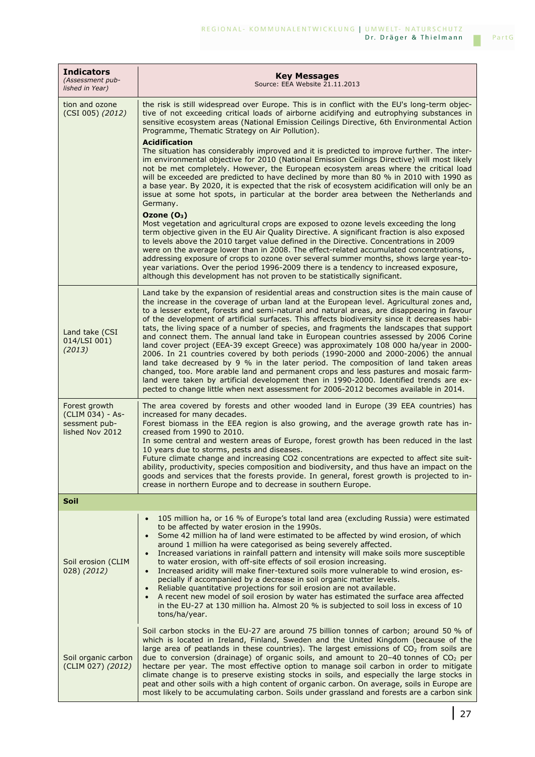| **Indicators** *(Assessment published in Year)* | **Key Messages** Source: EEA Website 21.11.2013 |
|---|---|
| tion and ozone (CSI 005) *(2012)* | the risk is still widespread over Europe. This is in conflict with the EU's long-term objective of not exceeding critical loads of airborne acidifying and eutrophying substances in sensitive ecosystem areas (National Emission Ceilings Directive, 6th Environmental Action Programme, Thematic Strategy on Air Pollution).<br><br>**Acidification**<br>The situation has considerably improved and it is predicted to improve further. The interim environmental objective for 2010 (National Emission Ceilings Directive) will most likely not be met completely. However, the European ecosystem areas where the critical load will be exceeded are predicted to have declined by more than 80 % in 2010 with 1990 as a base year. By 2020, it is expected that the risk of ecosystem acidification will only be an issue at some hot spots, in particular at the border area between the Netherlands and Germany.<br><br>**Ozone ($O_3$)**<br>Most vegetation and agricultural crops are exposed to ozone levels exceeding the long term objective given in the EU Air Quality Directive. A significant fraction is also exposed to levels above the 2010 target value defined in the Directive. Concentrations in 2009 were on the average lower than in 2008. The effect-related accumulated concentrations, addressing exposure of crops to ozone over several summer months, shows large year-to-year variations. Over the period 1996-2009 there is a tendency to increased exposure, although this development has not proven to be statistically significant. |
| Land take (CSI 014/LSI 001) *(2013)* | Land take by the expansion of residential areas and construction sites is the main cause of the increase in the coverage of urban land at the European level. Agricultural zones and, to a lesser extent, forests and semi-natural and natural areas, are disappearing in favour of the development of artificial surfaces. This affects biodiversity since it decreases habitats, the living space of a number of species, and fragments the landscapes that support and connect them. The annual land take in European countries assessed by 2006 Corine land cover project (EEA-39 except Greece) was approximately 108 000 ha/year in 2000-2006. In 21 countries covered by both periods (1990-2000 and 2000-2006) the annual land take decreased by 9 % in the later period. The composition of land taken areas changed, too. More arable land and permanent crops and less pastures and mosaic farmland were taken by artificial development then in 1990-2000. Identified trends are expected to change little when next assessment for 2006-2012 becomes available in 2014. |
| Forest growth (CLIM 034) - Assessment published Nov 2012 | The area covered by forests and other wooded land in Europe (39 EEA countries) has increased for many decades.<br>Forest biomass in the EEA region is also growing, and the average growth rate has increased from 1990 to 2010.<br>In some central and western areas of Europe, forest growth has been reduced in the last 10 years due to storms, pests and diseases.<br>Future climate change and increasing CO2 concentrations are expected to affect site suitability, productivity, species composition and biodiversity, and thus have an impact on the goods and services that the forests provide. In general, forest growth is projected to increase in northern Europe and to decrease in southern Europe. |
| **Soil** | |
| Soil erosion (CLIM 028) *(2012)* | • 105 million ha, or 16 % of Europe's total land area (excluding Russia) were estimated to be affected by water erosion in the 1990s.<br>• Some 42 million ha of land were estimated to be affected by wind erosion, of which around 1 million ha were categorised as being severely affected.<br>• Increased variations in rainfall pattern and intensity will make soils more susceptible to water erosion, with off-site effects of soil erosion increasing.<br>• Increased aridity will make finer-textured soils more vulnerable to wind erosion, especially if accompanied by a decrease in soil organic matter levels.<br>• Reliable quantitative projections for soil erosion are not available.<br>• A recent new model of soil erosion by water has estimated the surface area affected in the EU-27 at 130 million ha. Almost 20 % is subjected to soil loss in excess of 10 tons/ha/year. |
| Soil organic carbon (CLIM 027) *(2012)* | Soil carbon stocks in the EU-27 are around 75 billion tonnes of carbon; around 50 % of which is located in Ireland, Finland, Sweden and the United Kingdom (because of the large area of peatlands in these countries). The largest emissions of $CO_2$ from soils are due to conversion (drainage) of organic soils, and amount to 20–40 tonnes of $CO_2$ per hectare per year. The most effective option to manage soil carbon in order to mitigate climate change is to preserve existing stocks in soils, and especially the large stocks in peat and other soils with a high content of organic carbon. On average, soils in Europe are most likely to be accumulating carbon. Soils under grassland and forests are a carbon sink |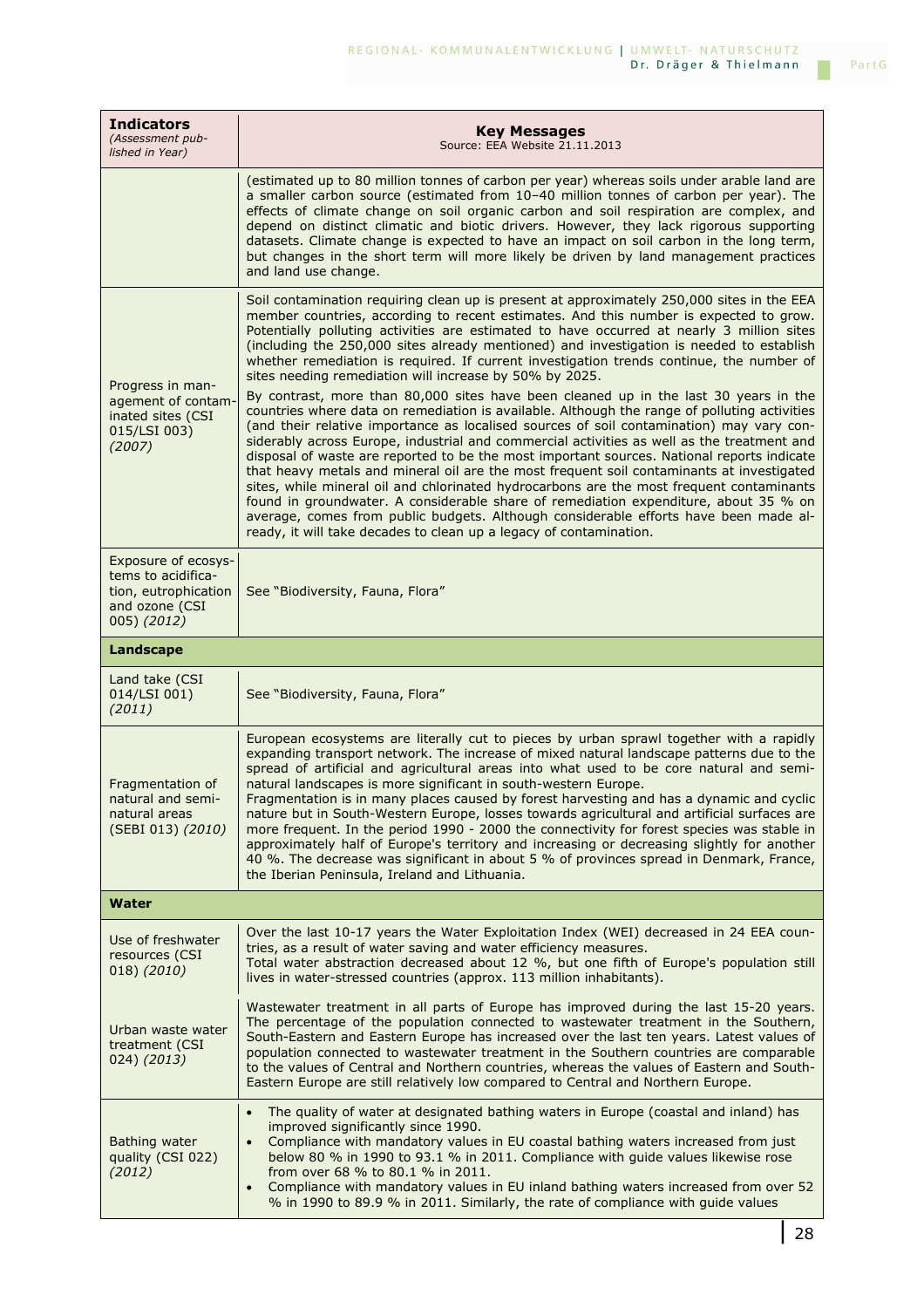| **Indicators** *(Assessment published in Year)* | **Key Messages** Source: EEA Website 21.11.2013 |
|---|---|
| | (estimated up to 80 million tonnes of carbon per year) whereas soils under arable land are a smaller carbon source (estimated from 10–40 million tonnes of carbon per year). The effects of climate change on soil organic carbon and soil respiration are complex, and depend on distinct climatic and biotic drivers. However, they lack rigorous supporting datasets. Climate change is expected to have an impact on soil carbon in the long term, but changes in the short term will more likely be driven by land management practices and land use change. |
| Progress in management of contaminated sites (CSI 015/LSI 003) *(2007)* | Soil contamination requiring clean up is present at approximately 250,000 sites in the EEA member countries, according to recent estimates. And this number is expected to grow. Potentially polluting activities are estimated to have occurred at nearly 3 million sites (including the 250,000 sites already mentioned) and investigation is needed to establish whether remediation is required. If current investigation trends continue, the number of sites needing remediation will increase by 50% by 2025.<br>By contrast, more than 80,000 sites have been cleaned up in the last 30 years in the countries where data on remediation is available. Although the range of polluting activities (and their relative importance as localised sources of soil contamination) may vary considerably across Europe, industrial and commercial activities as well as the treatment and disposal of waste are reported to be the most important sources. National reports indicate that heavy metals and mineral oil are the most frequent soil contaminants at investigated sites, while mineral oil and chlorinated hydrocarbons are the most frequent contaminants found in groundwater. A considerable share of remediation expenditure, about 35 % on average, comes from public budgets. Although considerable efforts have been made already, it will take decades to clean up a legacy of contamination. |
| Exposure of ecosystems to acidification, eutrophication and ozone (CSI 005) *(2012)* | See "Biodiversity, Fauna, Flora" |
| **Landscape** | |
| Land take (CSI 014/LSI 001) *(2011)* | See "Biodiversity, Fauna, Flora" |
| Fragmentation of natural and semi-natural areas (SEBI 013) *(2010)* | European ecosystems are literally cut to pieces by urban sprawl together with a rapidly expanding transport network. The increase of mixed natural landscape patterns due to the spread of artificial and agricultural areas into what used to be core natural and semi-natural landscapes is more significant in south-western Europe.<br>Fragmentation is in many places caused by forest harvesting and has a dynamic and cyclic nature but in South-Western Europe, losses towards agricultural and artificial surfaces are more frequent. In the period 1990 - 2000 the connectivity for forest species was stable in approximately half of Europe's territory and increasing or decreasing slightly for another 40 %. The decrease was significant in about 5 % of provinces spread in Denmark, France, the Iberian Peninsula, Ireland and Lithuania. |
| **Water** | |
| Use of freshwater resources (CSI 018) *(2010)* | Over the last 10-17 years the Water Exploitation Index (WEI) decreased in 24 EEA countries, as a result of water saving and water efficiency measures.<br>Total water abstraction decreased about 12 %, but one fifth of Europe's population still lives in water-stressed countries (approx. 113 million inhabitants). |
| Urban waste water treatment (CSI 024) *(2013)* | Wastewater treatment in all parts of Europe has improved during the last 15-20 years. The percentage of the population connected to wastewater treatment in the Southern, South-Eastern and Eastern Europe has increased over the last ten years. Latest values of population connected to wastewater treatment in the Southern countries are comparable to the values of Central and Northern countries, whereas the values of Eastern and South-Eastern Europe are still relatively low compared to Central and Northern Europe. |
| Bathing water quality (CSI 022) *(2012)* | • The quality of water at designated bathing waters in Europe (coastal and inland) has improved significantly since 1990.<br>• Compliance with mandatory values in EU coastal bathing waters increased from just below 80 % in 1990 to 93.1 % in 2011. Compliance with guide values likewise rose from over 68 % to 80.1 % in 2011.<br>• Compliance with mandatory values in EU inland bathing waters increased from over 52 % in 1990 to 89.9 % in 2011. Similarly, the rate of compliance with guide values |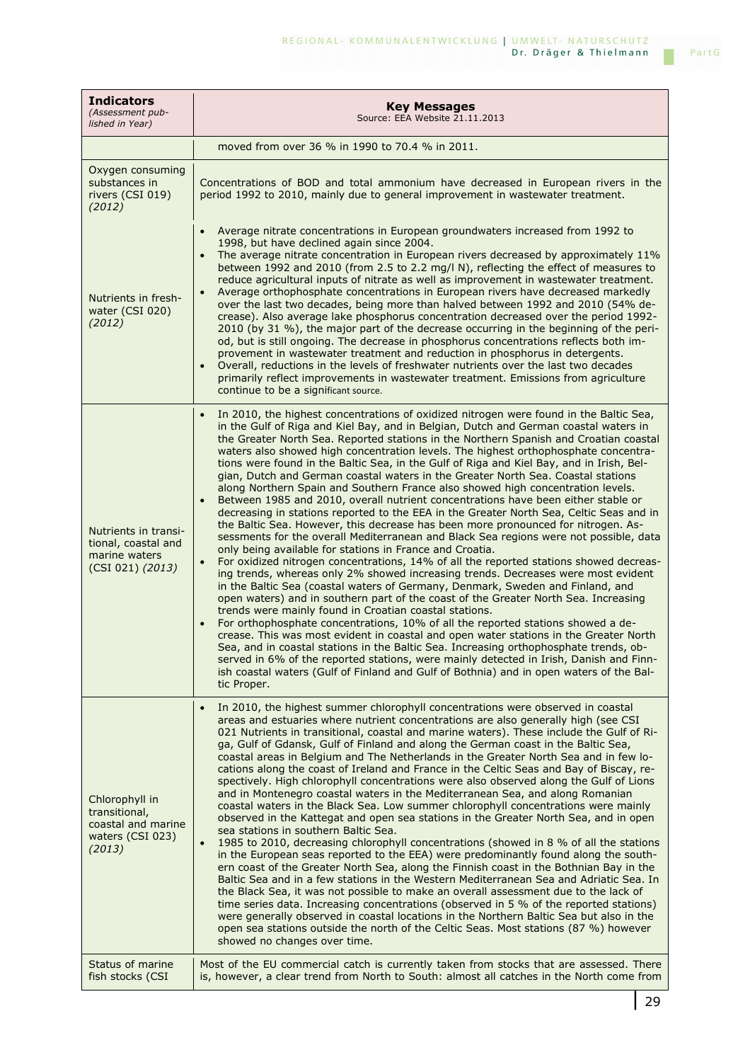| **Indicators** *(Assessment published in Year)* | **Key Messages** Source: EEA Website 21.11.2013 |
|---|---|
| | moved from over 36 % in 1990 to 70.4 % in 2011. |
| Oxygen consuming substances in rivers (CSI 019) *(2012)* | Concentrations of BOD and total ammonium have decreased in European rivers in the period 1992 to 2010, mainly due to general improvement in wastewater treatment. |
| Nutrients in freshwater (CSI 020) *(2012)* | • Average nitrate concentrations in European groundwaters increased from 1992 to 1998, but have declined again since 2004.<br>• The average nitrate concentration in European rivers decreased by approximately 11% between 1992 and 2010 (from 2.5 to 2.2 mg/l N), reflecting the effect of measures to reduce agricultural inputs of nitrate as well as improvement in wastewater treatment.<br>• Average orthophosphate concentrations in European rivers have decreased markedly over the last two decades, being more than halved between 1992 and 2010 (54% decrease). Also average lake phosphorus concentration decreased over the period 1992-2010 (by 31 %), the major part of the decrease occurring in the beginning of the period, but is still ongoing. The decrease in phosphorus concentrations reflects both improvement in wastewater treatment and reduction in phosphorus in detergents.<br>• Overall, reductions in the levels of freshwater nutrients over the last two decades primarily reflect improvements in wastewater treatment. Emissions from agriculture continue to be a significant source. |
| Nutrients in transitional, coastal and marine waters (CSI 021) *(2013)* | • In 2010, the highest concentrations of oxidized nitrogen were found in the Baltic Sea, in the Gulf of Riga and Kiel Bay, and in Belgian, Dutch and German coastal waters in the Greater North Sea. Reported stations in the Northern Spanish and Croatian coastal waters also showed high concentration levels. The highest orthophosphate concentrations were found in the Baltic Sea, in the Gulf of Riga and Kiel Bay, and in Irish, Belgian, Dutch and German coastal waters in the Greater North Sea. Coastal stations along Northern Spain and Southern France also showed high concentration levels.<br>• Between 1985 and 2010, overall nutrient concentrations have been either stable or decreasing in stations reported to the EEA in the Greater North Sea, Celtic Seas and in the Baltic Sea. However, this decrease has been more pronounced for nitrogen. Assessments for the overall Mediterranean and Black Sea regions were not possible, data only being available for stations in France and Croatia.<br>• For oxidized nitrogen concentrations, 14% of all the reported stations showed decreasing trends, whereas only 2% showed increasing trends. Decreases were most evident in the Baltic Sea (coastal waters of Germany, Denmark, Sweden and Finland, and open waters) and in southern part of the coast of the Greater North Sea. Increasing trends were mainly found in Croatian coastal stations.<br>• For orthophosphate concentrations, 10% of all the reported stations showed a decrease. This was most evident in coastal and open water stations in the Greater North Sea, and in coastal stations in the Baltic Sea. Increasing orthophosphate trends, observed in 6% of the reported stations, were mainly detected in Irish, Danish and Finnish coastal waters (Gulf of Finland and Gulf of Bothnia) and in open waters of the Baltic Proper. |
| Chlorophyll in transitional, coastal and marine waters (CSI 023) *(2013)* | • In 2010, the highest summer chlorophyll concentrations were observed in coastal areas and estuaries where nutrient concentrations are also generally high (see CSI 021 Nutrients in transitional, coastal and marine waters). These include the Gulf of Riga, Gulf of Gdansk, Gulf of Finland and along the German coast in the Baltic Sea, coastal areas in Belgium and The Netherlands in the Greater North Sea and in few locations along the coast of Ireland and France in the Celtic Seas and Bay of Biscay, respectively. High chlorophyll concentrations were also observed along the Gulf of Lions and in Montenegro coastal waters in the Mediterranean Sea, and along Romanian coastal waters in the Black Sea. Low summer chlorophyll concentrations were mainly observed in the Kattegat and open sea stations in the Greater North Sea, and in open sea stations in southern Baltic Sea.<br>• 1985 to 2010, decreasing chlorophyll concentrations (showed in 8 % of all the stations in the European seas reported to the EEA) were predominantly found along the southern coast of the Greater North Sea, along the Finnish coast in the Bothnian Bay in the Baltic Sea and in a few stations in the Western Mediterranean Sea and Adriatic Sea. In the Black Sea, it was not possible to make an overall assessment due to the lack of time series data. Increasing concentrations (observed in 5 % of the reported stations) were generally observed in coastal locations in the Northern Baltic Sea but also in the open sea stations outside the north of the Celtic Seas. Most stations (87 %) however showed no changes over time. |
| Status of marine fish stocks (CSI | Most of the EU commercial catch is currently taken from stocks that are assessed. There is, however, a clear trend from North to South: almost all catches in the North come from |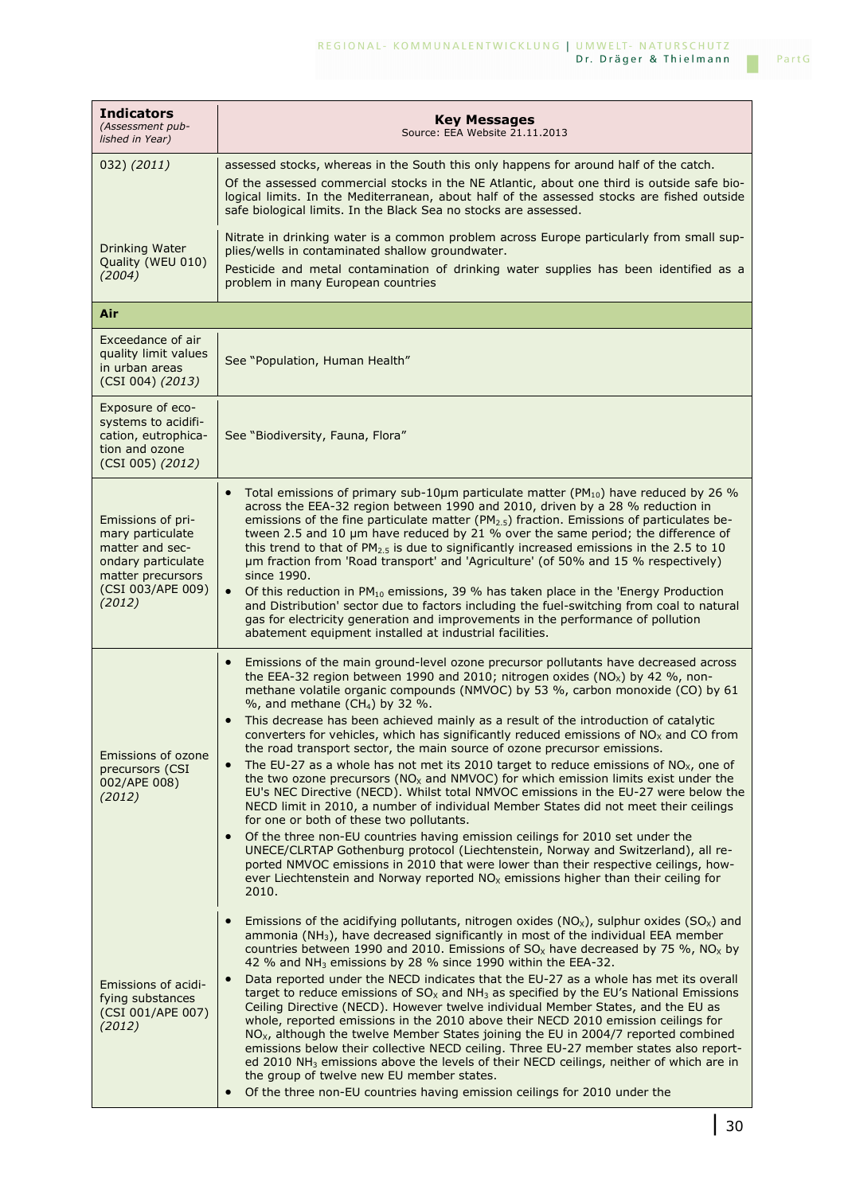| **Indicators** *(Assessment published in Year)* | **Key Messages** Source: EEA Website 21.11.2013 |
|---|---|
| 032) *(2011)* | assessed stocks, whereas in the South this only happens for around half of the catch. Of the assessed commercial stocks in the NE Atlantic, about one third is outside safe biological limits. In the Mediterranean, about half of the assessed stocks are fished outside safe biological limits. In the Black Sea no stocks are assessed. |
| Drinking Water Quality (WEU 010) *(2004)* | Nitrate in drinking water is a common problem across Europe particularly from small supplies/wells in contaminated shallow groundwater. Pesticide and metal contamination of drinking water supplies has been identified as a problem in many European countries |
| **Air** | |
| Exceedance of air quality limit values in urban areas (CSI 004) *(2013)* | See "Population, Human Health" |
| Exposure of ecosystems to acidification, eutrophication and ozone (CSI 005) *(2012)* | See "Biodiversity, Fauna, Flora" |
| Emissions of primary particulate matter and secondary particulate matter precursors (CSI 003/APE 009) *(2012)* | • Total emissions of primary sub-10µm particulate matter ($PM_{10}$) have reduced by 26 % across the EEA-32 region between 1990 and 2010, driven by a 28 % reduction in emissions of the fine particulate matter ($PM_{2.5}$) fraction. Emissions of particulates between 2.5 and 10 µm have reduced by 21 % over the same period; the difference of this trend to that of $PM_{2.5}$ is due to significantly increased emissions in the 2.5 to 10 µm fraction from 'Road transport' and 'Agriculture' (of 50% and 15 % respectively) since 1990.<br>• Of this reduction in $PM_{10}$ emissions, 39 % has taken place in the 'Energy Production and Distribution' sector due to factors including the fuel-switching from coal to natural gas for electricity generation and improvements in the performance of pollution abatement equipment installed at industrial facilities. |
| Emissions of ozone precursors (CSI 002/APE 008) *(2012)* | • Emissions of the main ground-level ozone precursor pollutants have decreased across the EEA-32 region between 1990 and 2010; nitrogen oxides ($NO_X$) by 42 %, non-methane volatile organic compounds (NMVOC) by 53 %, carbon monoxide (CO) by 61 %, and methane ($CH_4$) by 32 %.<br>• This decrease has been achieved mainly as a result of the introduction of catalytic converters for vehicles, which has significantly reduced emissions of $NO_X$ and CO from the road transport sector, the main source of ozone precursor emissions.<br>• The EU-27 as a whole has not met its 2010 target to reduce emissions of $NO_X$, one of the two ozone precursors ($NO_X$ and NMVOC) for which emission limits exist under the EU's NEC Directive (NECD). Whilst total NMVOC emissions in the EU-27 were below the NECD limit in 2010, a number of individual Member States did not meet their ceilings for one or both of these two pollutants.<br>• Of the three non-EU countries having emission ceilings for 2010 set under the UNECE/CLRTAP Gothenburg protocol (Liechtenstein, Norway and Switzerland), all reported NMVOC emissions in 2010 that were lower than their respective ceilings, however Liechtenstein and Norway reported $NO_X$ emissions higher than their ceiling for 2010. |
| Emissions of acidifying substances (CSI 001/APE 007) *(2012)* | • Emissions of the acidifying pollutants, nitrogen oxides ($NO_X$), sulphur oxides ($SO_X$) and ammonia ($NH_3$), have decreased significantly in most of the individual EEA member countries between 1990 and 2010. Emissions of $SO_X$ have decreased by 75 %, $NO_X$ by 42 % and $NH_3$ emissions by 28 % since 1990 within the EEA-32.<br>• Data reported under the NECD indicates that the EU-27 as a whole has met its overall target to reduce emissions of $SO_X$ and $NH_3$ as specified by the EU's National Emissions Ceiling Directive (NECD). However twelve individual Member States, and the EU as whole, reported emissions in the 2010 above their NECD 2010 emission ceilings for $NO_X$, although the twelve Member States joining the EU in 2004/7 reported combined emissions below their collective NECD ceiling. Three EU-27 member states also reported 2010 $NH_3$ emissions above the levels of their NECD ceilings, neither of which are in the group of twelve new EU member states.<br>• Of the three non-EU countries having emission ceilings for 2010 under the |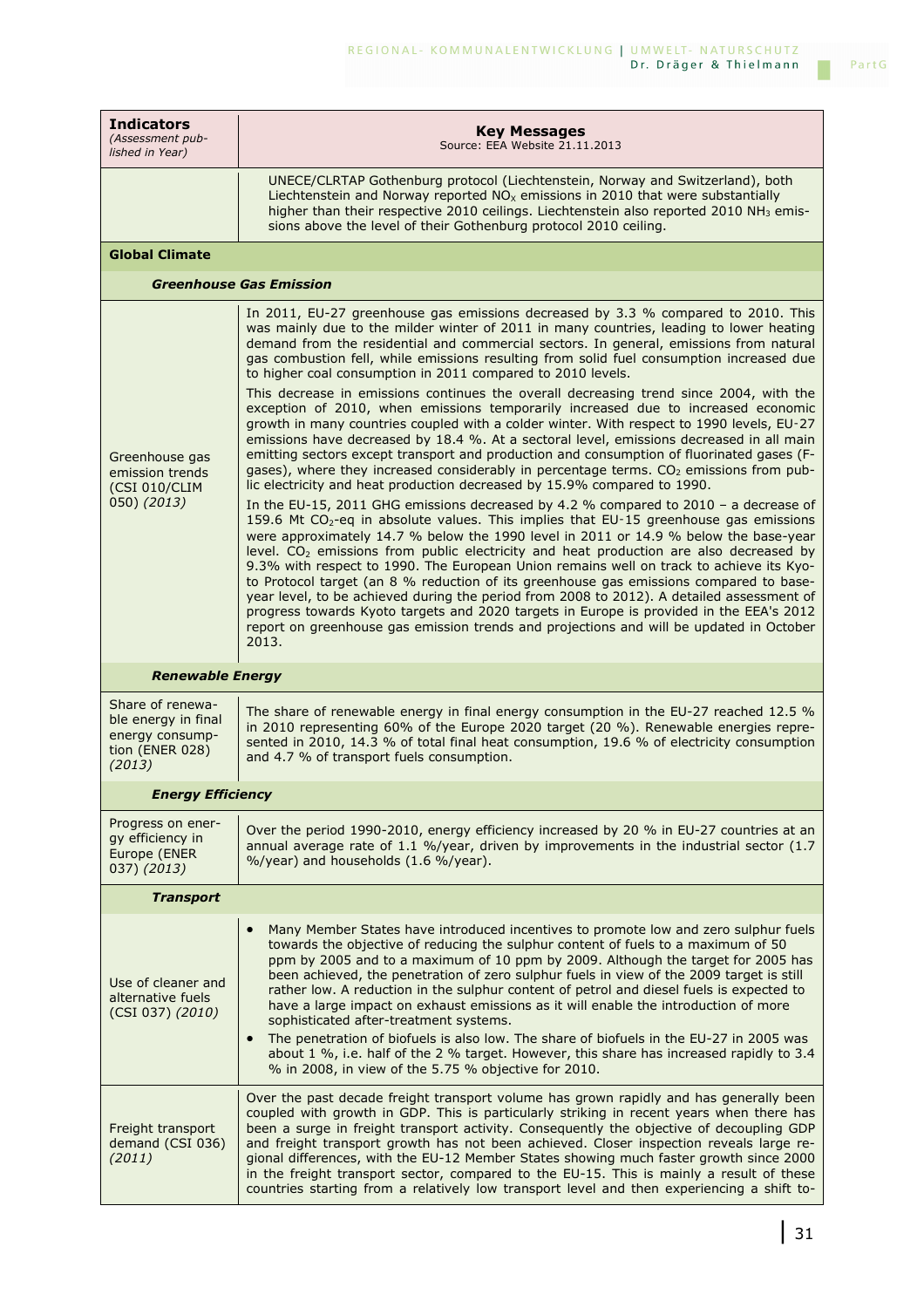| **Indicators** *(Assessment published in Year)* | **Key Messages** Source: EEA Website 21.11.2013 |
|---|---|
| | UNECE/CLRTAP Gothenburg protocol (Liechtenstein, Norway and Switzerland), both Liechtenstein and Norway reported $NO_x$ emissions in 2010 that were substantially higher than their respective 2010 ceilings. Liechtenstein also reported 2010 $NH_3$ emissions above the level of their Gothenburg protocol 2010 ceiling. |
| **Global Climate** | |
| ***Greenhouse Gas Emission*** | |
| Greenhouse gas emission trends (CSI 010/CLIM 050) *(2013)* | In 2011, EU-27 greenhouse gas emissions decreased by 3.3 % compared to 2010. This was mainly due to the milder winter of 2011 in many countries, leading to lower heating demand from the residential and commercial sectors. In general, emissions from natural gas combustion fell, while emissions resulting from solid fuel consumption increased due to higher coal consumption in 2011 compared to 2010 levels.<br>This decrease in emissions continues the overall decreasing trend since 2004, with the exception of 2010, when emissions temporarily increased due to increased economic growth in many countries coupled with a colder winter. With respect to 1990 levels, EU-27 emissions have decreased by 18.4 %. At a sectoral level, emissions decreased in all main emitting sectors except transport and production and consumption of fluorinated gases (F-gases), where they increased considerably in percentage terms. $CO_2$ emissions from public electricity and heat production decreased by 15.9% compared to 1990.<br>In the EU-15, 2011 GHG emissions decreased by 4.2 % compared to 2010 – a decrease of 159.6 Mt $CO_2$-eq in absolute values. This implies that EU-15 greenhouse gas emissions were approximately 14.7 % below the 1990 level in 2011 or 14.9 % below the base-year level. $CO_2$ emissions from public electricity and heat production are also decreased by 9.3% with respect to 1990. The European Union remains well on track to achieve its Kyoto Protocol target (an 8 % reduction of its greenhouse gas emissions compared to base-year level, to be achieved during the period from 2008 to 2012). A detailed assessment of progress towards Kyoto targets and 2020 targets in Europe is provided in the EEA's 2012 report on greenhouse gas emission trends and projections and will be updated in October 2013. |
| ***Renewable Energy*** | |
| Share of renewable energy in final energy consumption (ENER 028) *(2013)* | The share of renewable energy in final energy consumption in the EU-27 reached 12.5 % in 2010 representing 60% of the Europe 2020 target (20 %). Renewable energies represented in 2010, 14.3 % of total final heat consumption, 19.6 % of electricity consumption and 4.7 % of transport fuels consumption. |
| ***Energy Efficiency*** | |
| Progress on energy efficiency in Europe (ENER 037) *(2013)* | Over the period 1990-2010, energy efficiency increased by 20 % in EU-27 countries at an annual average rate of 1.1 %/year, driven by improvements in the industrial sector (1.7 %/year) and households (1.6 %/year). |
| ***Transport*** | |
| Use of cleaner and alternative fuels (CSI 037) *(2010)* | • Many Member States have introduced incentives to promote low and zero sulphur fuels towards the objective of reducing the sulphur content of fuels to a maximum of 50 ppm by 2005 and to a maximum of 10 ppm by 2009. Although the target for 2005 has been achieved, the penetration of zero sulphur fuels in view of the 2009 target is still rather low. A reduction in the sulphur content of petrol and diesel fuels is expected to have a large impact on exhaust emissions as it will enable the introduction of more sophisticated after-treatment systems.<br>• The penetration of biofuels is also low. The share of biofuels in the EU-27 in 2005 was about 1 %, i.e. half of the 2 % target. However, this share has increased rapidly to 3.4 % in 2008, in view of the 5.75 % objective for 2010. |
| Freight transport demand (CSI 036) *(2011)* | Over the past decade freight transport volume has grown rapidly and has generally been coupled with growth in GDP. This is particularly striking in recent years when there has been a surge in freight transport activity. Consequently the objective of decoupling GDP and freight transport growth has not been achieved. Closer inspection reveals large regional differences, with the EU-12 Member States showing much faster growth since 2000 in the freight transport sector, compared to the EU-15. This is mainly a result of these countries starting from a relatively low transport level and then experiencing a shift to- |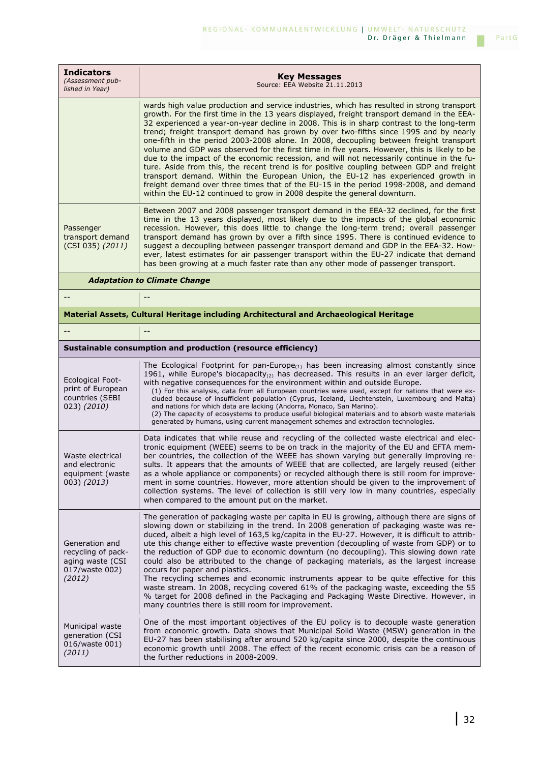| **Indicators** *(Assessment published in Year)* | **Key Messages** Source: EEA Website 21.11.2013 |
|---|---|
| | wards high value production and service industries, which has resulted in strong transport growth. For the first time in the 13 years displayed, freight transport demand in the EEA-32 experienced a year-on-year decline in 2008. This is in sharp contrast to the long-term trend; freight transport demand has grown by over two-fifths since 1995 and by nearly one-fifth in the period 2003-2008 alone. In 2008, decoupling between freight transport volume and GDP was observed for the first time in five years. However, this is likely to be due to the impact of the economic recession, and will not necessarily continue in the future. Aside from this, the recent trend is for positive coupling between GDP and freight transport demand. Within the European Union, the EU-12 has experienced growth in freight demand over three times that of the EU-15 in the period 1998-2008, and demand within the EU-12 continued to grow in 2008 despite the general downturn. |
| Passenger transport demand (CSI 035) *(2011)* | Between 2007 and 2008 passenger transport demand in the EEA-32 declined, for the first time in the 13 years displayed, most likely due to the impacts of the global economic recession. However, this does little to change the long-term trend; overall passenger transport demand has grown by over a fifth since 1995. There is continued evidence to suggest a decoupling between passenger transport demand and GDP in the EEA-32. However, latest estimates for air passenger transport within the EU-27 indicate that demand has been growing at a much faster rate than any other mode of passenger transport. |
| ***Adaptation to Climate Change*** | |
| -- | -- |
| **Material Assets, Cultural Heritage including Architectural and Archaeological Heritage** | |
| -- | -- |
| **Sustainable consumption and production (resource efficiency)** | |
| Ecological Footprint of European countries (SEBI 023) *(2010)* | The Ecological Footprint for pan-Europe$_{(1)}$ has been increasing almost constantly since 1961, while Europe's biocapacity$_{(2)}$ has decreased. This results in an ever larger deficit, with negative consequences for the environment within and outside Europe. (1) For this analysis, data from all European countries were used, except for nations that were excluded because of insufficient population (Cyprus, Iceland, Liechtenstein, Luxembourg and Malta) and nations for which data are lacking (Andorra, Monaco, San Marino). (2) The capacity of ecosystems to produce useful biological materials and to absorb waste materials generated by humans, using current management schemes and extraction technologies. |
| Waste electrical and electronic equipment (waste 003) *(2013)* | Data indicates that while reuse and recycling of the collected waste electrical and electronic equipment (WEEE) seems to be on track in the majority of the EU and EFTA member countries, the collection of the WEEE has shown varying but generally improving results. It appears that the amounts of WEEE that are collected, are largely reused (either as a whole appliance or components) or recycled although there is still room for improvement in some countries. However, more attention should be given to the improvement of collection systems. The level of collection is still very low in many countries, especially when compared to the amount put on the market. |
| Generation and recycling of packaging waste (CSI 017/waste 002) *(2012)* | The generation of packaging waste per capita in EU is growing, although there are signs of slowing down or stabilizing in the trend. In 2008 generation of packaging waste was reduced, albeit a high level of 163,5 kg/capita in the EU-27. However, it is difficult to attribute this change either to effective waste prevention (decoupling of waste from GDP) or to the reduction of GDP due to economic downturn (no decoupling). This slowing down rate could also be attributed to the change of packaging materials, as the largest increase occurs for paper and plastics. The recycling schemes and economic instruments appear to be quite effective for this waste stream. In 2008, recycling covered 61% of the packaging waste, exceeding the 55 % target for 2008 defined in the Packaging and Packaging Waste Directive. However, in many countries there is still room for improvement. |
| Municipal waste generation (CSI 016/waste 001) *(2011)* | One of the most important objectives of the EU policy is to decouple waste generation from economic growth. Data shows that Municipal Solid Waste (MSW) generation in the EU-27 has been stabilising after around 520 kg/capita since 2000, despite the continuous economic growth until 2008. The effect of the recent economic crisis can be a reason of the further reductions in 2008-2009. |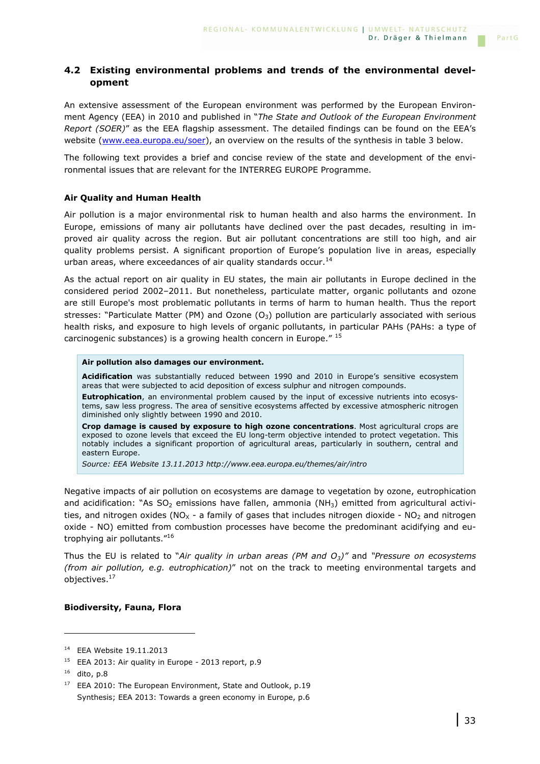## 4.2 Existing environmental problems and trends of the environmental development

An extensive assessment of the European environment was performed by the European Environment Agency (EEA) in 2010 and published in "*The State and Outlook of the European Environment Report (SOER)*" as the EEA flagship assessment. The detailed findings can be found on the EEA's website (www.eea.europa.eu/soer), an overview on the results of the synthesis in table 3 below.

The following text provides a brief and concise review of the state and development of the environmental issues that are relevant for the INTERREG EUROPE Programme.

### Air Quality and Human Health

Air pollution is a major environmental risk to human health and also harms the environment. In Europe, emissions of many air pollutants have declined over the past decades, resulting in improved air quality across the region. But air pollutant concentrations are still too high, and air quality problems persist. A significant proportion of Europe's population live in areas, especially urban areas, where exceedances of air quality standards occur.[14]

As the actual report on air quality in EU states, the main air pollutants in Europe declined in the considered period 2002–2011. But nonetheless, particulate matter, organic pollutants and ozone are still Europe's most problematic pollutants in terms of harm to human health. Thus the report stresses: "Particulate Matter (PM) and Ozone ($O_3$) pollution are particularly associated with serious health risks, and exposure to high levels of organic pollutants, in particular PAHs (PAHs: a type of carcinogenic substances) is a growing health concern in Europe." [15]

> **Air pollution also damages our environment.**
>
> **Acidification** was substantially reduced between 1990 and 2010 in Europe's sensitive ecosystem areas that were subjected to acid deposition of excess sulphur and nitrogen compounds.
>
> **Eutrophication**, an environmental problem caused by the input of excessive nutrients into ecosystems, saw less progress. The area of sensitive ecosystems affected by excessive atmospheric nitrogen diminished only slightly between 1990 and 2010.
>
> **Crop damage is caused by exposure to high ozone concentrations**. Most agricultural crops are exposed to ozone levels that exceed the EU long-term objective intended to protect vegetation. This notably includes a significant proportion of agricultural areas, particularly in southern, central and eastern Europe.
>
> *Source: EEA Website 13.11.2013 http://www.eea.europa.eu/themes/air/intro*

Negative impacts of air pollution on ecosystems are damage to vegetation by ozone, eutrophication and acidification: "As $SO_2$ emissions have fallen, ammonia ($NH_3$) emitted from agricultural activities, and nitrogen oxides ($NO_X$ - a family of gases that includes nitrogen dioxide - $NO_2$ and nitrogen oxide - NO) emitted from combustion processes have become the predominant acidifying and eutrophying air pollutants."[16]

Thus the EU is related to "*Air quality in urban areas (PM and $O_3$)*" and *"Pressure on ecosystems (from air pollution, e.g. eutrophication)*" not on the track to meeting environmental targets and objectives.[17]

### Biodiversity, Fauna, Flora

---

[14] EEA Website 19.11.2013

[15] EEA 2013: Air quality in Europe - 2013 report, p.9

[16] dito, p.8

[17] EEA 2010: The European Environment, State and Outlook, p.19 Synthesis; EEA 2013: Towards a green economy in Europe, p.6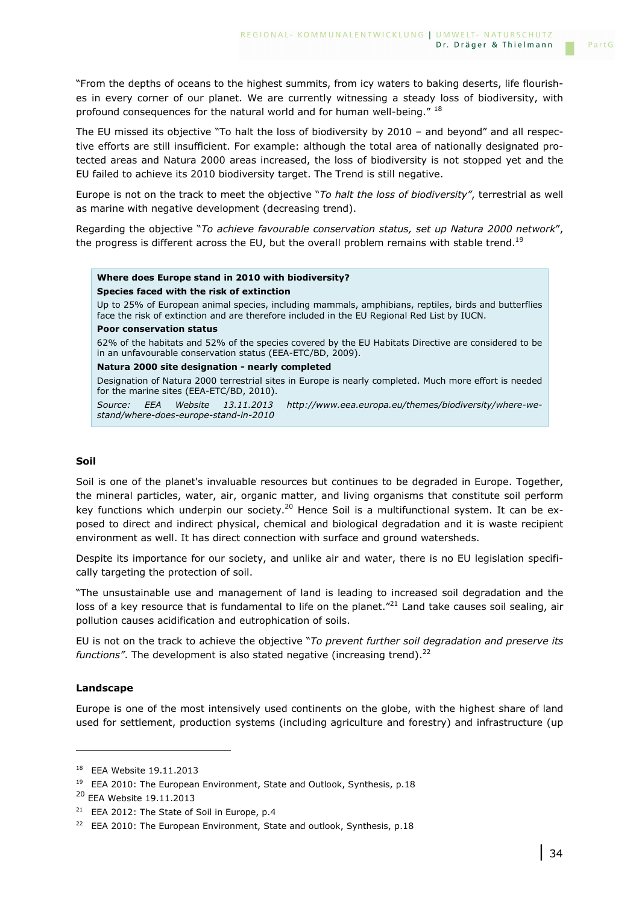"From the depths of oceans to the highest summits, from icy waters to baking deserts, life flourishes in every corner of our planet. We are currently witnessing a steady loss of biodiversity, with profound consequences for the natural world and for human well-being." [18]

The EU missed its objective "To halt the loss of biodiversity by 2010 – and beyond" and all respective efforts are still insufficient. For example: although the total area of nationally designated protected areas and Natura 2000 areas increased, the loss of biodiversity is not stopped yet and the EU failed to achieve its 2010 biodiversity target. The Trend is still negative.

Europe is not on the track to meet the objective "*To halt the loss of biodiversity"*, terrestrial as well as marine with negative development (decreasing trend).

Regarding the objective "*To achieve favourable conservation status, set up Natura 2000 network*", the progress is different across the EU, but the overall problem remains with stable trend.[19]

> **Where does Europe stand in 2010 with biodiversity?**
>
> **Species faced with the risk of extinction**
>
> Up to 25% of European animal species, including mammals, amphibians, reptiles, birds and butterflies face the risk of extinction and are therefore included in the EU Regional Red List by IUCN.
>
> **Poor conservation status**
>
> 62% of the habitats and 52% of the species covered by the EU Habitats Directive are considered to be in an unfavourable conservation status (EEA-ETC/BD, 2009).
>
> **Natura 2000 site designation - nearly completed**
>
> Designation of Natura 2000 terrestrial sites in Europe is nearly completed. Much more effort is needed for the marine sites (EEA-ETC/BD, 2010).
>
> *Source: EEA Website 13.11.2013 http://www.eea.europa.eu/themes/biodiversity/where-we-stand/where-does-europe-stand-in-2010*

**Soil**

Soil is one of the planet's invaluable resources but continues to be degraded in Europe. Together, the mineral particles, water, air, organic matter, and living organisms that constitute soil perform key functions which underpin our society.[20] Hence Soil is a multifunctional system. It can be exposed to direct and indirect physical, chemical and biological degradation and it is waste recipient environment as well. It has direct connection with surface and ground watersheds.

Despite its importance for our society, and unlike air and water, there is no EU legislation specifically targeting the protection of soil.

"The unsustainable use and management of land is leading to increased soil degradation and the loss of a key resource that is fundamental to life on the planet."[21] Land take causes soil sealing, air pollution causes acidification and eutrophication of soils.

EU is not on the track to achieve the objective "*To prevent further soil degradation and preserve its functions"*. The development is also stated negative (increasing trend).[22]

**Landscape**

Europe is one of the most intensively used continents on the globe, with the highest share of land used for settlement, production systems (including agriculture and forestry) and infrastructure (up

---

[18] EEA Website 19.11.2013

[19] EEA 2010: The European Environment, State and Outlook, Synthesis, p.18

[20] EEA Website 19.11.2013

[21] EEA 2012: The State of Soil in Europe, p.4

[22] EEA 2010: The European Environment, State and outlook, Synthesis, p.18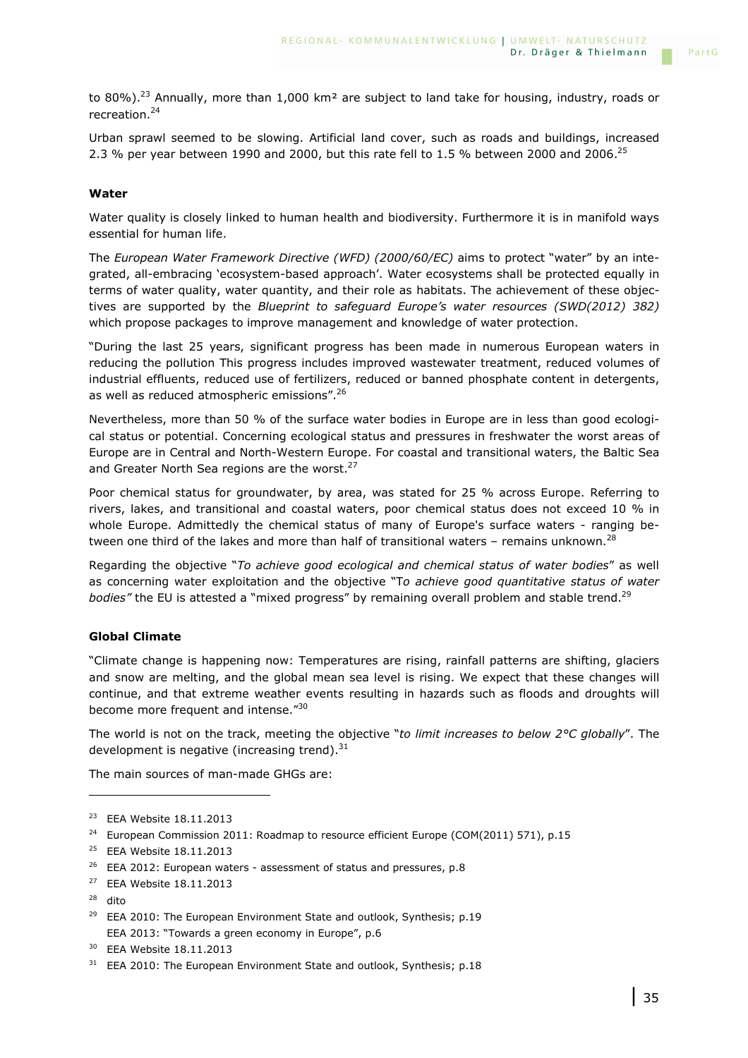to 80%).[23] Annually, more than 1,000 km² are subject to land take for housing, industry, roads or recreation.[24]

Urban sprawl seemed to be slowing. Artificial land cover, such as roads and buildings, increased 2.3 % per year between 1990 and 2000, but this rate fell to 1.5 % between 2000 and 2006.[25]

**Water**

Water quality is closely linked to human health and biodiversity. Furthermore it is in manifold ways essential for human life.

The *European Water Framework Directive (WFD) (2000/60/EC)* aims to protect "water" by an integrated, all-embracing 'ecosystem-based approach'. Water ecosystems shall be protected equally in terms of water quality, water quantity, and their role as habitats. The achievement of these objectives are supported by the *Blueprint to safeguard Europe's water resources (SWD(2012) 382)* which propose packages to improve management and knowledge of water protection.

"During the last 25 years, significant progress has been made in numerous European waters in reducing the pollution This progress includes improved wastewater treatment, reduced volumes of industrial effluents, reduced use of fertilizers, reduced or banned phosphate content in detergents, as well as reduced atmospheric emissions".[26]

Nevertheless, more than 50 % of the surface water bodies in Europe are in less than good ecological status or potential. Concerning ecological status and pressures in freshwater the worst areas of Europe are in Central and North-Western Europe. For coastal and transitional waters, the Baltic Sea and Greater North Sea regions are the worst.[27]

Poor chemical status for groundwater, by area, was stated for 25 % across Europe. Referring to rivers, lakes, and transitional and coastal waters, poor chemical status does not exceed 10 % in whole Europe. Admittedly the chemical status of many of Europe's surface waters - ranging between one third of the lakes and more than half of transitional waters – remains unknown.[28]

Regarding the objective "*To achieve good ecological and chemical status of water bodies*" as well as concerning water exploitation and the objective "T*o achieve good quantitative status of water bodies"* the EU is attested a "mixed progress" by remaining overall problem and stable trend.[29]

**Global Climate**

"Climate change is happening now: Temperatures are rising, rainfall patterns are shifting, glaciers and snow are melting, and the global mean sea level is rising. We expect that these changes will continue, and that extreme weather events resulting in hazards such as floods and droughts will become more frequent and intense."[30]

The world is not on the track, meeting the objective "*to limit increases to below 2°C globally*". The development is negative (increasing trend).[31]

The main sources of man-made GHGs are:

---

[23] EEA Website 18.11.2013

[24] European Commission 2011: Roadmap to resource efficient Europe (COM(2011) 571), p.15

[25] EEA Website 18.11.2013

[26] EEA 2012: European waters - assessment of status and pressures, p.8

[27] EEA Website 18.11.2013

[28] dito

[29] EEA 2010: The European Environment State and outlook, Synthesis; p.19
EEA 2013: "Towards a green economy in Europe", p.6

[30] EEA Website 18.11.2013

[31] EEA 2010: The European Environment State and outlook, Synthesis; p.18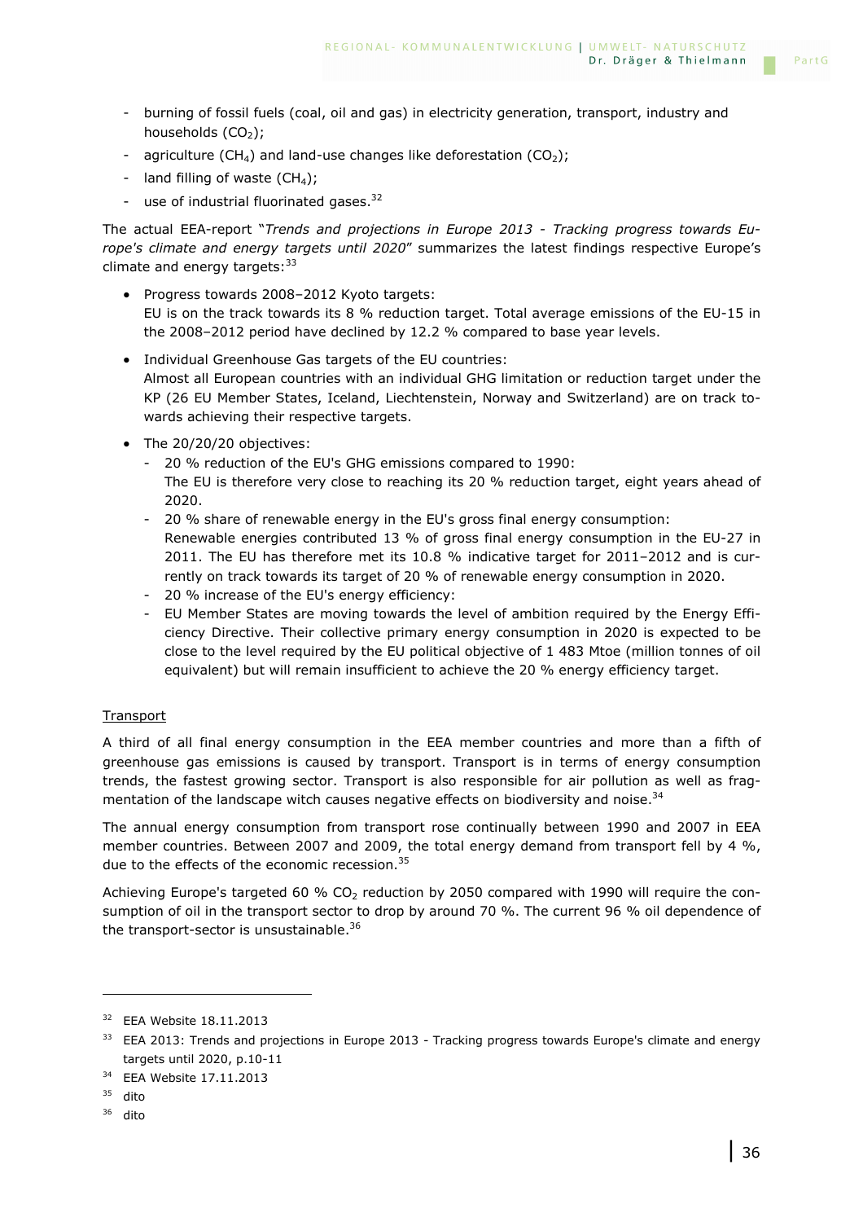- burning of fossil fuels (coal, oil and gas) in electricity generation, transport, industry and households ($CO_2$);
- agriculture ($CH_4$) and land-use changes like deforestation ($CO_2$);
- land filling of waste ($CH_4$);
- use of industrial fluorinated gases.[32]

The actual EEA-report "*Trends and projections in Europe 2013 - Tracking progress towards Europe's climate and energy targets until 2020*" summarizes the latest findings respective Europe's climate and energy targets:[33]

- Progress towards 2008–2012 Kyoto targets:
  EU is on the track towards its 8 % reduction target. Total average emissions of the EU-15 in the 2008–2012 period have declined by 12.2 % compared to base year levels.
- Individual Greenhouse Gas targets of the EU countries:
  Almost all European countries with an individual GHG limitation or reduction target under the KP (26 EU Member States, Iceland, Liechtenstein, Norway and Switzerland) are on track towards achieving their respective targets.
- The 20/20/20 objectives:
  - 20 % reduction of the EU's GHG emissions compared to 1990:
    The EU is therefore very close to reaching its 20 % reduction target, eight years ahead of 2020.
  - 20 % share of renewable energy in the EU's gross final energy consumption:
    Renewable energies contributed 13 % of gross final energy consumption in the EU-27 in 2011. The EU has therefore met its 10.8 % indicative target for 2011–2012 and is currently on track towards its target of 20 % of renewable energy consumption in 2020.
  - 20 % increase of the EU's energy efficiency:
  - EU Member States are moving towards the level of ambition required by the Energy Efficiency Directive. Their collective primary energy consumption in 2020 is expected to be close to the level required by the EU political objective of 1 483 Mtoe (million tonnes of oil equivalent) but will remain insufficient to achieve the 20 % energy efficiency target.

Transport

A third of all final energy consumption in the EEA member countries and more than a fifth of greenhouse gas emissions is caused by transport. Transport is in terms of energy consumption trends, the fastest growing sector. Transport is also responsible for air pollution as well as fragmentation of the landscape witch causes negative effects on biodiversity and noise.[34]

The annual energy consumption from transport rose continually between 1990 and 2007 in EEA member countries. Between 2007 and 2009, the total energy demand from transport fell by 4 %, due to the effects of the economic recession.[35]

Achieving Europe's targeted 60 % $CO_2$ reduction by 2050 compared with 1990 will require the consumption of oil in the transport sector to drop by around 70 %. The current 96 % oil dependence of the transport-sector is unsustainable.[36]

---

[32] EEA Website 18.11.2013

[33] EEA 2013: Trends and projections in Europe 2013 - Tracking progress towards Europe's climate and energy targets until 2020, p.10-11

[34] EEA Website 17.11.2013

[35] dito

[36] dito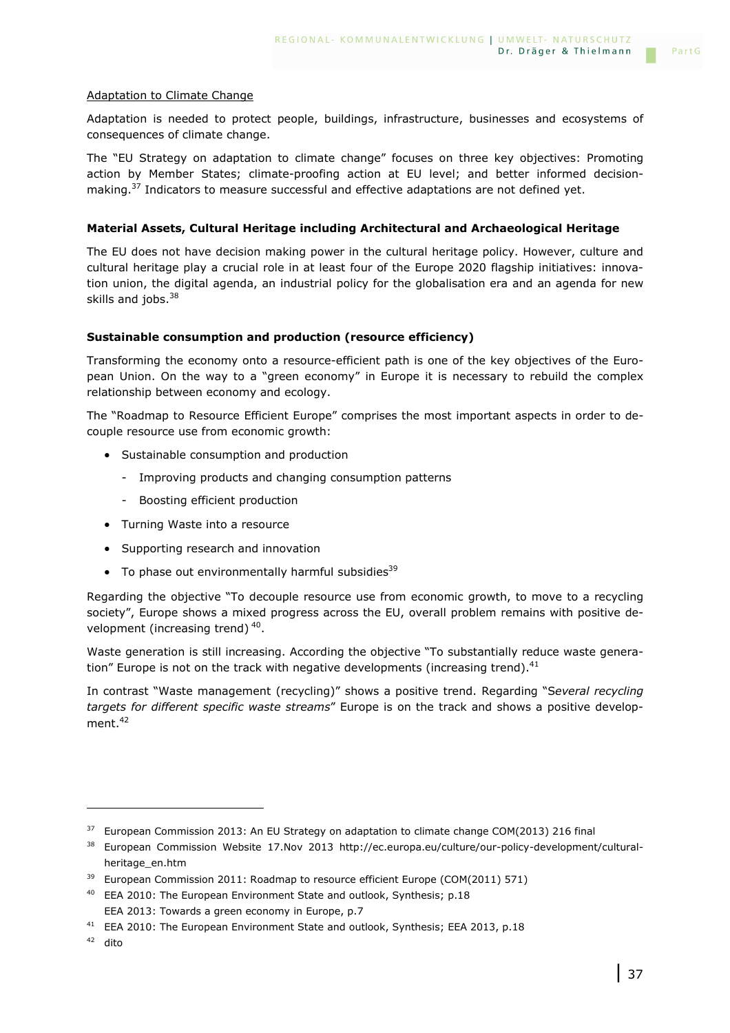Adaptation to Climate Change

Adaptation is needed to protect people, buildings, infrastructure, businesses and ecosystems of consequences of climate change.

The "EU Strategy on adaptation to climate change" focuses on three key objectives: Promoting action by Member States; climate-proofing action at EU level; and better informed decision-making.[37] Indicators to measure successful and effective adaptations are not defined yet.

**Material Assets, Cultural Heritage including Architectural and Archaeological Heritage**

The EU does not have decision making power in the cultural heritage policy. However, culture and cultural heritage play a crucial role in at least four of the Europe 2020 flagship initiatives: innovation union, the digital agenda, an industrial policy for the globalisation era and an agenda for new skills and jobs.[38]

**Sustainable consumption and production (resource efficiency)**

Transforming the economy onto a resource-efficient path is one of the key objectives of the European Union. On the way to a "green economy" in Europe it is necessary to rebuild the complex relationship between economy and ecology.

The "Roadmap to Resource Efficient Europe" comprises the most important aspects in order to decouple resource use from economic growth:

- Sustainable consumption and production
  - Improving products and changing consumption patterns
  - Boosting efficient production
- Turning Waste into a resource
- Supporting research and innovation
- To phase out environmentally harmful subsidies[39]

Regarding the objective "To decouple resource use from economic growth, to move to a recycling society", Europe shows a mixed progress across the EU, overall problem remains with positive development (increasing trend)[40].

Waste generation is still increasing. According the objective "To substantially reduce waste generation" Europe is not on the track with negative developments (increasing trend).[41]

In contrast "Waste management (recycling)" shows a positive trend. Regarding "S*everal recycling targets for different specific waste streams*" Europe is on the track and shows a positive development.[42]

---

[37] European Commission 2013: An EU Strategy on adaptation to climate change COM(2013) 216 final

[38] European Commission Website 17.Nov 2013 http://ec.europa.eu/culture/our-policy-development/cultural-heritage_en.htm

[39] European Commission 2011: Roadmap to resource efficient Europe (COM(2011) 571)

[40] EEA 2010: The European Environment State and outlook, Synthesis; p.18
EEA 2013: Towards a green economy in Europe, p.7

[41] EEA 2010: The European Environment State and outlook, Synthesis; EEA 2013, p.18

[42] dito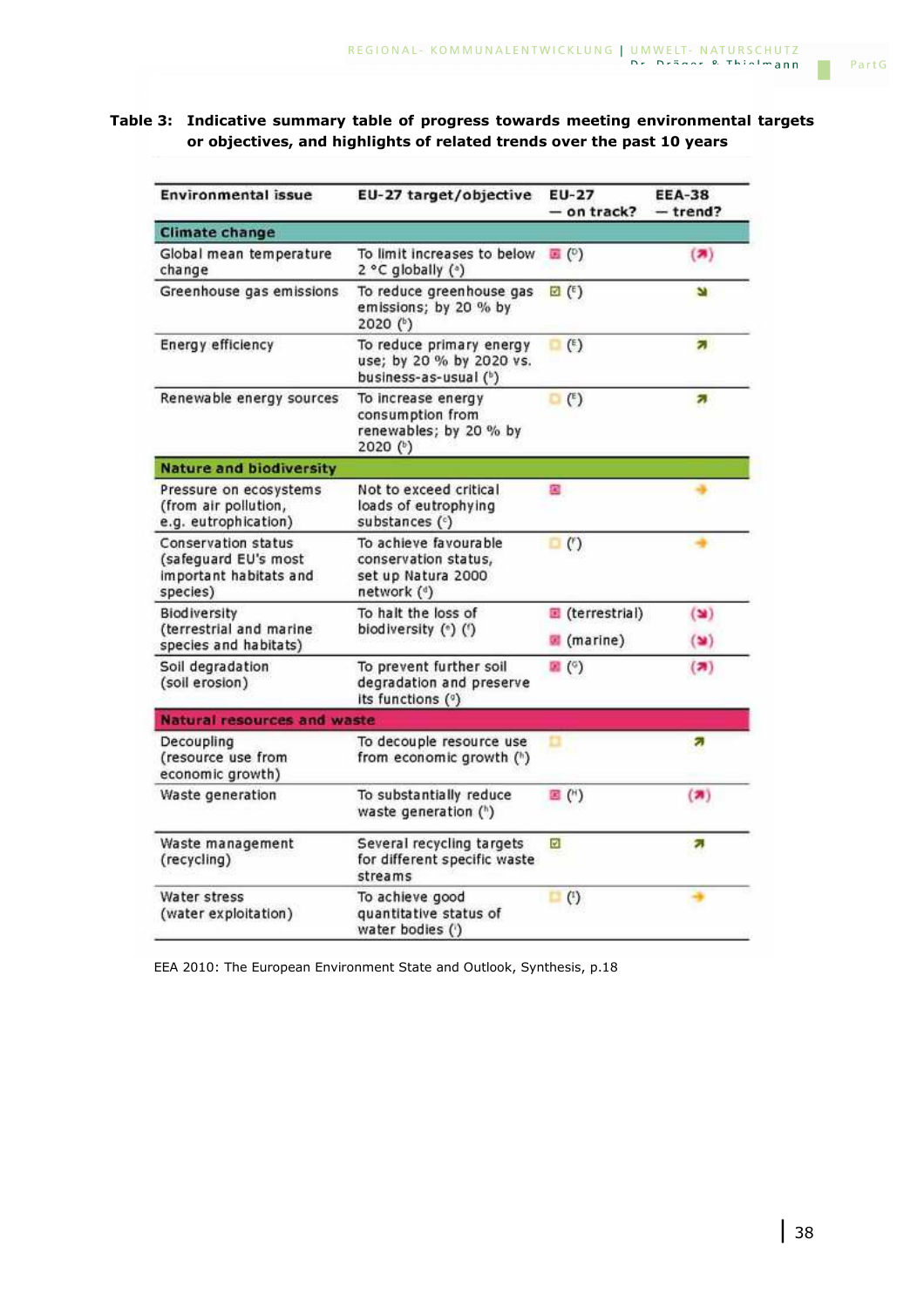**Table 3: Indicative summary table of progress towards meeting environmental targets or objectives, and highlights of related trends over the past 10 years**

| Environmental issue | EU-27 target/objective | EU-27 — on track? | EEA-38 — trend? |
|---|---|---|---|
| **Climate change** | | | |
| Global mean temperature change | To limit increases to below 2 °C globally (a) | ☒ (D) | (↗) |
| Greenhouse gas emissions | To reduce greenhouse gas emissions; by 20 % by 2020 (b) | ☑ (E) | ↘ |
| Energy efficiency | To reduce primary energy use; by 20 % by 2020 vs. business-as-usual (b) | ☐ (E) | ↗ |
| Renewable energy sources | To increase energy consumption from renewables; by 20 % by 2020 (b) | ☐ (E) | ↗ |
| **Nature and biodiversity** | | | |
| Pressure on ecosystems (from air pollution, e.g. eutrophication) | Not to exceed critical loads of eutrophying substances (c) | ☒ | → |
| Conservation status (safeguard EU's most important habitats and species) | To achieve favourable conservation status, set up Natura 2000 network (d) | ☐ (F) | → |
| Biodiversity (terrestrial and marine species and habitats) | To halt the loss of biodiversity (e) (f) | ☒ (terrestrial) | (↘) |
| | | ☒ (marine) | (↘) |
| Soil degradation (soil erosion) | To prevent further soil degradation and preserve its functions (g) | ☒ (G) | (↗) |
| **Natural resources and waste** | | | |
| Decoupling (resource use from economic growth) | To decouple resource use from economic growth (h) | ☐ | ↗ |
| Waste generation | To substantially reduce waste generation (h) | ☒ (H) | (↗) |
| Waste management (recycling) | Several recycling targets for different specific waste streams | ☑ | ↗ |
| Water stress (water exploitation) | To achieve good quantitative status of water bodies (i) | ☐ (I) | → |

EEA 2010: The European Environment State and Outlook, Synthesis, p.18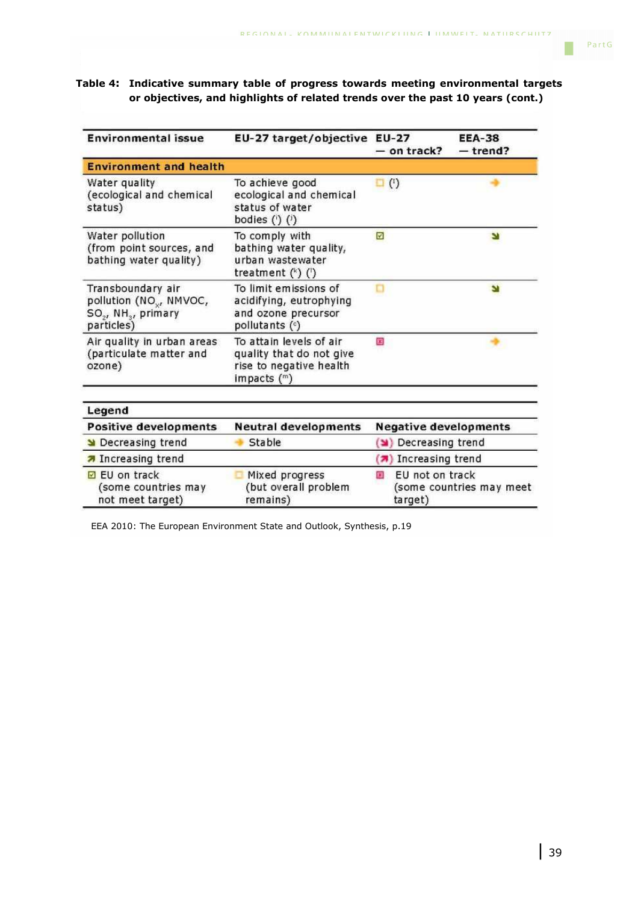**Table 4: Indicative summary table of progress towards meeting environmental targets or objectives, and highlights of related trends over the past 10 years (cont.)**

| Environmental issue | EU-27 target/objective | EU-27 — on track? | EEA-38 — trend? |
|---|---|---|---|
| **Environment and health** | | | |
| Water quality (ecological and chemical status) | To achieve good ecological and chemical status of water bodies (ʲ) (ⁱ) | ☐ (ⁱ) | ➜ |
| Water pollution (from point sources, and bathing water quality) | To comply with bathing water quality, urban wastewater treatment (ᵏ) (ⁱ) | ☑ | ↘ |
| Transboundary air pollution ($NO_x$, NMVOC, $SO_2$, $NH_3$, primary particles) | To limit emissions of acidifying, eutrophying and ozone precursor pollutants (ᶜ) | ☐ | ↘ |
| Air quality in urban areas (particulate matter and ozone) | To attain levels of air quality that do not give rise to negative health impacts (ᵐ) | ☒ | ➜ |

| Legend | | |
|---|---|---|
| **Positive developments** | **Neutral developments** | **Negative developments** |
| ↘ Decreasing trend | ➜ Stable | (↘) Decreasing trend |
| ↗ Increasing trend | | (↗) Increasing trend |
| ☑ EU on track (some countries may not meet target) | ☐ Mixed progress (but overall problem remains) | ☒ EU not on track (some countries may meet target) |

EEA 2010: The European Environment State and Outlook, Synthesis, p.19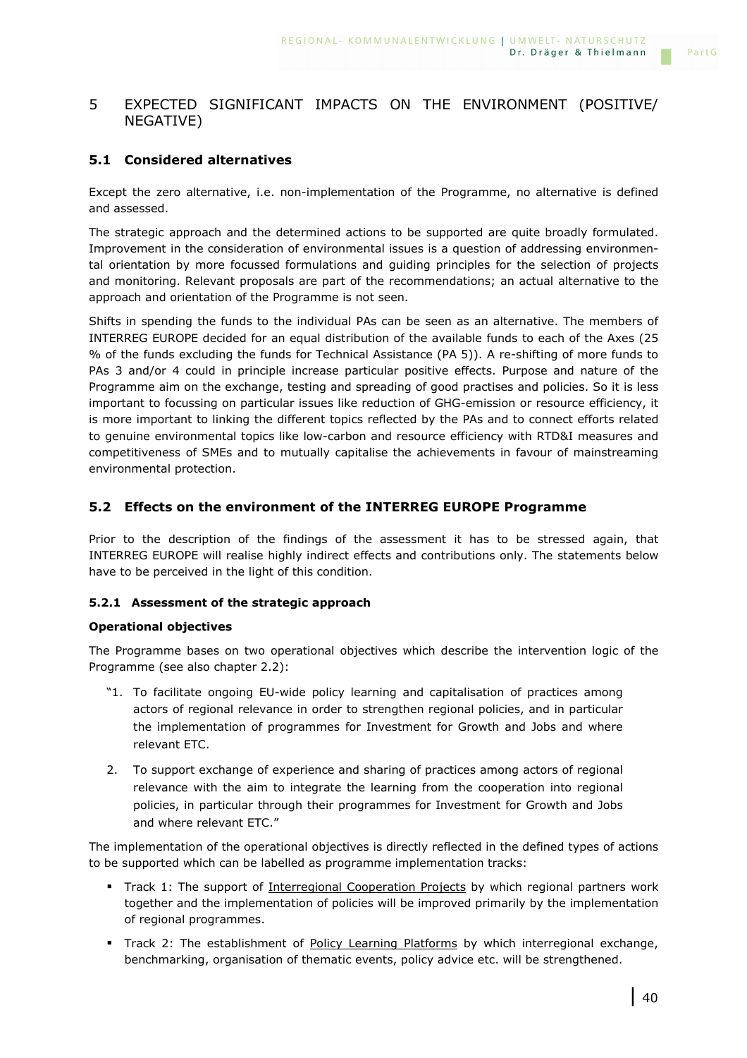# 5 EXPECTED SIGNIFICANT IMPACTS ON THE ENVIRONMENT (POSITIVE/ NEGATIVE)

## 5.1 Considered alternatives

Except the zero alternative, i.e. non-implementation of the Programme, no alternative is defined and assessed.

The strategic approach and the determined actions to be supported are quite broadly formulated. Improvement in the consideration of environmental issues is a question of addressing environmental orientation by more focussed formulations and guiding principles for the selection of projects and monitoring. Relevant proposals are part of the recommendations; an actual alternative to the approach and orientation of the Programme is not seen.

Shifts in spending the funds to the individual PAs can be seen as an alternative. The members of INTERREG EUROPE decided for an equal distribution of the available funds to each of the Axes (25 % of the funds excluding the funds for Technical Assistance (PA 5)). A re-shifting of more funds to PAs 3 and/or 4 could in principle increase particular positive effects. Purpose and nature of the Programme aim on the exchange, testing and spreading of good practises and policies. So it is less important to focussing on particular issues like reduction of GHG-emission or resource efficiency, it is more important to linking the different topics reflected by the PAs and to connect efforts related to genuine environmental topics like low-carbon and resource efficiency with RTD&I measures and competitiveness of SMEs and to mutually capitalise the achievements in favour of mainstreaming environmental protection.

## 5.2 Effects on the environment of the INTERREG EUROPE Programme

Prior to the description of the findings of the assessment it has to be stressed again, that INTERREG EUROPE will realise highly indirect effects and contributions only. The statements below have to be perceived in the light of this condition.

### 5.2.1 Assessment of the strategic approach

**Operational objectives**

The Programme bases on two operational objectives which describe the intervention logic of the Programme (see also chapter 2.2):

"1. To facilitate ongoing EU-wide policy learning and capitalisation of practices among actors of regional relevance in order to strengthen regional policies, and in particular the implementation of programmes for Investment for Growth and Jobs and where relevant ETC.

2. To support exchange of experience and sharing of practices among actors of regional relevance with the aim to integrate the learning from the cooperation into regional policies, in particular through their programmes for Investment for Growth and Jobs and where relevant ETC."

The implementation of the operational objectives is directly reflected in the defined types of actions to be supported which can be labelled as programme implementation tracks:

- Track 1: The support of Interregional Cooperation Projects by which regional partners work together and the implementation of policies will be improved primarily by the implementation of regional programmes.
- Track 2: The establishment of Policy Learning Platforms by which interregional exchange, benchmarking, organisation of thematic events, policy advice etc. will be strengthened.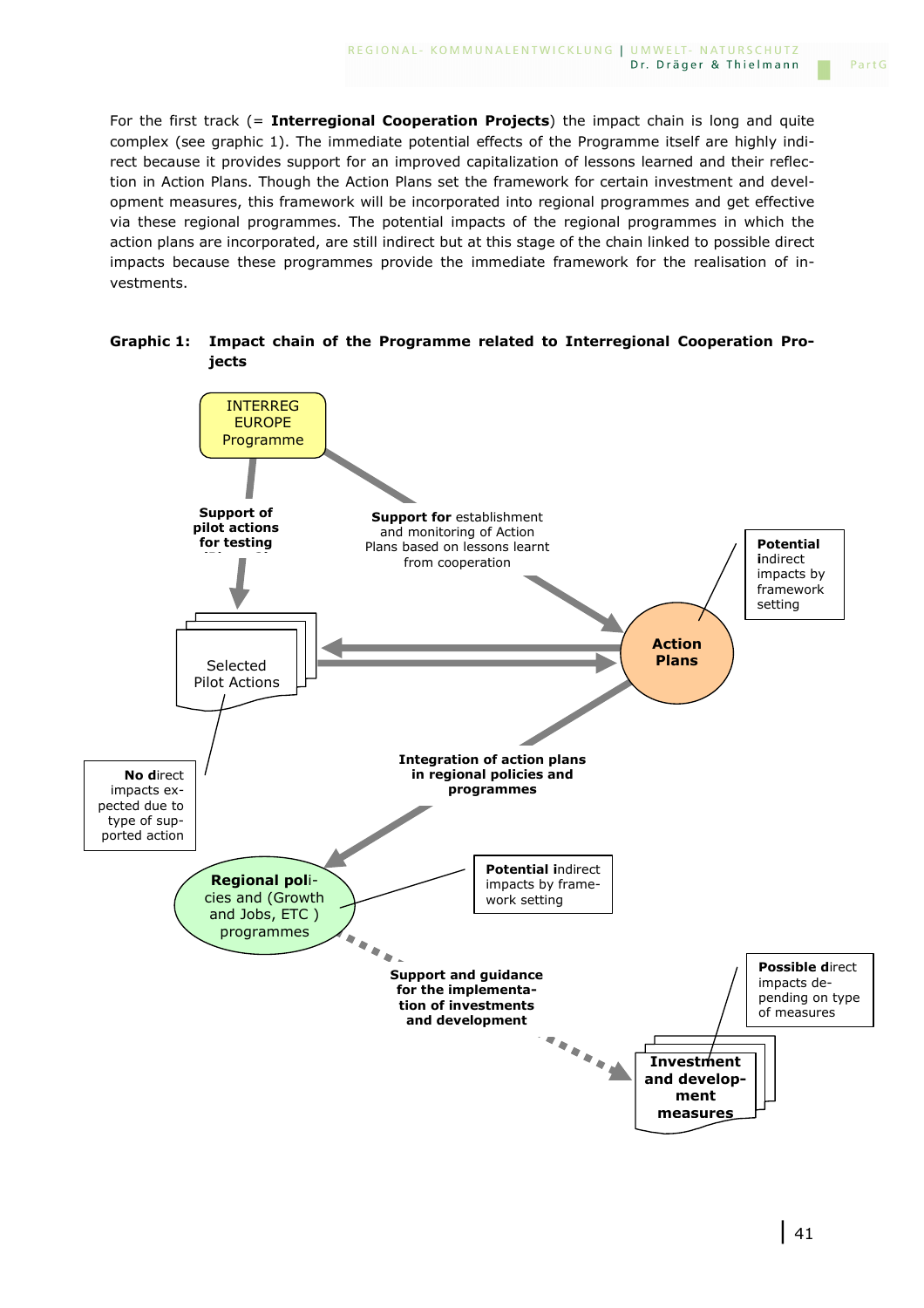For the first track (= **Interregional Cooperation Projects**) the impact chain is long and quite complex (see graphic 1). The immediate potential effects of the Programme itself are highly indirect because it provides support for an improved capitalization of lessons learned and their reflection in Action Plans. Though the Action Plans set the framework for certain investment and development measures, this framework will be incorporated into regional programmes and get effective via these regional programmes. The potential impacts of the regional programmes in which the action plans are incorporated, are still indirect but at this stage of the chain linked to possible direct impacts because these programmes provide the immediate framework for the realisation of investments.

**Graphic 1: Impact chain of the Programme related to Interregional Cooperation Projects**

INTERREG EUROPE Programme

**Support of pilot actions for testing**

**Support for** establishment and monitoring of Action Plans based on lessons learnt from cooperation

**Potential indirect** impacts by framework setting

Selected Pilot Actions

**Action Plans**

**No direct** impacts expected due to type of supported action

**Integration of action plans in regional policies and programmes**

**Regional policies** and (Growth and Jobs, ETC ) programmes

**Potential indirect** impacts by framework setting

**Support and guidance for the implementation of investments and development**

**Possible direct** impacts depending on type of measures

**Investment and development measures**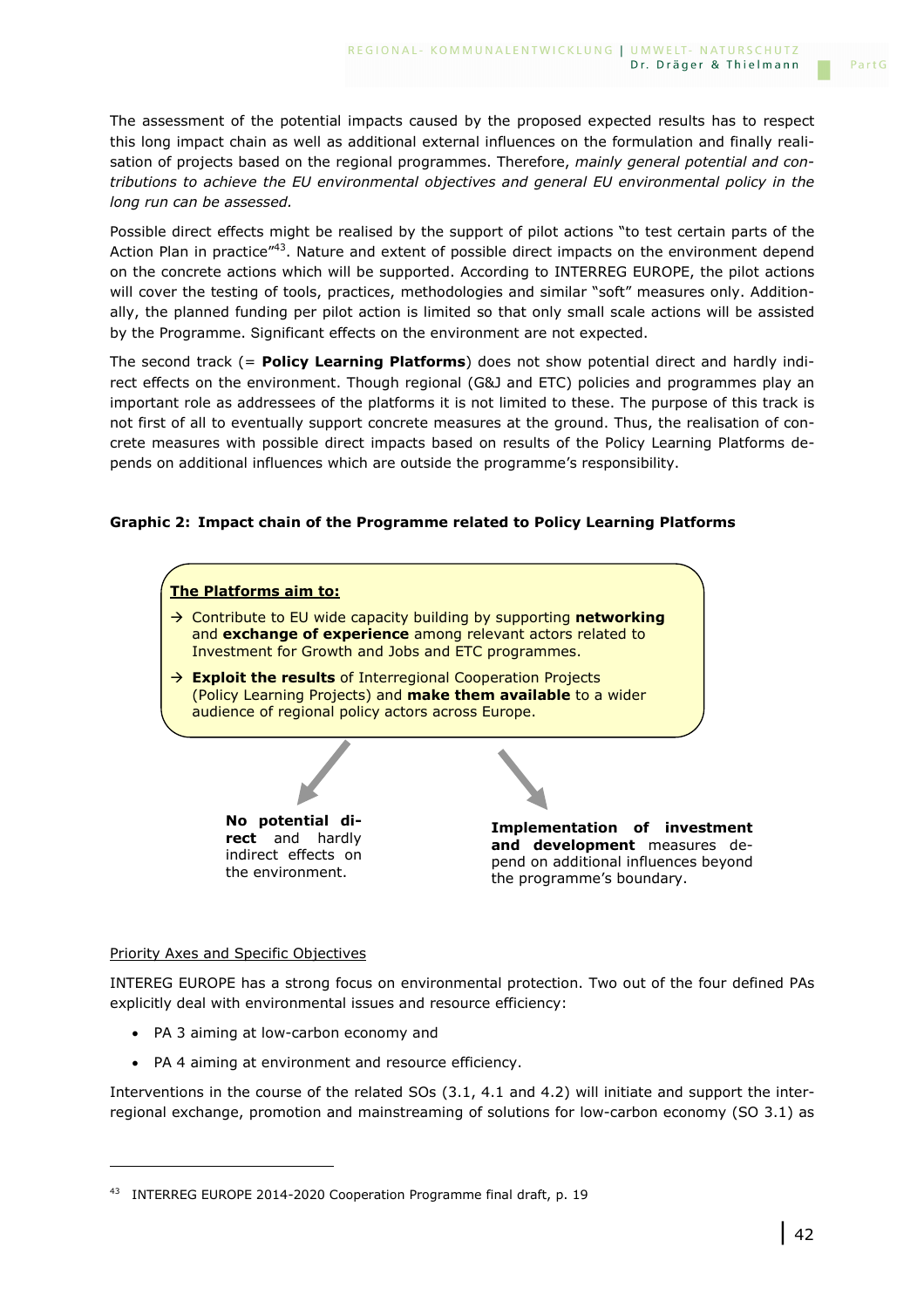The assessment of the potential impacts caused by the proposed expected results has to respect this long impact chain as well as additional external influences on the formulation and finally realisation of projects based on the regional programmes. Therefore, *mainly general potential and contributions to achieve the EU environmental objectives and general EU environmental policy in the long run can be assessed.*

Possible direct effects might be realised by the support of pilot actions "to test certain parts of the Action Plan in practice"[43]. Nature and extent of possible direct impacts on the environment depend on the concrete actions which will be supported. According to INTERREG EUROPE, the pilot actions will cover the testing of tools, practices, methodologies and similar "soft" measures only. Additionally, the planned funding per pilot action is limited so that only small scale actions will be assisted by the Programme. Significant effects on the environment are not expected.

The second track (= **Policy Learning Platforms**) does not show potential direct and hardly indirect effects on the environment. Though regional (G&J and ETC) policies and programmes play an important role as addressees of the platforms it is not limited to these. The purpose of this track is not first of all to eventually support concrete measures at the ground. Thus, the realisation of concrete measures with possible direct impacts based on results of the Policy Learning Platforms depends on additional influences which are outside the programme's responsibility.

**Graphic 2: Impact chain of the Programme related to Policy Learning Platforms**

**The Platforms aim to:**

→ Contribute to EU wide capacity building by supporting **networking** and **exchange of experience** among relevant actors related to Investment for Growth and Jobs and ETC programmes.

→ **Exploit the results** of Interregional Cooperation Projects (Policy Learning Projects) and **make them available** to a wider audience of regional policy actors across Europe.

**No potential direct** and hardly indirect effects on the environment.

**Implementation of investment and development** measures depend on additional influences beyond the programme's boundary.

Priority Axes and Specific Objectives

INTEREG EUROPE has a strong focus on environmental protection. Two out of the four defined PAs explicitly deal with environmental issues and resource efficiency:

- PA 3 aiming at low-carbon economy and
- PA 4 aiming at environment and resource efficiency.

Interventions in the course of the related SOs (3.1, 4.1 and 4.2) will initiate and support the interregional exchange, promotion and mainstreaming of solutions for low-carbon economy (SO 3.1) as

[43] INTERREG EUROPE 2014-2020 Cooperation Programme final draft, p. 19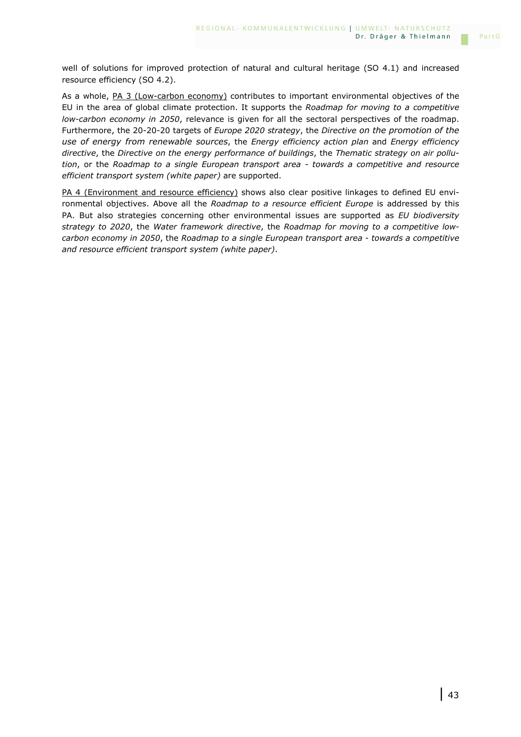well of solutions for improved protection of natural and cultural heritage (SO 4.1) and increased resource efficiency (SO 4.2).

As a whole, <u>PA 3 (Low-carbon economy)</u> contributes to important environmental objectives of the EU in the area of global climate protection. It supports the *Roadmap for moving to a competitive low-carbon economy in 2050*, relevance is given for all the sectoral perspectives of the roadmap. Furthermore, the 20-20-20 targets of *Europe 2020 strategy*, the *Directive on the promotion of the use of energy from renewable sources*, the *Energy efficiency action plan* and *Energy efficiency directive*, the *Directive on the energy performance of buildings*, the *Thematic strategy on air pollution*, or the *Roadmap to a single European transport area - towards a competitive and resource efficient transport system (white paper)* are supported.

<u>PA 4 (Environment and resource efficiency)</u> shows also clear positive linkages to defined EU environmental objectives. Above all the *Roadmap to a resource efficient Europe* is addressed by this PA. But also strategies concerning other environmental issues are supported as *EU biodiversity strategy to 2020*, the *Water framework directive*, the *Roadmap for moving to a competitive low-carbon economy in 2050*, the *Roadmap to a single European transport area - towards a competitive and resource efficient transport system (white paper)*.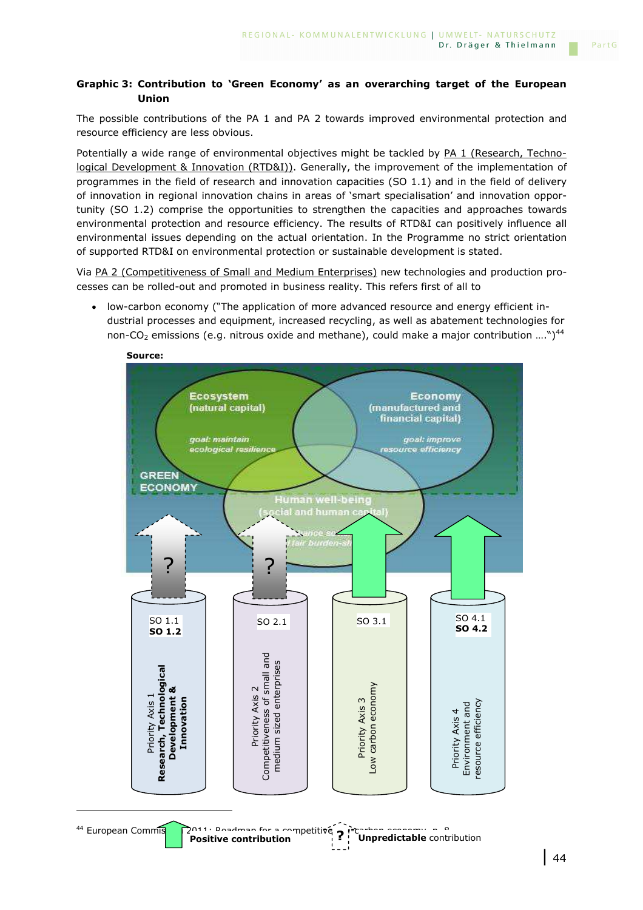**Graphic 3: Contribution to 'Green Economy' as an overarching target of the European Union**

The possible contributions of the PA 1 and PA 2 towards improved environmental protection and resource efficiency are less obvious.

Potentially a wide range of environmental objectives might be tackled by PA 1 (Research, Technological Development & Innovation (RTD&I)). Generally, the improvement of the implementation of programmes in the field of research and innovation capacities (SO 1.1) and in the field of delivery of innovation in regional innovation chains in areas of 'smart specialisation' and innovation opportunity (SO 1.2) comprise the opportunities to strengthen the capacities and approaches towards environmental protection and resource efficiency. The results of RTD&I can positively influence all environmental issues depending on the actual orientation. In the Programme no strict orientation of supported RTD&I on environmental protection or sustainable development is stated.

Via PA 2 (Competitiveness of Small and Medium Enterprises) new technologies and production processes can be rolled-out and promoted in business reality. This refers first of all to

- low-carbon economy ("The application of more advanced resource and energy efficient industrial processes and equipment, increased recycling, as well as abatement technologies for non-$CO_2$ emissions (e.g. nitrous oxide and methane), could make a major contribution ….")[44]

**Source:**

Ecosystem (natural capital) — goal: maintain ecological resilience

Economy (manufactured and financial capital) — goal: improve resource efficiency

Human well-being (social and human capital) — enhance social equity and fair burden-sharing

GREEN ECONOMY

| SO 1.1 **SO 1.2** | SO 2.1 | SO 3.1 | SO 4.1 **SO 4.2** |
|---|---|---|---|
| Priority Axis 1 **Research, Technological Development & Innovation** | Priority Axis 2 Competitiveness of small and medium sized enterprises | Priority Axis 3 Low carbon economy | Priority Axis 4 Environment and resource efficiency |
| ? | ? | Positive contribution | Positive contribution |

**Positive contribution** ? **Unpredictable** contribution

[44] European Commission 2011: Roadmap for a competitive low carbon economy, p. 8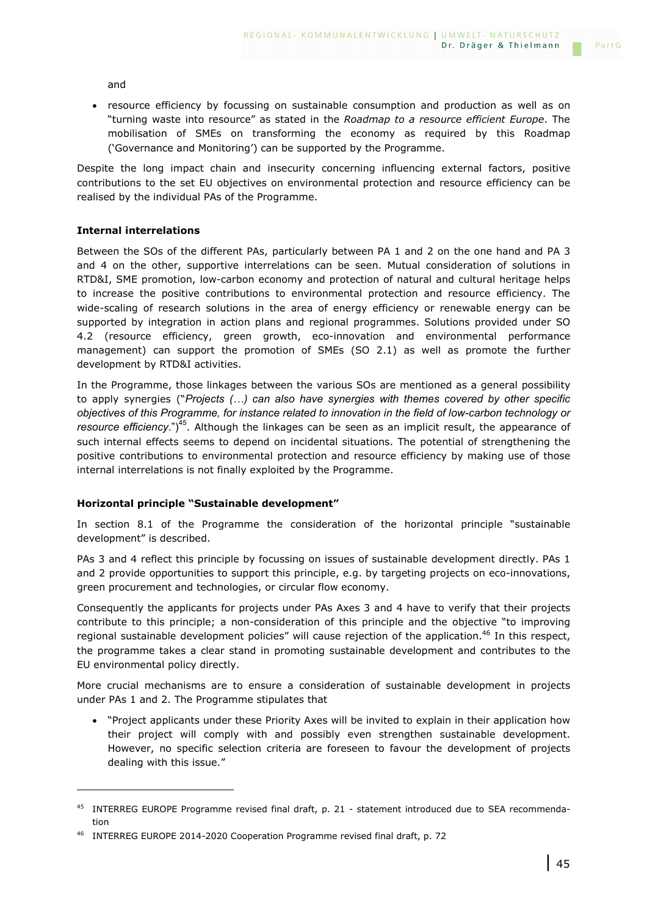and

- resource efficiency by focussing on sustainable consumption and production as well as on "turning waste into resource" as stated in the *Roadmap to a resource efficient Europe*. The mobilisation of SMEs on transforming the economy as required by this Roadmap ('Governance and Monitoring') can be supported by the Programme.

Despite the long impact chain and insecurity concerning influencing external factors, positive contributions to the set EU objectives on environmental protection and resource efficiency can be realised by the individual PAs of the Programme.

**Internal interrelations**

Between the SOs of the different PAs, particularly between PA 1 and 2 on the one hand and PA 3 and 4 on the other, supportive interrelations can be seen. Mutual consideration of solutions in RTD&I, SME promotion, low-carbon economy and protection of natural and cultural heritage helps to increase the positive contributions to environmental protection and resource efficiency. The wide-scaling of research solutions in the area of energy efficiency or renewable energy can be supported by integration in action plans and regional programmes. Solutions provided under SO 4.2 (resource efficiency, green growth, eco-innovation and environmental performance management) can support the promotion of SMEs (SO 2.1) as well as promote the further development by RTD&I activities.

In the Programme, those linkages between the various SOs are mentioned as a general possibility to apply synergies ("*Projects (...) can also have synergies with themes covered by other specific objectives of this Programme, for instance related to innovation in the field of low-carbon technology or resource efficiency.*")[45]. Although the linkages can be seen as an implicit result, the appearance of such internal effects seems to depend on incidental situations. The potential of strengthening the positive contributions to environmental protection and resource efficiency by making use of those internal interrelations is not finally exploited by the Programme.

**Horizontal principle "Sustainable development"**

In section 8.1 of the Programme the consideration of the horizontal principle "sustainable development" is described.

PAs 3 and 4 reflect this principle by focussing on issues of sustainable development directly. PAs 1 and 2 provide opportunities to support this principle, e.g. by targeting projects on eco-innovations, green procurement and technologies, or circular flow economy.

Consequently the applicants for projects under PAs Axes 3 and 4 have to verify that their projects contribute to this principle; a non-consideration of this principle and the objective "to improving regional sustainable development policies" will cause rejection of the application.[46] In this respect, the programme takes a clear stand in promoting sustainable development and contributes to the EU environmental policy directly.

More crucial mechanisms are to ensure a consideration of sustainable development in projects under PAs 1 and 2. The Programme stipulates that

- "Project applicants under these Priority Axes will be invited to explain in their application how their project will comply with and possibly even strengthen sustainable development. However, no specific selection criteria are foreseen to favour the development of projects dealing with this issue."

---

[45] INTERREG EUROPE Programme revised final draft, p. 21 - statement introduced due to SEA recommendation

[46] INTERREG EUROPE 2014-2020 Cooperation Programme revised final draft, p. 72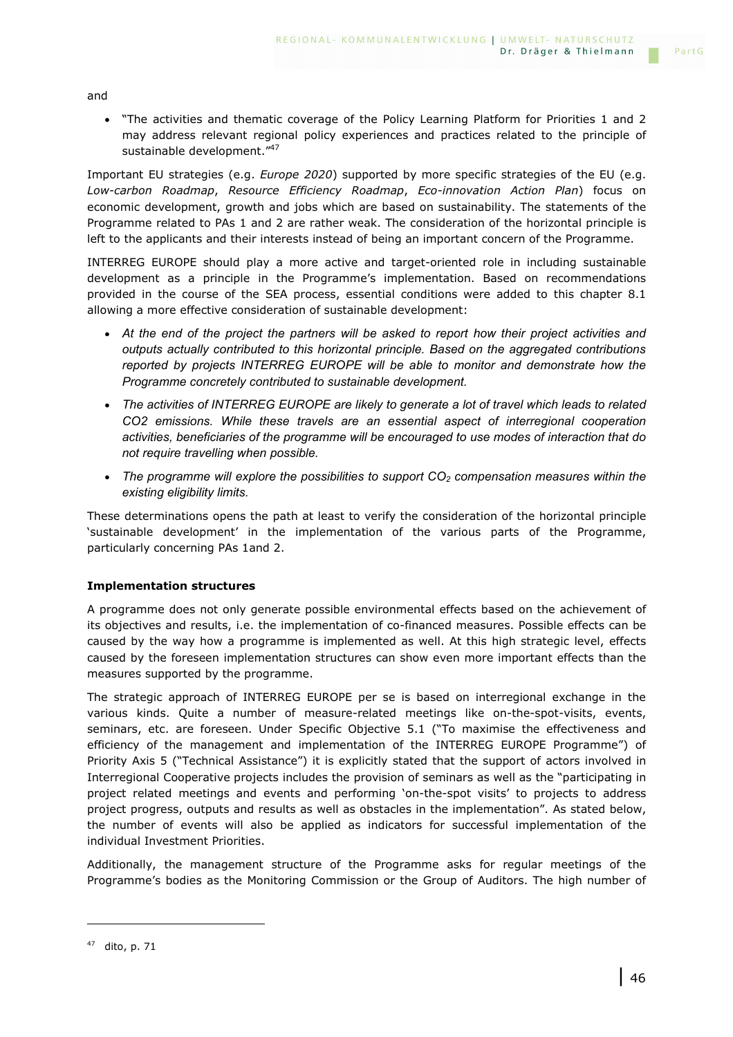and

- "The activities and thematic coverage of the Policy Learning Platform for Priorities 1 and 2 may address relevant regional policy experiences and practices related to the principle of sustainable development."[47]

Important EU strategies (e.g. *Europe 2020*) supported by more specific strategies of the EU (e.g. *Low-carbon Roadmap*, *Resource Efficiency Roadmap*, *Eco-innovation Action Plan*) focus on economic development, growth and jobs which are based on sustainability. The statements of the Programme related to PAs 1 and 2 are rather weak. The consideration of the horizontal principle is left to the applicants and their interests instead of being an important concern of the Programme.

INTERREG EUROPE should play a more active and target-oriented role in including sustainable development as a principle in the Programme's implementation. Based on recommendations provided in the course of the SEA process, essential conditions were added to this chapter 8.1 allowing a more effective consideration of sustainable development:

- *At the end of the project the partners will be asked to report how their project activities and outputs actually contributed to this horizontal principle. Based on the aggregated contributions reported by projects INTERREG EUROPE will be able to monitor and demonstrate how the Programme concretely contributed to sustainable development.*
- *The activities of INTERREG EUROPE are likely to generate a lot of travel which leads to related CO2 emissions. While these travels are an essential aspect of interregional cooperation activities, beneficiaries of the programme will be encouraged to use modes of interaction that do not require travelling when possible.*
- *The programme will explore the possibilities to support $CO_2$ compensation measures within the existing eligibility limits.*

These determinations opens the path at least to verify the consideration of the horizontal principle 'sustainable development' in the implementation of the various parts of the Programme, particularly concerning PAs 1and 2.

**Implementation structures**

A programme does not only generate possible environmental effects based on the achievement of its objectives and results, i.e. the implementation of co-financed measures. Possible effects can be caused by the way how a programme is implemented as well. At this high strategic level, effects caused by the foreseen implementation structures can show even more important effects than the measures supported by the programme.

The strategic approach of INTERREG EUROPE per se is based on interregional exchange in the various kinds. Quite a number of measure-related meetings like on-the-spot-visits, events, seminars, etc. are foreseen. Under Specific Objective 5.1 ("To maximise the effectiveness and efficiency of the management and implementation of the INTERREG EUROPE Programme") of Priority Axis 5 ("Technical Assistance") it is explicitly stated that the support of actors involved in Interregional Cooperative projects includes the provision of seminars as well as the "participating in project related meetings and events and performing 'on-the-spot visits' to projects to address project progress, outputs and results as well as obstacles in the implementation". As stated below, the number of events will also be applied as indicators for successful implementation of the individual Investment Priorities.

Additionally, the management structure of the Programme asks for regular meetings of the Programme's bodies as the Monitoring Commission or the Group of Auditors. The high number of

[47] dito, p. 71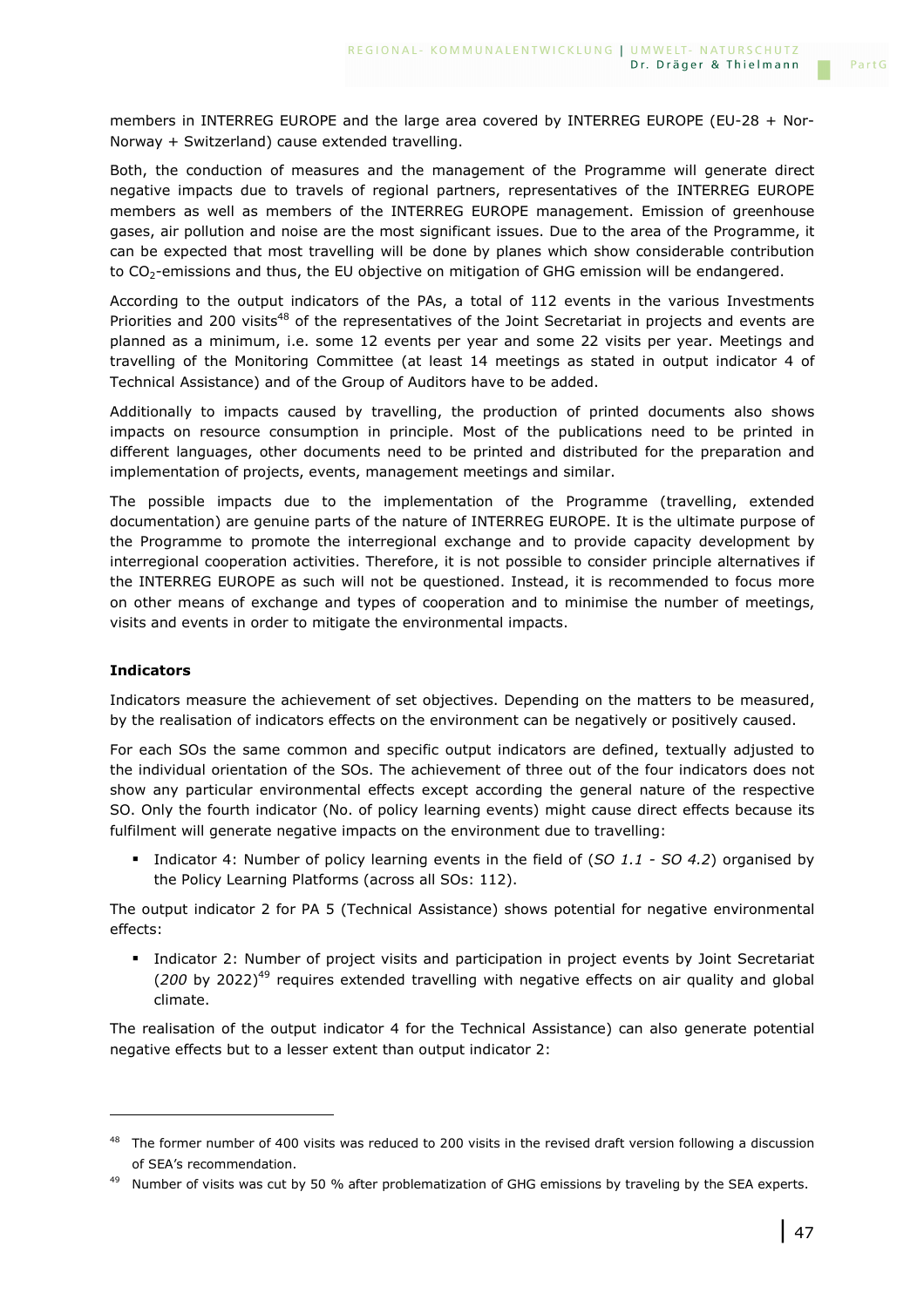members in INTERREG EUROPE and the large area covered by INTERREG EUROPE (EU-28 + Nor-Norway + Switzerland) cause extended travelling.

Both, the conduction of measures and the management of the Programme will generate direct negative impacts due to travels of regional partners, representatives of the INTERREG EUROPE members as well as members of the INTERREG EUROPE management. Emission of greenhouse gases, air pollution and noise are the most significant issues. Due to the area of the Programme, it can be expected that most travelling will be done by planes which show considerable contribution to $CO_2$-emissions and thus, the EU objective on mitigation of GHG emission will be endangered.

According to the output indicators of the PAs, a total of 112 events in the various Investments Priorities and 200 visits[48] of the representatives of the Joint Secretariat in projects and events are planned as a minimum, i.e. some 12 events per year and some 22 visits per year. Meetings and travelling of the Monitoring Committee (at least 14 meetings as stated in output indicator 4 of Technical Assistance) and of the Group of Auditors have to be added.

Additionally to impacts caused by travelling, the production of printed documents also shows impacts on resource consumption in principle. Most of the publications need to be printed in different languages, other documents need to be printed and distributed for the preparation and implementation of projects, events, management meetings and similar.

The possible impacts due to the implementation of the Programme (travelling, extended documentation) are genuine parts of the nature of INTERREG EUROPE. It is the ultimate purpose of the Programme to promote the interregional exchange and to provide capacity development by interregional cooperation activities. Therefore, it is not possible to consider principle alternatives if the INTERREG EUROPE as such will not be questioned. Instead, it is recommended to focus more on other means of exchange and types of cooperation and to minimise the number of meetings, visits and events in order to mitigate the environmental impacts.

**Indicators**

Indicators measure the achievement of set objectives. Depending on the matters to be measured, by the realisation of indicators effects on the environment can be negatively or positively caused.

For each SOs the same common and specific output indicators are defined, textually adjusted to the individual orientation of the SOs. The achievement of three out of the four indicators does not show any particular environmental effects except according the general nature of the respective SO. Only the fourth indicator (No. of policy learning events) might cause direct effects because its fulfilment will generate negative impacts on the environment due to travelling:

- Indicator 4: Number of policy learning events in the field of (*SO 1.1 - SO 4.2*) organised by the Policy Learning Platforms (across all SOs: 112).

The output indicator 2 for PA 5 (Technical Assistance) shows potential for negative environmental effects:

- Indicator 2: Number of project visits and participation in project events by Joint Secretariat (*200* by 2022)[49] requires extended travelling with negative effects on air quality and global climate.

The realisation of the output indicator 4 for the Technical Assistance) can also generate potential negative effects but to a lesser extent than output indicator 2:

---

[48] The former number of 400 visits was reduced to 200 visits in the revised draft version following a discussion of SEA's recommendation.

[49] Number of visits was cut by 50 % after problematization of GHG emissions by traveling by the SEA experts.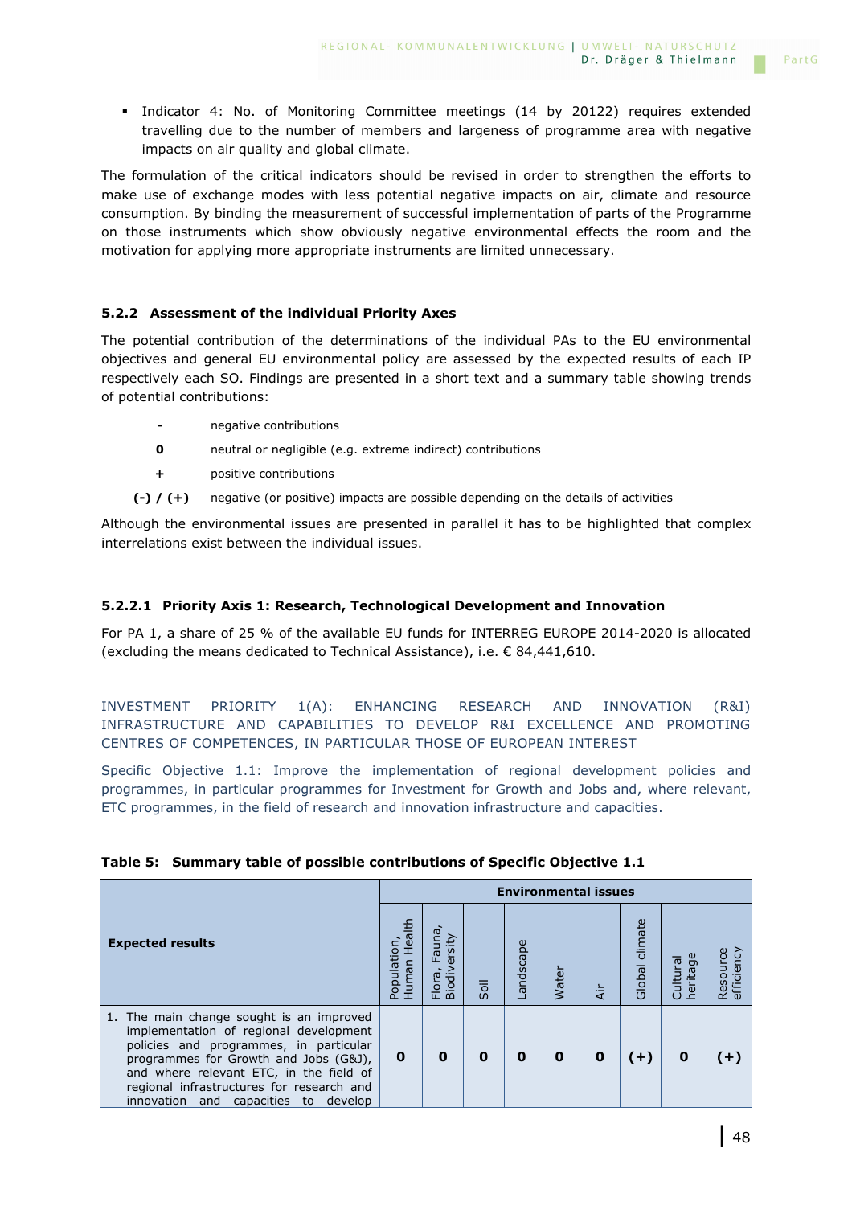- Indicator 4: No. of Monitoring Committee meetings (14 by 20122) requires extended travelling due to the number of members and largeness of programme area with negative impacts on air quality and global climate.

The formulation of the critical indicators should be revised in order to strengthen the efforts to make use of exchange modes with less potential negative impacts on air, climate and resource consumption. By binding the measurement of successful implementation of parts of the Programme on those instruments which show obviously negative environmental effects the room and the motivation for applying more appropriate instruments are limited unnecessary.

### 5.2.2 Assessment of the individual Priority Axes

The potential contribution of the determinations of the individual PAs to the EU environmental objectives and general EU environmental policy are assessed by the expected results of each IP respectively each SO. Findings are presented in a short text and a summary table showing trends of potential contributions:

- **-** negative contributions
- **0** neutral or negligible (e.g. extreme indirect) contributions
- **+** positive contributions
- **(-) / (+)** negative (or positive) impacts are possible depending on the details of activities

Although the environmental issues are presented in parallel it has to be highlighted that complex interrelations exist between the individual issues.

#### 5.2.2.1 Priority Axis 1: Research, Technological Development and Innovation

For PA 1, a share of 25 % of the available EU funds for INTERREG EUROPE 2014-2020 is allocated (excluding the means dedicated to Technical Assistance), i.e. € 84,441,610.

INVESTMENT PRIORITY 1(A): ENHANCING RESEARCH AND INNOVATION (R&I) INFRASTRUCTURE AND CAPABILITIES TO DEVELOP R&I EXCELLENCE AND PROMOTING CENTRES OF COMPETENCES, IN PARTICULAR THOSE OF EUROPEAN INTEREST

Specific Objective 1.1: Improve the implementation of regional development policies and programmes, in particular programmes for Investment for Growth and Jobs and, where relevant, ETC programmes, in the field of research and innovation infrastructure and capacities.

**Table 5: Summary table of possible contributions of Specific Objective 1.1**

| Expected results | Environmental issues | | | | | | | | |
|---|---|---|---|---|---|---|---|---|---|
| | Population, Human Health | Flora, Fauna, Biodiversity | Soil | Landscape | Water | Air | Global climate | Cultural heritage | Resource efficiency |
| 1. The main change sought is an improved implementation of regional development policies and programmes, in particular programmes for Growth and Jobs (G&J), and where relevant ETC, in the field of regional infrastructures for research and innovation and capacities to develop | **0** | **0** | **0** | **0** | **0** | **0** | **(+)** | **0** | **(+)** |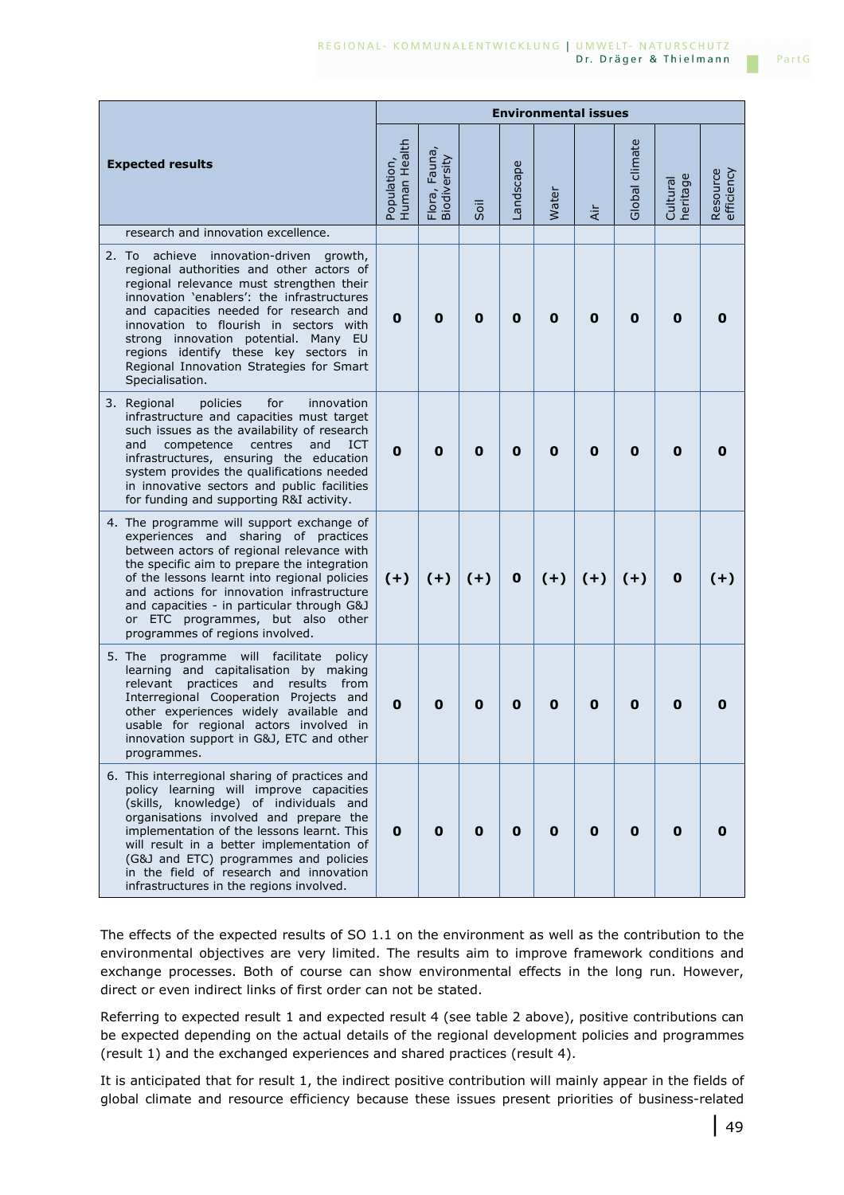| Expected results | Environmental issues | | | | | | | | |
|---|---|---|---|---|---|---|---|---|---|
| | Population, Human Health | Flora, Fauna, Biodiversity | Soil | Landscape | Water | Air | Global climate | Cultural heritage | Resource efficiency |
| research and innovation excellence. | | | | | | | | | |
| 2. To achieve innovation-driven growth, regional authorities and other actors of regional relevance must strengthen their innovation 'enablers': the infrastructures and capacities needed for research and innovation to flourish in sectors with strong innovation potential. Many EU regions identify these key sectors in Regional Innovation Strategies for Smart Specialisation. | **0** | **0** | **0** | **0** | **0** | **0** | **0** | **0** | **0** |
| 3. Regional policies for innovation infrastructure and capacities must target such issues as the availability of research and competence centres and ICT infrastructures, ensuring the education system provides the qualifications needed in innovative sectors and public facilities for funding and supporting R&I activity. | **0** | **0** | **0** | **0** | **0** | **0** | **0** | **0** | **0** |
| 4. The programme will support exchange of experiences and sharing of practices between actors of regional relevance with the specific aim to prepare the integration of the lessons learnt into regional policies and actions for innovation infrastructure and capacities - in particular through G&J or ETC programmes, but also other programmes of regions involved. | **(+)** | **(+)** | **(+)** | **0** | **(+)** | **(+)** | **(+)** | **0** | **(+)** |
| 5. The programme will facilitate policy learning and capitalisation by making relevant practices and results from Interregional Cooperation Projects and other experiences widely available and usable for regional actors involved in innovation support in G&J, ETC and other programmes. | **0** | **0** | **0** | **0** | **0** | **0** | **0** | **0** | **0** |
| 6. This interregional sharing of practices and policy learning will improve capacities (skills, knowledge) of individuals and organisations involved and prepare the implementation of the lessons learnt. This will result in a better implementation of (G&J and ETC) programmes and policies in the field of research and innovation infrastructures in the regions involved. | **0** | **0** | **0** | **0** | **0** | **0** | **0** | **0** | **0** |

The effects of the expected results of SO 1.1 on the environment as well as the contribution to the environmental objectives are very limited. The results aim to improve framework conditions and exchange processes. Both of course can show environmental effects in the long run. However, direct or even indirect links of first order can not be stated.

Referring to expected result 1 and expected result 4 (see table 2 above), positive contributions can be expected depending on the actual details of the regional development policies and programmes (result 1) and the exchanged experiences and shared practices (result 4).

It is anticipated that for result 1, the indirect positive contribution will mainly appear in the fields of global climate and resource efficiency because these issues present priorities of business-related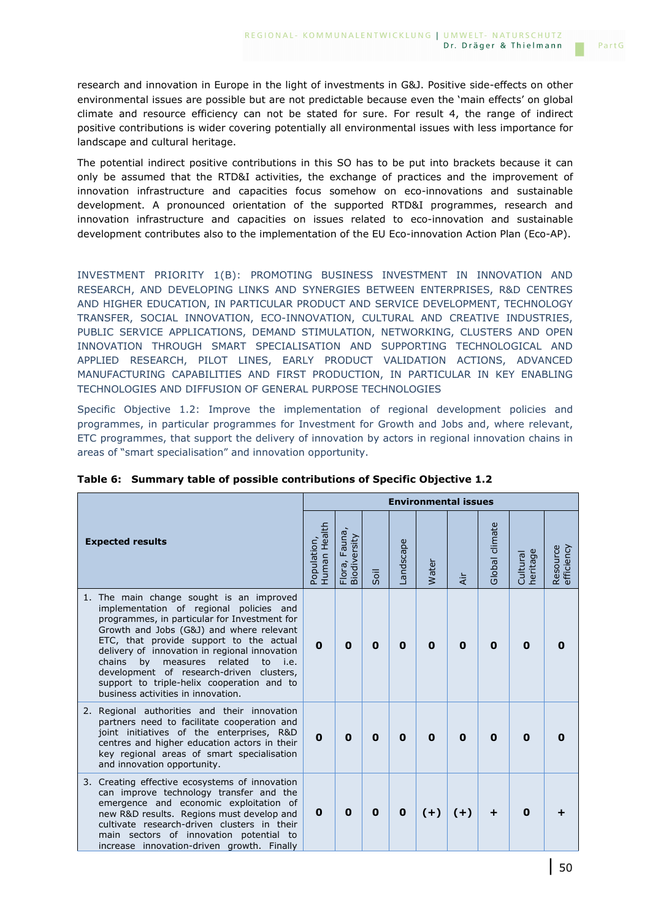research and innovation in Europe in the light of investments in G&J. Positive side-effects on other environmental issues are possible but are not predictable because even the 'main effects' on global climate and resource efficiency can not be stated for sure. For result 4, the range of indirect positive contributions is wider covering potentially all environmental issues with less importance for landscape and cultural heritage.

The potential indirect positive contributions in this SO has to be put into brackets because it can only be assumed that the RTD&I activities, the exchange of practices and the improvement of innovation infrastructure and capacities focus somehow on eco-innovations and sustainable development. A pronounced orientation of the supported RTD&I programmes, research and innovation infrastructure and capacities on issues related to eco-innovation and sustainable development contributes also to the implementation of the EU Eco-innovation Action Plan (Eco-AP).

### INVESTMENT PRIORITY 1(B): PROMOTING BUSINESS INVESTMENT IN INNOVATION AND RESEARCH, AND DEVELOPING LINKS AND SYNERGIES BETWEEN ENTERPRISES, R&D CENTRES AND HIGHER EDUCATION, IN PARTICULAR PRODUCT AND SERVICE DEVELOPMENT, TECHNOLOGY TRANSFER, SOCIAL INNOVATION, ECO-INNOVATION, CULTURAL AND CREATIVE INDUSTRIES, PUBLIC SERVICE APPLICATIONS, DEMAND STIMULATION, NETWORKING, CLUSTERS AND OPEN INNOVATION THROUGH SMART SPECIALISATION AND SUPPORTING TECHNOLOGICAL AND APPLIED RESEARCH, PILOT LINES, EARLY PRODUCT VALIDATION ACTIONS, ADVANCED MANUFACTURING CAPABILITIES AND FIRST PRODUCTION, IN PARTICULAR IN KEY ENABLING TECHNOLOGIES AND DIFFUSION OF GENERAL PURPOSE TECHNOLOGIES

Specific Objective 1.2: Improve the implementation of regional development policies and programmes, in particular programmes for Investment for Growth and Jobs and, where relevant, ETC programmes, that support the delivery of innovation by actors in regional innovation chains in areas of "smart specialisation" and innovation opportunity.

**Table 6: Summary table of possible contributions of Specific Objective 1.2**

| Expected results | Environmental issues | | | | | | | | |
|---|---|---|---|---|---|---|---|---|---|
| | Population, Human Health | Flora, Fauna, Biodiversity | Soil | Landscape | Water | Air | Global climate | Cultural heritage | Resource efficiency |
| 1. The main change sought is an improved implementation of regional policies and programmes, in particular for Investment for Growth and Jobs (G&J) and where relevant ETC, that provide support to the actual delivery of innovation in regional innovation chains by measures related to i.e. development of research-driven clusters, support to triple-helix cooperation and to business activities in innovation. | **0** | **0** | **0** | **0** | **0** | **0** | **0** | **0** | **0** |
| 2. Regional authorities and their innovation partners need to facilitate cooperation and joint initiatives of the enterprises, R&D centres and higher education actors in their key regional areas of smart specialisation and innovation opportunity. | **0** | **0** | **0** | **0** | **0** | **0** | **0** | **0** | **0** |
| 3. Creating effective ecosystems of innovation can improve technology transfer and the emergence and economic exploitation of new R&D results. Regions must develop and cultivate research-driven clusters in their main sectors of innovation potential to increase innovation-driven growth. Finally | **0** | **0** | **0** | **0** | **(+)** | **(+)** | **+** | **0** | **+** |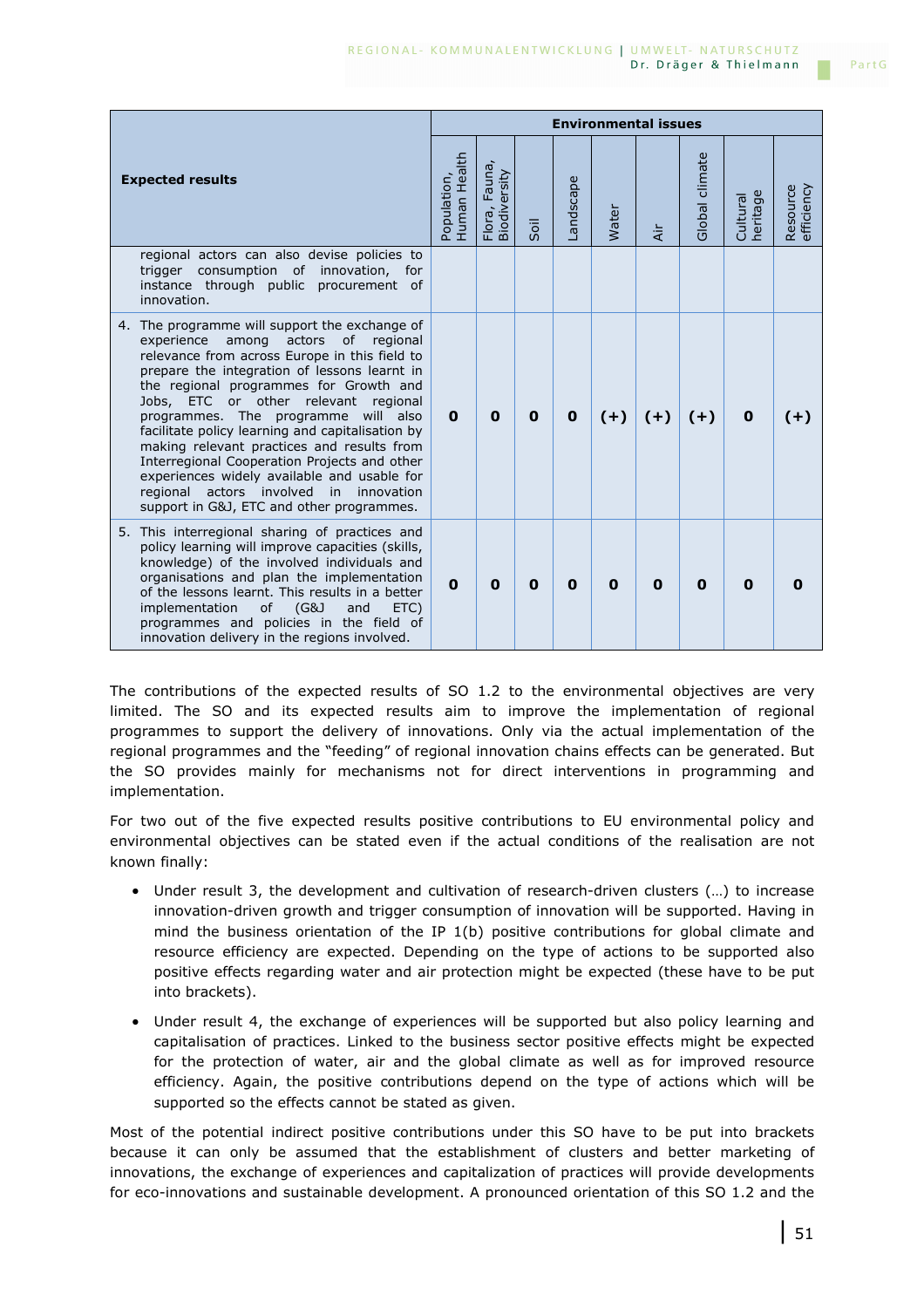| Expected results | Environmental issues | | | | | | | | |
|---|---|---|---|---|---|---|---|---|---|
| | Population, Human Health | Flora, Fauna, Biodiversity | Soil | Landscape | Water | Air | Global climate | Cultural heritage | Resource efficiency |
| regional actors can also devise policies to trigger consumption of innovation, for instance through public procurement of innovation. | | | | | | | | | |
| 4. The programme will support the exchange of experience among actors of regional relevance from across Europe in this field to prepare the integration of lessons learnt in the regional programmes for Growth and Jobs, ETC or other relevant regional programmes. The programme will also facilitate policy learning and capitalisation by making relevant practices and results from Interregional Cooperation Projects and other experiences widely available and usable for regional actors involved in innovation support in G&J, ETC and other programmes. | **0** | **0** | **0** | **0** | **(+)** | **(+)** | **(+)** | **0** | **(+)** |
| 5. This interregional sharing of practices and policy learning will improve capacities (skills, knowledge) of the involved individuals and organisations and plan the implementation of the lessons learnt. This results in a better implementation of (G&J and ETC) programmes and policies in the field of innovation delivery in the regions involved. | **0** | **0** | **0** | **0** | **0** | **0** | **0** | **0** | **0** |

The contributions of the expected results of SO 1.2 to the environmental objectives are very limited. The SO and its expected results aim to improve the implementation of regional programmes to support the delivery of innovations. Only via the actual implementation of the regional programmes and the "feeding" of regional innovation chains effects can be generated. But the SO provides mainly for mechanisms not for direct interventions in programming and implementation.

For two out of the five expected results positive contributions to EU environmental policy and environmental objectives can be stated even if the actual conditions of the realisation are not known finally:

- Under result 3, the development and cultivation of research-driven clusters (…) to increase innovation-driven growth and trigger consumption of innovation will be supported. Having in mind the business orientation of the IP 1(b) positive contributions for global climate and resource efficiency are expected. Depending on the type of actions to be supported also positive effects regarding water and air protection might be expected (these have to be put into brackets).
- Under result 4, the exchange of experiences will be supported but also policy learning and capitalisation of practices. Linked to the business sector positive effects might be expected for the protection of water, air and the global climate as well as for improved resource efficiency. Again, the positive contributions depend on the type of actions which will be supported so the effects cannot be stated as given.

Most of the potential indirect positive contributions under this SO have to be put into brackets because it can only be assumed that the establishment of clusters and better marketing of innovations, the exchange of experiences and capitalization of practices will provide developments for eco-innovations and sustainable development. A pronounced orientation of this SO 1.2 and the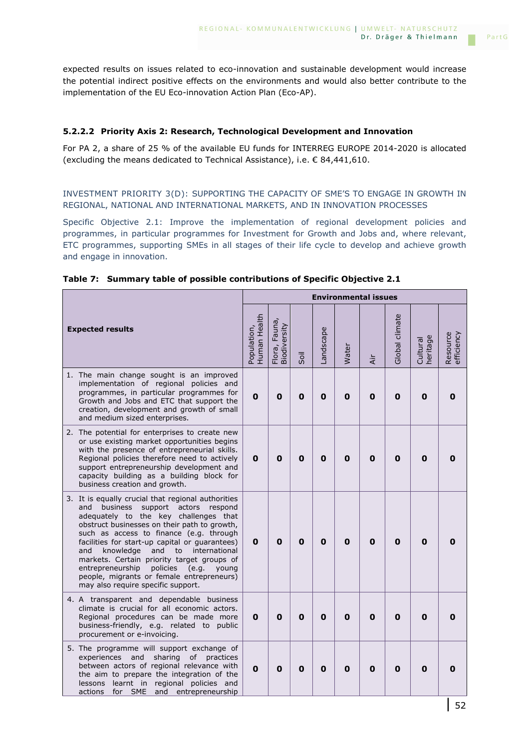expected results on issues related to eco-innovation and sustainable development would increase the potential indirect positive effects on the environments and would also better contribute to the implementation of the EU Eco-innovation Action Plan (Eco-AP).

#### 5.2.2.2 Priority Axis 2: Research, Technological Development and Innovation

For PA 2, a share of 25 % of the available EU funds for INTERREG EUROPE 2014-2020 is allocated (excluding the means dedicated to Technical Assistance), i.e. € 84,441,610.

INVESTMENT PRIORITY 3(D): SUPPORTING THE CAPACITY OF SME'S TO ENGAGE IN GROWTH IN REGIONAL, NATIONAL AND INTERNATIONAL MARKETS, AND IN INNOVATION PROCESSES

Specific Objective 2.1: Improve the implementation of regional development policies and programmes, in particular programmes for Investment for Growth and Jobs and, where relevant, ETC programmes, supporting SMEs in all stages of their life cycle to develop and achieve growth and engage in innovation.

**Table 7: Summary table of possible contributions of Specific Objective 2.1**

| Expected results | Environmental issues | | | | | | | | |
|---|---|---|---|---|---|---|---|---|---|
| | Population, Human Health | Flora, Fauna, Biodiversity | Soil | Landscape | Water | Air | Global climate | Cultural heritage | Resource efficiency |
| 1. The main change sought is an improved implementation of regional policies and programmes, in particular programmes for Growth and Jobs and ETC that support the creation, development and growth of small and medium sized enterprises. | **0** | **0** | **0** | **0** | **0** | **0** | **0** | **0** | **0** |
| 2. The potential for enterprises to create new or use existing market opportunities begins with the presence of entrepreneurial skills. Regional policies therefore need to actively support entrepreneurship development and capacity building as a building block for business creation and growth. | **0** | **0** | **0** | **0** | **0** | **0** | **0** | **0** | **0** |
| 3. It is equally crucial that regional authorities and business support actors respond adequately to the key challenges that obstruct businesses on their path to growth, such as access to finance (e.g. through facilities for start-up capital or guarantees) and knowledge and to international markets. Certain priority target groups of entrepreneurship policies (e.g. young people, migrants or female entrepreneurs) may also require specific support. | **0** | **0** | **0** | **0** | **0** | **0** | **0** | **0** | **0** |
| 4. A transparent and dependable business climate is crucial for all economic actors. Regional procedures can be made more business-friendly, e.g. related to public procurement or e-invoicing. | **0** | **0** | **0** | **0** | **0** | **0** | **0** | **0** | **0** |
| 5. The programme will support exchange of experiences and sharing of practices between actors of regional relevance with the aim to prepare the integration of the lessons learnt in regional policies and actions for SME and entrepreneurship | **0** | **0** | **0** | **0** | **0** | **0** | **0** | **0** | **0** |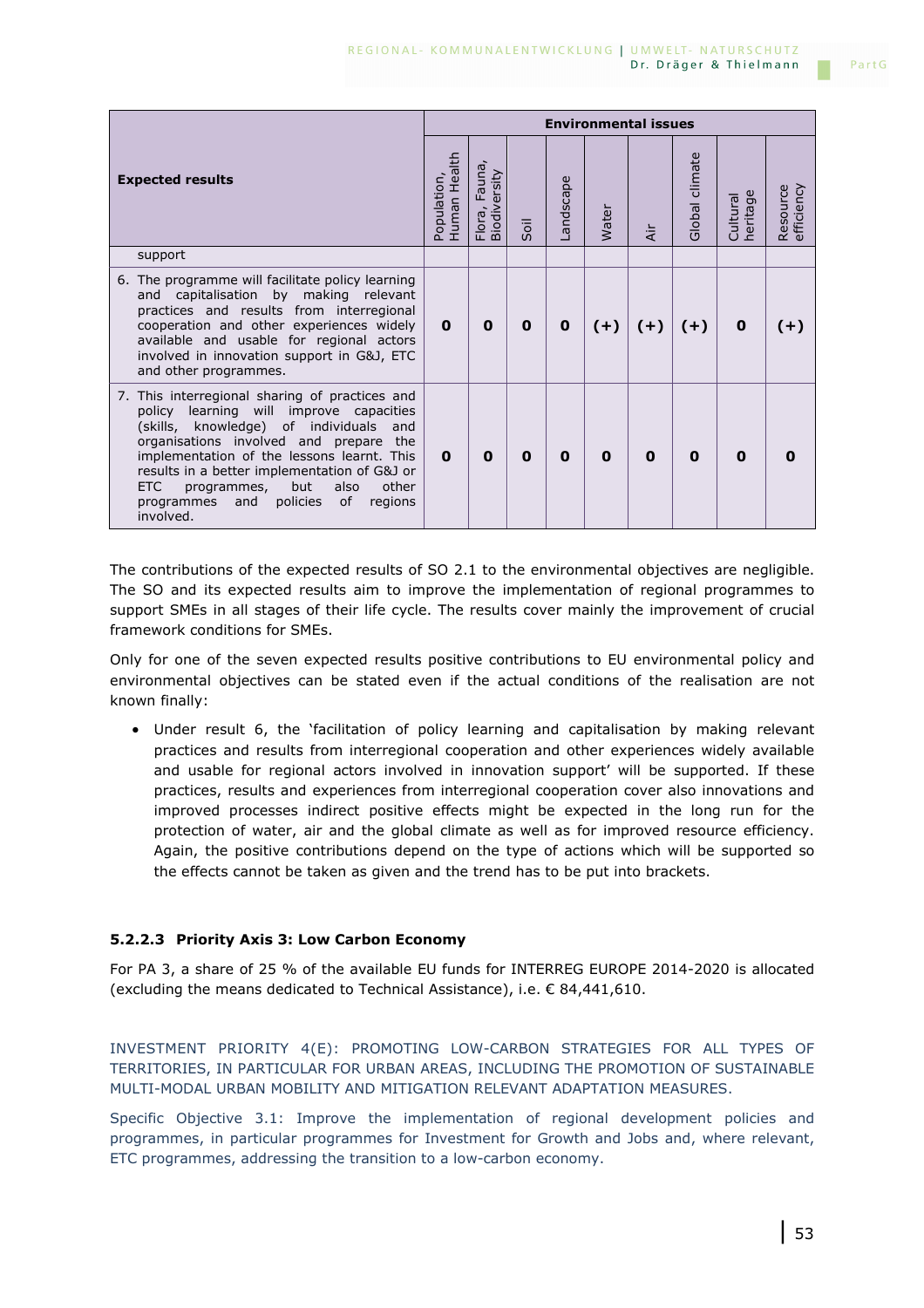| Expected results | Environmental issues | | | | | | | | |
|---|---|---|---|---|---|---|---|---|---|
| | Population, Human Health | Flora, Fauna, Biodiversity | Soil | Landscape | Water | Air | Global climate | Cultural heritage | Resource efficiency |
| support | | | | | | | | | |
| 6. The programme will facilitate policy learning and capitalisation by making relevant practices and results from interregional cooperation and other experiences widely available and usable for regional actors involved in innovation support in G&J, ETC and other programmes. | **0** | **0** | **0** | **0** | **(+)** | **(+)** | **(+)** | **0** | **(+)** |
| 7. This interregional sharing of practices and policy learning will improve capacities (skills, knowledge) of individuals and organisations involved and prepare the implementation of the lessons learnt. This results in a better implementation of G&J or ETC programmes, but also other programmes and policies of regions involved. | **0** | **0** | **0** | **0** | **0** | **0** | **0** | **0** | **0** |

The contributions of the expected results of SO 2.1 to the environmental objectives are negligible. The SO and its expected results aim to improve the implementation of regional programmes to support SMEs in all stages of their life cycle. The results cover mainly the improvement of crucial framework conditions for SMEs.

Only for one of the seven expected results positive contributions to EU environmental policy and environmental objectives can be stated even if the actual conditions of the realisation are not known finally:

- Under result 6, the 'facilitation of policy learning and capitalisation by making relevant practices and results from interregional cooperation and other experiences widely available and usable for regional actors involved in innovation support' will be supported. If these practices, results and experiences from interregional cooperation cover also innovations and improved processes indirect positive effects might be expected in the long run for the protection of water, air and the global climate as well as for improved resource efficiency. Again, the positive contributions depend on the type of actions which will be supported so the effects cannot be taken as given and the trend has to be put into brackets.

#### 5.2.2.3 Priority Axis 3: Low Carbon Economy

For PA 3, a share of 25 % of the available EU funds for INTERREG EUROPE 2014-2020 is allocated (excluding the means dedicated to Technical Assistance), i.e. € 84,441,610.

INVESTMENT PRIORITY 4(E): PROMOTING LOW-CARBON STRATEGIES FOR ALL TYPES OF TERRITORIES, IN PARTICULAR FOR URBAN AREAS, INCLUDING THE PROMOTION OF SUSTAINABLE MULTI-MODAL URBAN MOBILITY AND MITIGATION RELEVANT ADAPTATION MEASURES.

Specific Objective 3.1: Improve the implementation of regional development policies and programmes, in particular programmes for Investment for Growth and Jobs and, where relevant, ETC programmes, addressing the transition to a low-carbon economy.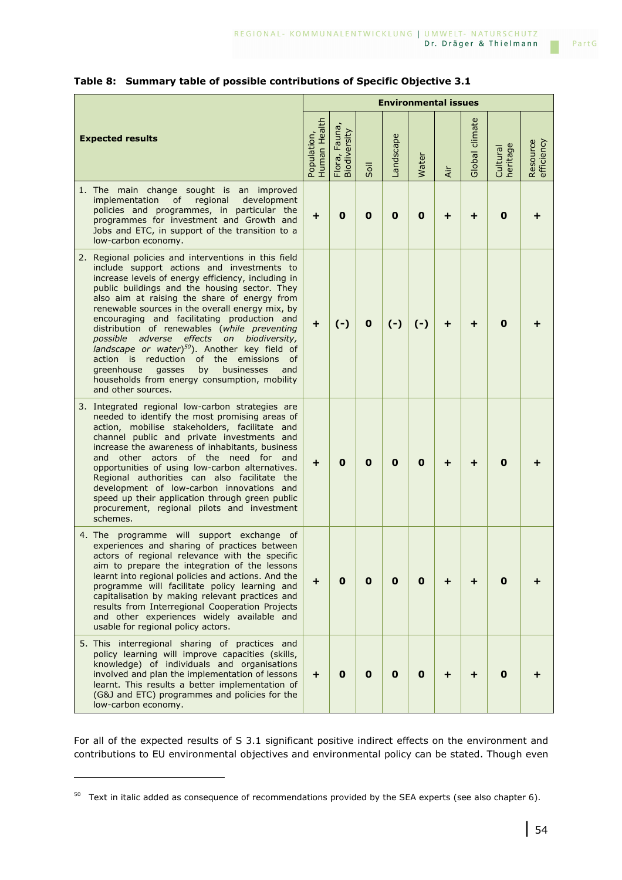**Table 8: Summary table of possible contributions of Specific Objective 3.1**

| Expected results | Environmental issues | | | | | | | | |
|---|---|---|---|---|---|---|---|---|---|
| | Population, Human Health | Flora, Fauna, Biodiversity | Soil | Landscape | Water | Air | Global climate | Cultural heritage | Resource efficiency |
| 1. The main change sought is an improved implementation of regional development policies and programmes, in particular the programmes for investment and Growth and Jobs and ETC, in support of the transition to a low-carbon economy. | **+** | **0** | **0** | **0** | **0** | **+** | **+** | **0** | **+** |
| 2. Regional policies and interventions in this field include support actions and investments to increase levels of energy efficiency, including in public buildings and the housing sector. They also aim at raising the share of energy from renewable sources in the overall energy mix, by encouraging and facilitating production and distribution of renewables (*while preventing possible adverse effects on biodiversity, landscape or water*)[50]. Another key field of action is reduction of the emissions of greenhouse gasses by businesses and households from energy consumption, mobility and other sources. | **+** | **(-)** | **0** | **(-)** | **(-)** | **+** | **+** | **0** | **+** |
| 3. Integrated regional low-carbon strategies are needed to identify the most promising areas of action, mobilise stakeholders, facilitate and channel public and private investments and increase the awareness of inhabitants, business and other actors of the need for and opportunities of using low-carbon alternatives. Regional authorities can also facilitate the development of low-carbon innovations and speed up their application through green public procurement, regional pilots and investment schemes. | **+** | **0** | **0** | **0** | **0** | **+** | **+** | **0** | **+** |
| 4. The programme will support exchange of experiences and sharing of practices between actors of regional relevance with the specific aim to prepare the integration of the lessons learnt into regional policies and actions. And the programme will facilitate policy learning and capitalisation by making relevant practices and results from Interregional Cooperation Projects and other experiences widely available and usable for regional policy actors. | **+** | **0** | **0** | **0** | **0** | **+** | **+** | **0** | **+** |
| 5. This interregional sharing of practices and policy learning will improve capacities (skills, knowledge) of individuals and organisations involved and plan the implementation of lessons learnt. This results a better implementation of (G&J and ETC) programmes and policies for the low-carbon economy. | **+** | **0** | **0** | **0** | **0** | **+** | **+** | **0** | **+** |

For all of the expected results of S 3.1 significant positive indirect effects on the environment and contributions to EU environmental objectives and environmental policy can be stated. Though even

[50] Text in italic added as consequence of recommendations provided by the SEA experts (see also chapter 6).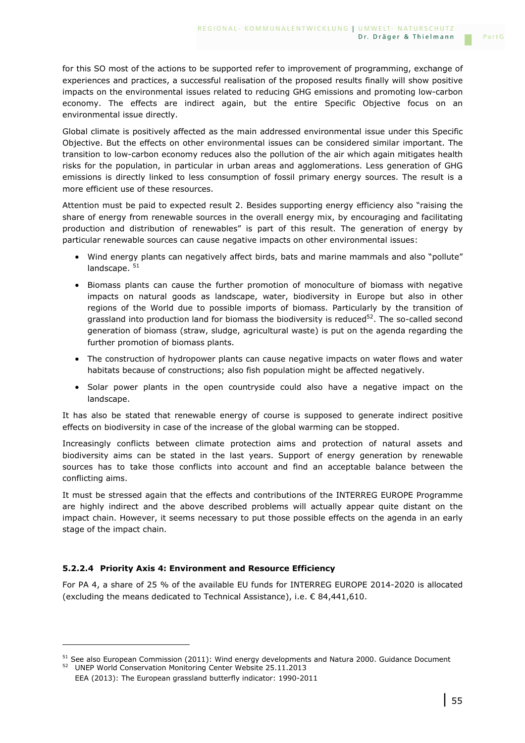for this SO most of the actions to be supported refer to improvement of programming, exchange of experiences and practices, a successful realisation of the proposed results finally will show positive impacts on the environmental issues related to reducing GHG emissions and promoting low-carbon economy. The effects are indirect again, but the entire Specific Objective focus on an environmental issue directly.

Global climate is positively affected as the main addressed environmental issue under this Specific Objective. But the effects on other environmental issues can be considered similar important. The transition to low-carbon economy reduces also the pollution of the air which again mitigates health risks for the population, in particular in urban areas and agglomerations. Less generation of GHG emissions is directly linked to less consumption of fossil primary energy sources. The result is a more efficient use of these resources.

Attention must be paid to expected result 2. Besides supporting energy efficiency also "raising the share of energy from renewable sources in the overall energy mix, by encouraging and facilitating production and distribution of renewables" is part of this result. The generation of energy by particular renewable sources can cause negative impacts on other environmental issues:

- Wind energy plants can negatively affect birds, bats and marine mammals and also "pollute" landscape. [51]
- Biomass plants can cause the further promotion of monoculture of biomass with negative impacts on natural goods as landscape, water, biodiversity in Europe but also in other regions of the World due to possible imports of biomass. Particularly by the transition of grassland into production land for biomass the biodiversity is reduced[52]. The so-called second generation of biomass (straw, sludge, agricultural waste) is put on the agenda regarding the further promotion of biomass plants.
- The construction of hydropower plants can cause negative impacts on water flows and water habitats because of constructions; also fish population might be affected negatively.
- Solar power plants in the open countryside could also have a negative impact on the landscape.

It has also be stated that renewable energy of course is supposed to generate indirect positive effects on biodiversity in case of the increase of the global warming can be stopped.

Increasingly conflicts between climate protection aims and protection of natural assets and biodiversity aims can be stated in the last years. Support of energy generation by renewable sources has to take those conflicts into account and find an acceptable balance between the conflicting aims.

It must be stressed again that the effects and contributions of the INTERREG EUROPE Programme are highly indirect and the above described problems will actually appear quite distant on the impact chain. However, it seems necessary to put those possible effects on the agenda in an early stage of the impact chain.

#### 5.2.2.4 Priority Axis 4: Environment and Resource Efficiency

For PA 4, a share of 25 % of the available EU funds for INTERREG EUROPE 2014-2020 is allocated (excluding the means dedicated to Technical Assistance), i.e. € 84,441,610.

---

[51] See also European Commission (2011): Wind energy developments and Natura 2000. Guidance Document

[52] UNEP World Conservation Monitoring Center Website 25.11.2013
EEA (2013): The European grassland butterfly indicator: 1990-2011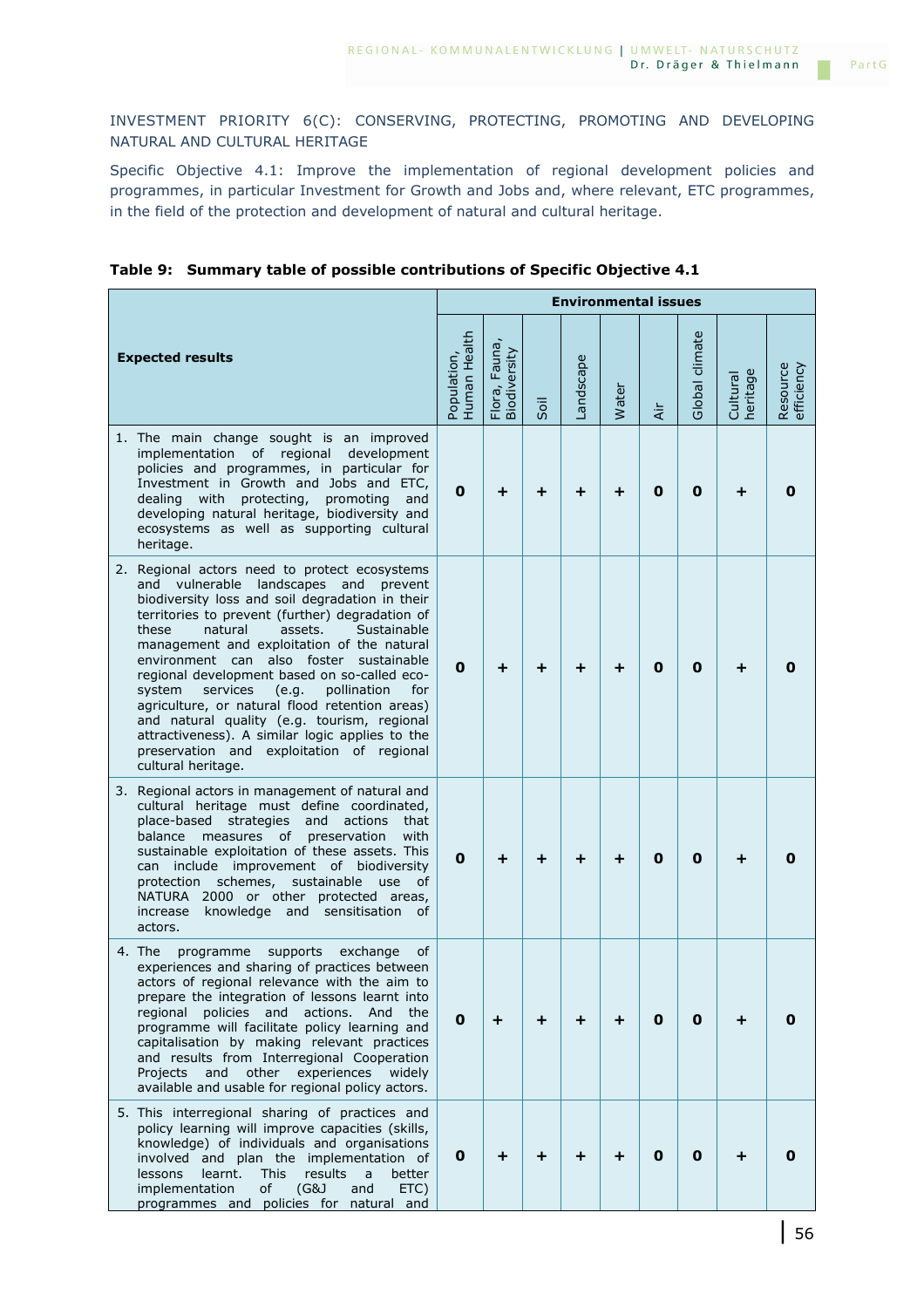INVESTMENT PRIORITY 6(C): CONSERVING, PROTECTING, PROMOTING AND DEVELOPING NATURAL AND CULTURAL HERITAGE

Specific Objective 4.1: Improve the implementation of regional development policies and programmes, in particular Investment for Growth and Jobs and, where relevant, ETC programmes, in the field of the protection and development of natural and cultural heritage.

**Table 9: Summary table of possible contributions of Specific Objective 4.1**

| **Expected results** | **Environmental issues** | | | | | | | | |
|---|---|---|---|---|---|---|---|---|---|
| | Population, Human Health | Flora, Fauna, Biodiversity | Soil | Landscape | Water | Air | Global climate | Cultural heritage | Resource efficiency |
| 1. The main change sought is an improved implementation of regional development policies and programmes, in particular for Investment in Growth and Jobs and ETC, dealing with protecting, promoting and developing natural heritage, biodiversity and ecosystems as well as supporting cultural heritage. | **0** | **+** | **+** | **+** | **+** | **0** | **0** | **+** | **0** |
| 2. Regional actors need to protect ecosystems and vulnerable landscapes and prevent biodiversity loss and soil degradation in their territories to prevent (further) degradation of these natural assets. Sustainable management and exploitation of the natural environment can also foster sustainable regional development based on so-called eco-system services (e.g. pollination for agriculture, or natural flood retention areas) and natural quality (e.g. tourism, regional attractiveness). A similar logic applies to the preservation and exploitation of regional cultural heritage. | **0** | **+** | **+** | **+** | **+** | **0** | **0** | **+** | **0** |
| 3. Regional actors in management of natural and cultural heritage must define coordinated, place-based strategies and actions that balance measures of preservation with sustainable exploitation of these assets. This can include improvement of biodiversity protection schemes, sustainable use of NATURA 2000 or other protected areas, increase knowledge and sensitisation of actors. | **0** | **+** | **+** | **+** | **+** | **0** | **0** | **+** | **0** |
| 4. The programme supports exchange of experiences and sharing of practices between actors of regional relevance with the aim to prepare the integration of lessons learnt into regional policies and actions. And the programme will facilitate policy learning and capitalisation by making relevant practices and results from Interregional Cooperation Projects and other experiences widely available and usable for regional policy actors. | **0** | **+** | **+** | **+** | **+** | **0** | **0** | **+** | **0** |
| 5. This interregional sharing of practices and policy learning will improve capacities (skills, knowledge) of individuals and organisations involved and plan the implementation of lessons learnt. This results a better implementation of (G&J and ETC) programmes and policies for natural and | **0** | **+** | **+** | **+** | **+** | **0** | **0** | **+** | **0** |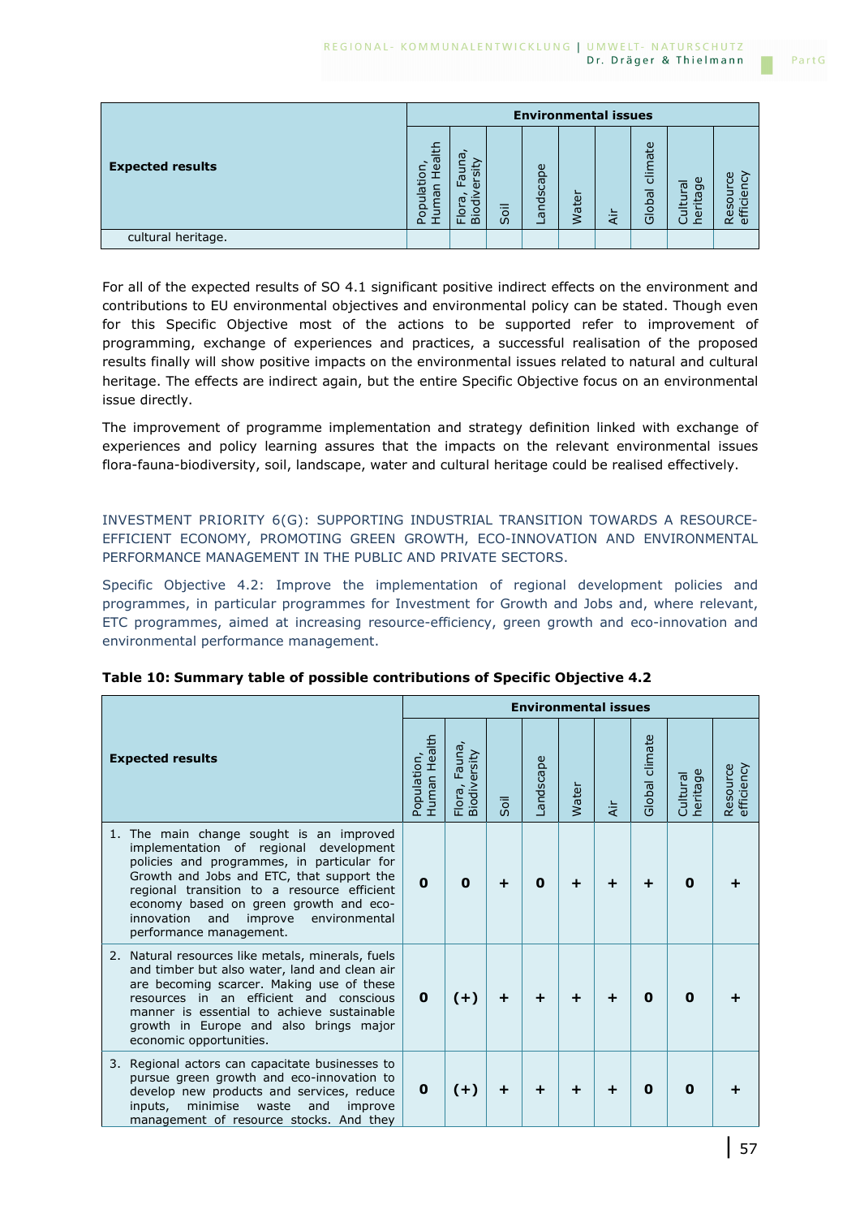| Expected results | Environmental issues | | | | | | | | |
|---|---|---|---|---|---|---|---|---|---|
| | Population, Human Health | Flora, Fauna, Biodiversity | Soil | Landscape | Water | Air | Global climate | Cultural heritage | Resource efficiency |
| cultural heritage. | | | | | | | | | |

For all of the expected results of SO 4.1 significant positive indirect effects on the environment and contributions to EU environmental objectives and environmental policy can be stated. Though even for this Specific Objective most of the actions to be supported refer to improvement of programming, exchange of experiences and practices, a successful realisation of the proposed results finally will show positive impacts on the environmental issues related to natural and cultural heritage. The effects are indirect again, but the entire Specific Objective focus on an environmental issue directly.

The improvement of programme implementation and strategy definition linked with exchange of experiences and policy learning assures that the impacts on the relevant environmental issues flora-fauna-biodiversity, soil, landscape, water and cultural heritage could be realised effectively.

INVESTMENT PRIORITY 6(G): SUPPORTING INDUSTRIAL TRANSITION TOWARDS A RESOURCE-EFFICIENT ECONOMY, PROMOTING GREEN GROWTH, ECO-INNOVATION AND ENVIRONMENTAL PERFORMANCE MANAGEMENT IN THE PUBLIC AND PRIVATE SECTORS.

Specific Objective 4.2: Improve the implementation of regional development policies and programmes, in particular programmes for Investment for Growth and Jobs and, where relevant, ETC programmes, aimed at increasing resource-efficiency, green growth and eco-innovation and environmental performance management.

**Table 10: Summary table of possible contributions of Specific Objective 4.2**

| Expected results | Environmental issues | | | | | | | | |
|---|---|---|---|---|---|---|---|---|---|
| | Population, Human Health | Flora, Fauna, Biodiversity | Soil | Landscape | Water | Air | Global climate | Cultural heritage | Resource efficiency |
| 1. The main change sought is an improved implementation of regional development policies and programmes, in particular for Growth and Jobs and ETC, that support the regional transition to a resource efficient economy based on green growth and eco-innovation and improve environmental performance management. | **0** | **0** | **+** | **0** | **+** | **+** | **+** | **0** | **+** |
| 2. Natural resources like metals, minerals, fuels and timber but also water, land and clean air are becoming scarcer. Making use of these resources in an efficient and conscious manner is essential to achieve sustainable growth in Europe and also brings major economic opportunities. | **0** | **(+)** | **+** | **+** | **+** | **+** | **0** | **0** | **+** |
| 3. Regional actors can capacitate businesses to pursue green growth and eco-innovation to develop new products and services, reduce inputs, minimise waste and improve management of resource stocks. And they | **0** | **(+)** | **+** | **+** | **+** | **+** | **0** | **0** | **+** |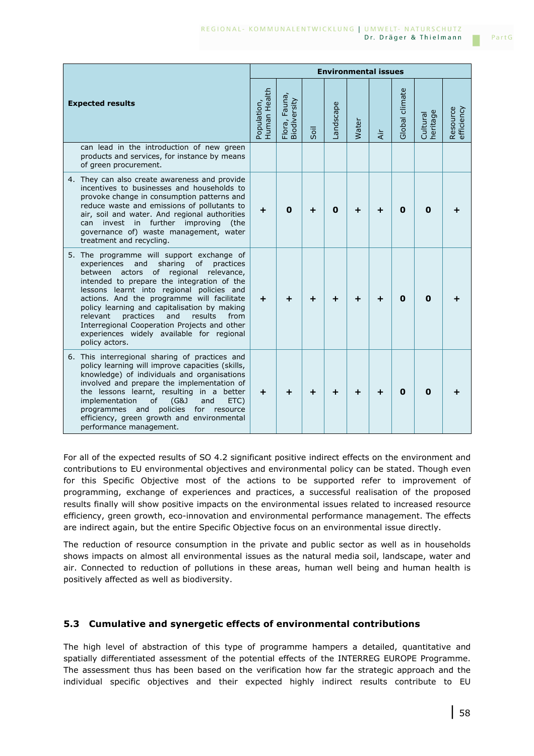| Expected results | Environmental issues | | | | | | | | |
|---|---|---|---|---|---|---|---|---|---|
| | Population, Human Health | Flora, Fauna, Biodiversity | Soil | Landscape | Water | Air | Global climate | Cultural heritage | Resource efficiency |
| can lead in the introduction of new green products and services, for instance by means of green procurement. | | | | | | | | | |
| 4. They can also create awareness and provide incentives to businesses and households to provoke change in consumption patterns and reduce waste and emissions of pollutants to air, soil and water. And regional authorities can invest in further improving (the governance of) waste management, water treatment and recycling. | + | 0 | + | 0 | + | + | 0 | 0 | + |
| 5. The programme will support exchange of experiences and sharing of practices between actors of regional relevance, intended to prepare the integration of the lessons learnt into regional policies and actions. And the programme will facilitate policy learning and capitalisation by making relevant practices and results from Interregional Cooperation Projects and other experiences widely available for regional policy actors. | + | + | + | + | + | + | 0 | 0 | + |
| 6. This interregional sharing of practices and policy learning will improve capacities (skills, knowledge) of individuals and organisations involved and prepare the implementation of the lessons learnt, resulting in a better implementation of (G&J and ETC) programmes and policies for resource efficiency, green growth and environmental performance management. | + | + | + | + | + | + | 0 | 0 | + |

For all of the expected results of SO 4.2 significant positive indirect effects on the environment and contributions to EU environmental objectives and environmental policy can be stated. Though even for this Specific Objective most of the actions to be supported refer to improvement of programming, exchange of experiences and practices, a successful realisation of the proposed results finally will show positive impacts on the environmental issues related to increased resource efficiency, green growth, eco-innovation and environmental performance management. The effects are indirect again, but the entire Specific Objective focus on an environmental issue directly.

The reduction of resource consumption in the private and public sector as well as in households shows impacts on almost all environmental issues as the natural media soil, landscape, water and air. Connected to reduction of pollutions in these areas, human well being and human health is positively affected as well as biodiversity.

### 5.3 Cumulative and synergetic effects of environmental contributions

The high level of abstraction of this type of programme hampers a detailed, quantitative and spatially differentiated assessment of the potential effects of the INTERREG EUROPE Programme. The assessment thus has been based on the verification how far the strategic approach and the individual specific objectives and their expected highly indirect results contribute to EU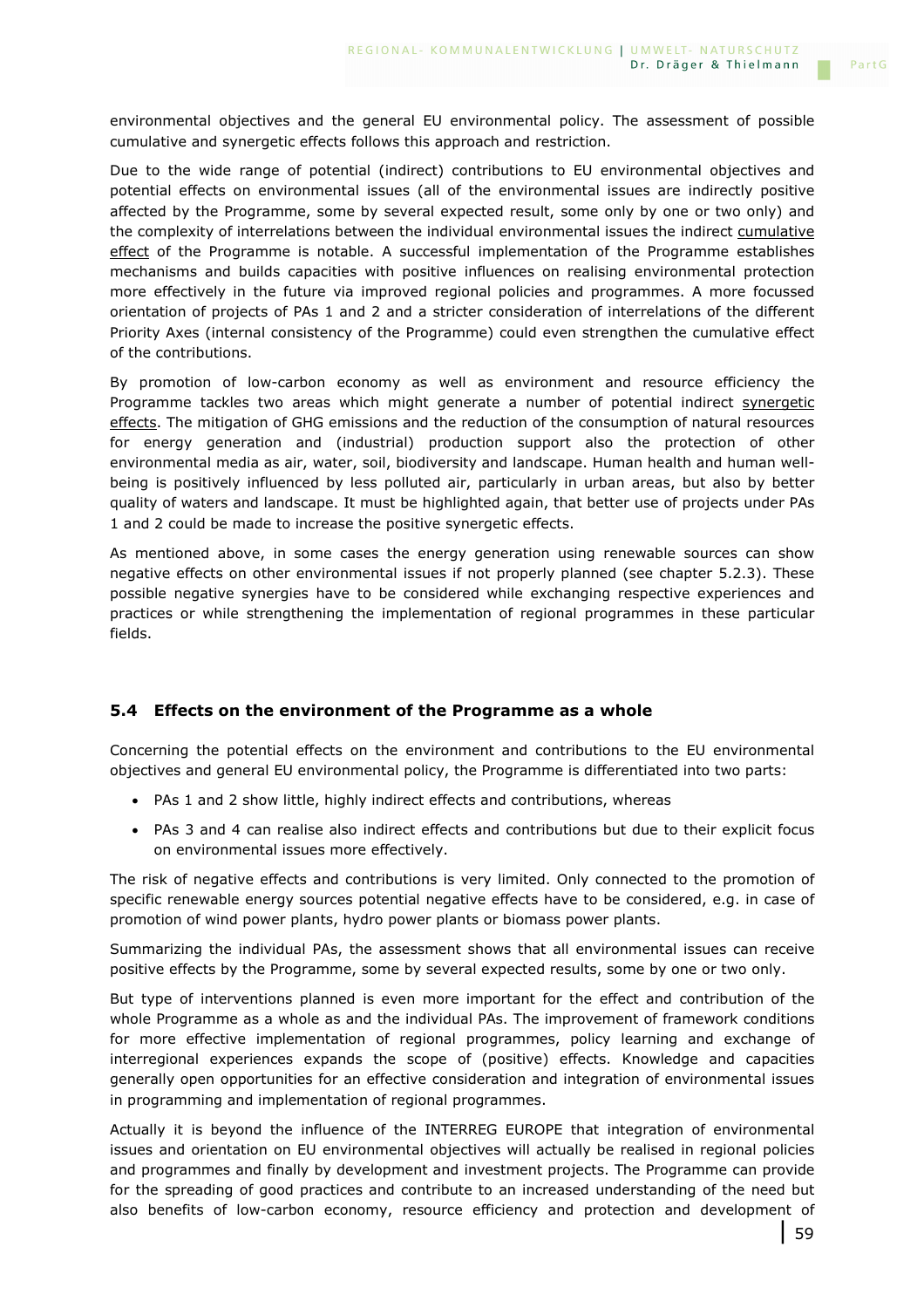environmental objectives and the general EU environmental policy. The assessment of possible cumulative and synergetic effects follows this approach and restriction.

Due to the wide range of potential (indirect) contributions to EU environmental objectives and potential effects on environmental issues (all of the environmental issues are indirectly positive affected by the Programme, some by several expected result, some only by one or two only) and the complexity of interrelations between the individual environmental issues the indirect cumulative effect of the Programme is notable. A successful implementation of the Programme establishes mechanisms and builds capacities with positive influences on realising environmental protection more effectively in the future via improved regional policies and programmes. A more focussed orientation of projects of PAs 1 and 2 and a stricter consideration of interrelations of the different Priority Axes (internal consistency of the Programme) could even strengthen the cumulative effect of the contributions.

By promotion of low-carbon economy as well as environment and resource efficiency the Programme tackles two areas which might generate a number of potential indirect synergetic effects. The mitigation of GHG emissions and the reduction of the consumption of natural resources for energy generation and (industrial) production support also the protection of other environmental media as air, water, soil, biodiversity and landscape. Human health and human well-being is positively influenced by less polluted air, particularly in urban areas, but also by better quality of waters and landscape. It must be highlighted again, that better use of projects under PAs 1 and 2 could be made to increase the positive synergetic effects.

As mentioned above, in some cases the energy generation using renewable sources can show negative effects on other environmental issues if not properly planned (see chapter 5.2.3). These possible negative synergies have to be considered while exchanging respective experiences and practices or while strengthening the implementation of regional programmes in these particular fields.

## 5.4 Effects on the environment of the Programme as a whole

Concerning the potential effects on the environment and contributions to the EU environmental objectives and general EU environmental policy, the Programme is differentiated into two parts:

- PAs 1 and 2 show little, highly indirect effects and contributions, whereas
- PAs 3 and 4 can realise also indirect effects and contributions but due to their explicit focus on environmental issues more effectively.

The risk of negative effects and contributions is very limited. Only connected to the promotion of specific renewable energy sources potential negative effects have to be considered, e.g. in case of promotion of wind power plants, hydro power plants or biomass power plants.

Summarizing the individual PAs, the assessment shows that all environmental issues can receive positive effects by the Programme, some by several expected results, some by one or two only.

But type of interventions planned is even more important for the effect and contribution of the whole Programme as a whole as and the individual PAs. The improvement of framework conditions for more effective implementation of regional programmes, policy learning and exchange of interregional experiences expands the scope of (positive) effects. Knowledge and capacities generally open opportunities for an effective consideration and integration of environmental issues in programming and implementation of regional programmes.

Actually it is beyond the influence of the INTERREG EUROPE that integration of environmental issues and orientation on EU environmental objectives will actually be realised in regional policies and programmes and finally by development and investment projects. The Programme can provide for the spreading of good practices and contribute to an increased understanding of the need but also benefits of low-carbon economy, resource efficiency and protection and development of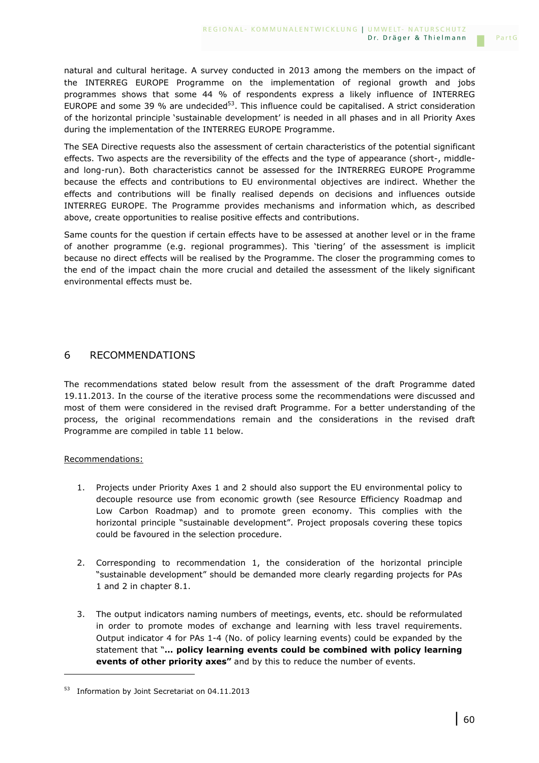natural and cultural heritage. A survey conducted in 2013 among the members on the impact of the INTERREG EUROPE Programme on the implementation of regional growth and jobs programmes shows that some 44 % of respondents express a likely influence of INTERREG EUROPE and some 39 % are undecided[53]. This influence could be capitalised. A strict consideration of the horizontal principle 'sustainable development' is needed in all phases and in all Priority Axes during the implementation of the INTERREG EUROPE Programme.

The SEA Directive requests also the assessment of certain characteristics of the potential significant effects. Two aspects are the reversibility of the effects and the type of appearance (short-, middle- and long-run). Both characteristics cannot be assessed for the INTRERREG EUROPE Programme because the effects and contributions to EU environmental objectives are indirect. Whether the effects and contributions will be finally realised depends on decisions and influences outside INTERREG EUROPE. The Programme provides mechanisms and information which, as described above, create opportunities to realise positive effects and contributions.

Same counts for the question if certain effects have to be assessed at another level or in the frame of another programme (e.g. regional programmes). This 'tiering' of the assessment is implicit because no direct effects will be realised by the Programme. The closer the programming comes to the end of the impact chain the more crucial and detailed the assessment of the likely significant environmental effects must be.

## 6 RECOMMENDATIONS

The recommendations stated below result from the assessment of the draft Programme dated 19.11.2013. In the course of the iterative process some the recommendations were discussed and most of them were considered in the revised draft Programme. For a better understanding of the process, the original recommendations remain and the considerations in the revised draft Programme are compiled in table 11 below.

Recommendations:

1. Projects under Priority Axes 1 and 2 should also support the EU environmental policy to decouple resource use from economic growth (see Resource Efficiency Roadmap and Low Carbon Roadmap) and to promote green economy. This complies with the horizontal principle "sustainable development". Project proposals covering these topics could be favoured in the selection procedure.

2. Corresponding to recommendation 1, the consideration of the horizontal principle "sustainable development" should be demanded more clearly regarding projects for PAs 1 and 2 in chapter 8.1.

3. The output indicators naming numbers of meetings, events, etc. should be reformulated in order to promote modes of exchange and learning with less travel requirements. Output indicator 4 for PAs 1-4 (No. of policy learning events) could be expanded by the statement that "**... policy learning events could be combined with policy learning events of other priority axes"** and by this to reduce the number of events.

[53] Information by Joint Secretariat on 04.11.2013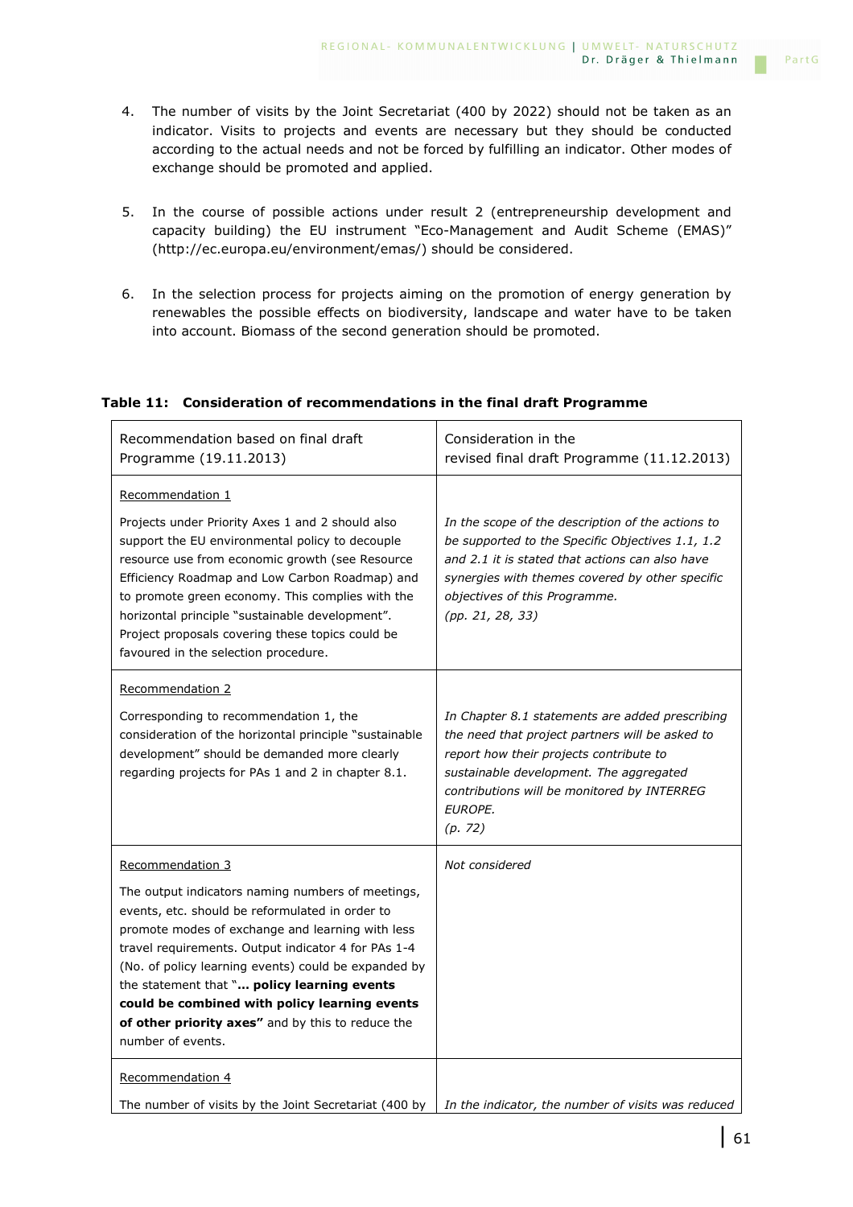4. The number of visits by the Joint Secretariat (400 by 2022) should not be taken as an indicator. Visits to projects and events are necessary but they should be conducted according to the actual needs and not be forced by fulfilling an indicator. Other modes of exchange should be promoted and applied.

5. In the course of possible actions under result 2 (entrepreneurship development and capacity building) the EU instrument "Eco-Management and Audit Scheme (EMAS)" (http://ec.europa.eu/environment/emas/) should be considered.

6. In the selection process for projects aiming on the promotion of energy generation by renewables the possible effects on biodiversity, landscape and water have to be taken into account. Biomass of the second generation should be promoted.

**Table 11: Consideration of recommendations in the final draft Programme**

| Recommendation based on final draft Programme (19.11.2013) | Consideration in the revised final draft Programme (11.12.2013) |
|---|---|
| Recommendation 1<br><br>Projects under Priority Axes 1 and 2 should also support the EU environmental policy to decouple resource use from economic growth (see Resource Efficiency Roadmap and Low Carbon Roadmap) and to promote green economy. This complies with the horizontal principle "sustainable development". Project proposals covering these topics could be favoured in the selection procedure. | *In the scope of the description of the actions to be supported to the Specific Objectives 1.1, 1.2 and 2.1 it is stated that actions can also have synergies with themes covered by other specific objectives of this Programme.*<br>*(pp. 21, 28, 33)* |
| Recommendation 2<br><br>Corresponding to recommendation 1, the consideration of the horizontal principle "sustainable development" should be demanded more clearly regarding projects for PAs 1 and 2 in chapter 8.1. | *In Chapter 8.1 statements are added prescribing the need that project partners will be asked to report how their projects contribute to sustainable development. The aggregated contributions will be monitored by INTERREG EUROPE.*<br>*(p. 72)* |
| Recommendation 3<br><br>The output indicators naming numbers of meetings, events, etc. should be reformulated in order to promote modes of exchange and learning with less travel requirements. Output indicator 4 for PAs 1-4 (No. of policy learning events) could be expanded by the statement that "**... policy learning events could be combined with policy learning events of other priority axes"** and by this to reduce the number of events. | *Not considered* |
| Recommendation 4<br><br>The number of visits by the Joint Secretariat (400 by | *In the indicator, the number of visits was reduced* |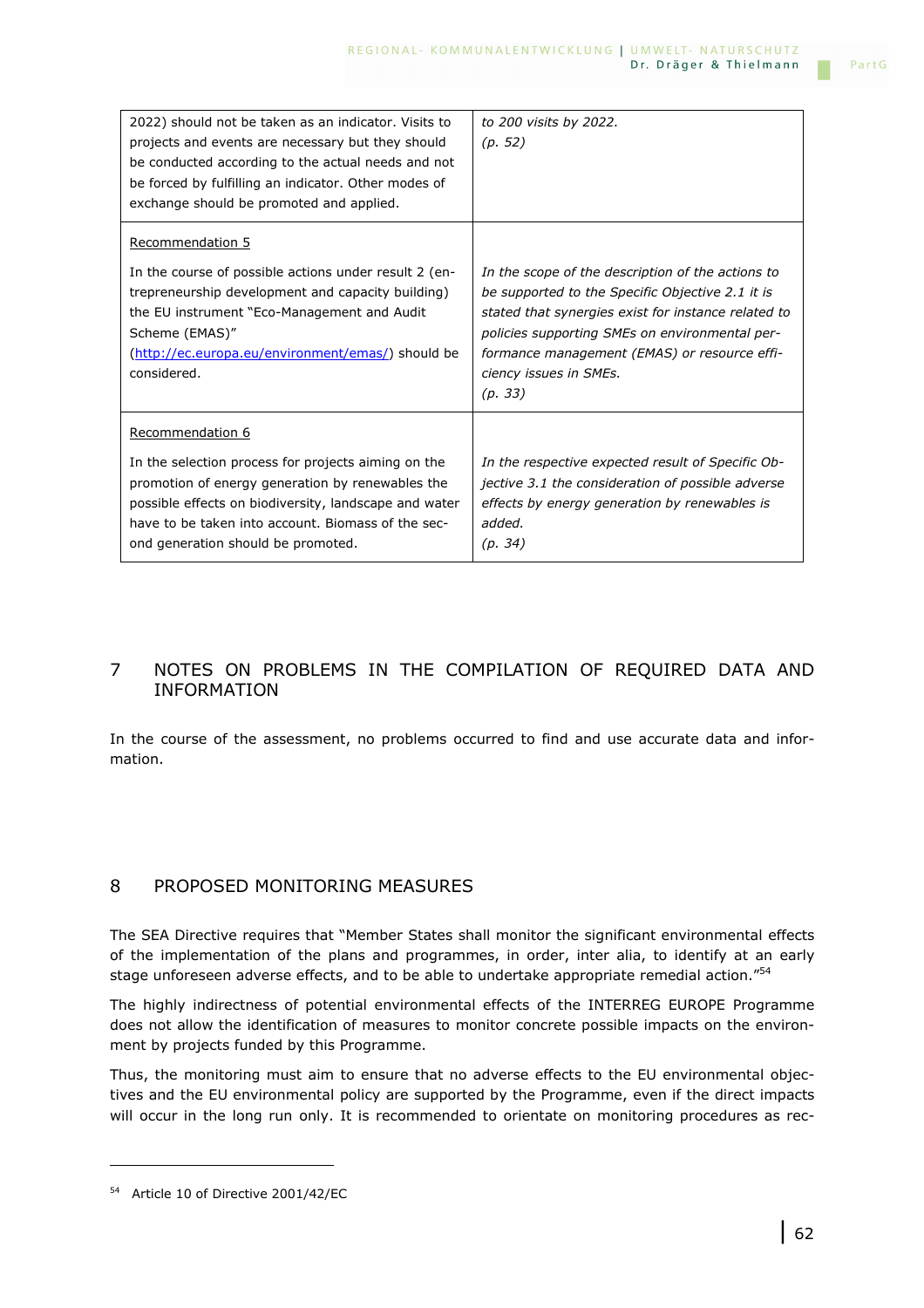| | |
|---|---|
| 2022) should not be taken as an indicator. Visits to projects and events are necessary but they should be conducted according to the actual needs and not be forced by fulfilling an indicator. Other modes of exchange should be promoted and applied. | *to 200 visits by 2022.* *(p. 52)* |
| Recommendation 5<br><br>In the course of possible actions under result 2 (entrepreneurship development and capacity building) the EU instrument "Eco-Management and Audit Scheme (EMAS)" ([http://ec.europa.eu/environment/emas/](http://ec.europa.eu/environment/emas/)) should be considered. | *In the scope of the description of the actions to be supported to the Specific Objective 2.1 it is stated that synergies exist for instance related to policies supporting SMEs on environmental performance management (EMAS) or resource efficiency issues in SMEs.* *(p. 33)* |
| Recommendation 6<br><br>In the selection process for projects aiming on the promotion of energy generation by renewables the possible effects on biodiversity, landscape and water have to be taken into account. Biomass of the second generation should be promoted. | *In the respective expected result of Specific Objective 3.1 the consideration of possible adverse effects by energy generation by renewables is added.* *(p. 34)* |

# 7 NOTES ON PROBLEMS IN THE COMPILATION OF REQUIRED DATA AND INFORMATION

In the course of the assessment, no problems occurred to find and use accurate data and information.

# 8 PROPOSED MONITORING MEASURES

The SEA Directive requires that "Member States shall monitor the significant environmental effects of the implementation of the plans and programmes, in order, inter alia, to identify at an early stage unforeseen adverse effects, and to be able to undertake appropriate remedial action."[54]

The highly indirectness of potential environmental effects of the INTERREG EUROPE Programme does not allow the identification of measures to monitor concrete possible impacts on the environment by projects funded by this Programme.

Thus, the monitoring must aim to ensure that no adverse effects to the EU environmental objectives and the EU environmental policy are supported by the Programme, even if the direct impacts will occur in the long run only. It is recommended to orientate on monitoring procedures as rec-

[54] Article 10 of Directive 2001/42/EC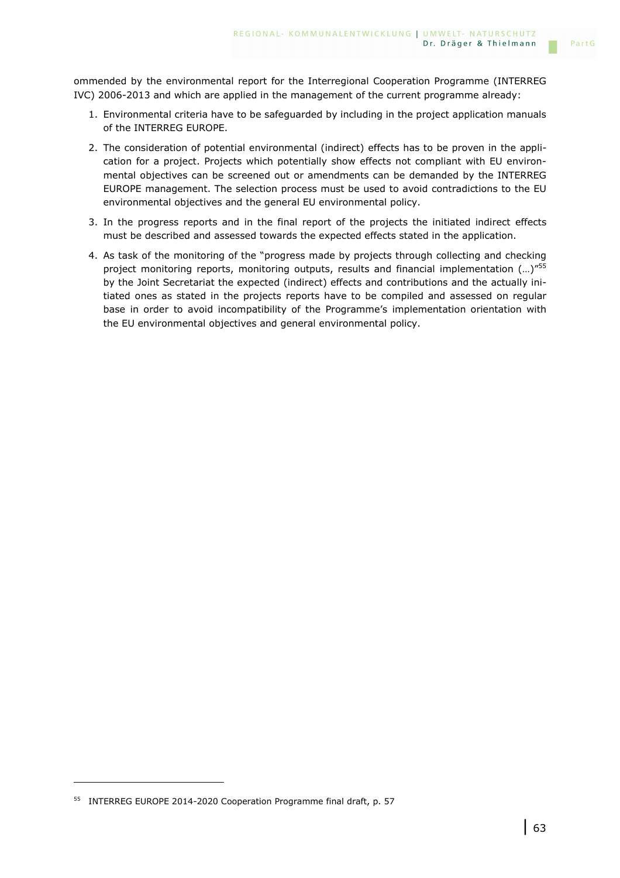ommended by the environmental report for the Interregional Cooperation Programme (INTERREG IVC) 2006-2013 and which are applied in the management of the current programme already:

1. Environmental criteria have to be safeguarded by including in the project application manuals of the INTERREG EUROPE.
2. The consideration of potential environmental (indirect) effects has to be proven in the application for a project. Projects which potentially show effects not compliant with EU environmental objectives can be screened out or amendments can be demanded by the INTERREG EUROPE management. The selection process must be used to avoid contradictions to the EU environmental objectives and the general EU environmental policy.
3. In the progress reports and in the final report of the projects the initiated indirect effects must be described and assessed towards the expected effects stated in the application.
4. As task of the monitoring of the "progress made by projects through collecting and checking project monitoring reports, monitoring outputs, results and financial implementation (…)"[55] by the Joint Secretariat the expected (indirect) effects and contributions and the actually initiated ones as stated in the projects reports have to be compiled and assessed on regular base in order to avoid incompatibility of the Programme's implementation orientation with the EU environmental objectives and general environmental policy.

---

[55] INTERREG EUROPE 2014-2020 Cooperation Programme final draft, p. 57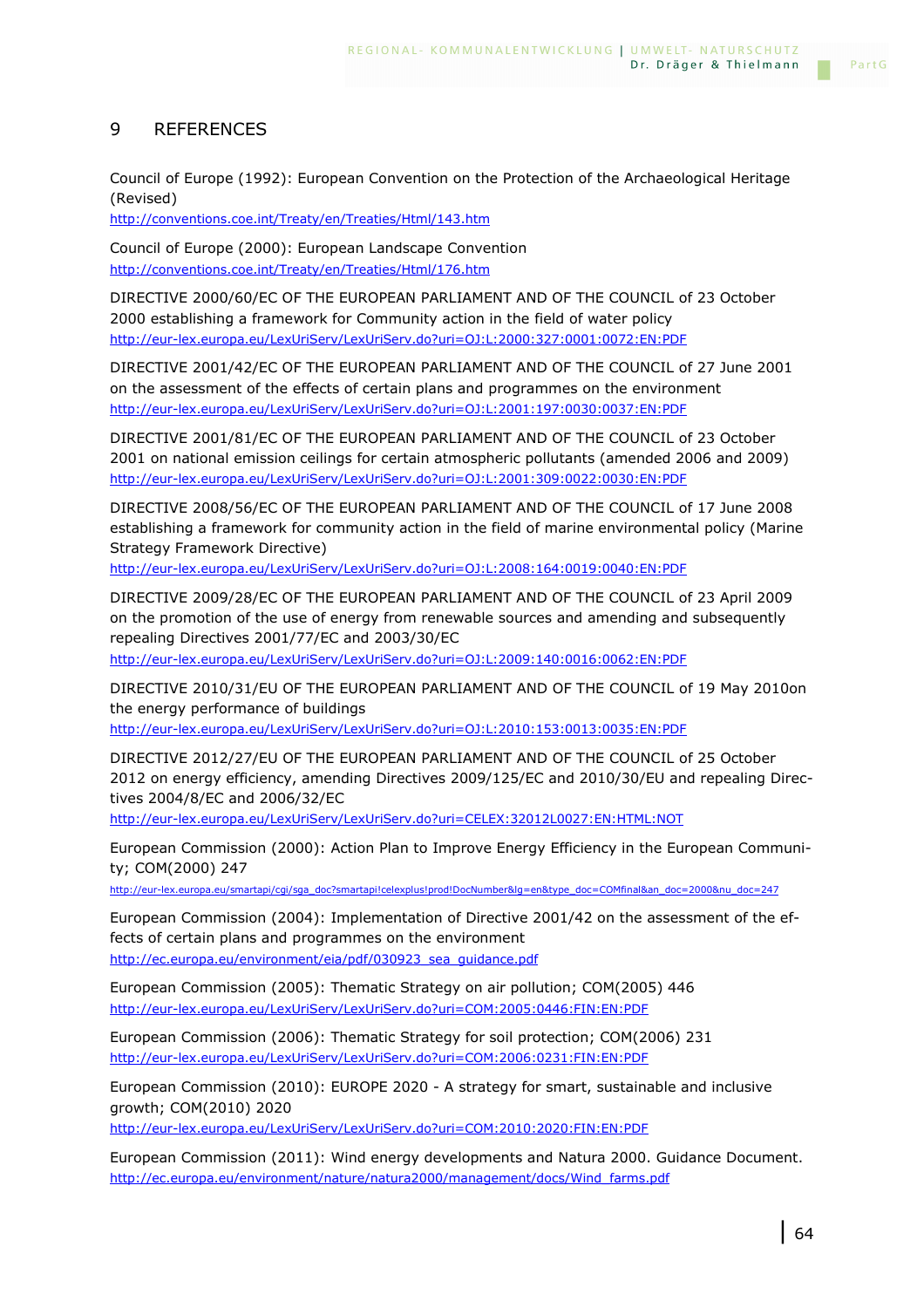# 9 REFERENCES

Council of Europe (1992): European Convention on the Protection of the Archaeological Heritage (Revised)
http://conventions.coe.int/Treaty/en/Treaties/Html/143.htm

Council of Europe (2000): European Landscape Convention
http://conventions.coe.int/Treaty/en/Treaties/Html/176.htm

DIRECTIVE 2000/60/EC OF THE EUROPEAN PARLIAMENT AND OF THE COUNCIL of 23 October 2000 establishing a framework for Community action in the field of water policy
http://eur-lex.europa.eu/LexUriServ/LexUriServ.do?uri=OJ:L:2000:327:0001:0072:EN:PDF

DIRECTIVE 2001/42/EC OF THE EUROPEAN PARLIAMENT AND OF THE COUNCIL of 27 June 2001 on the assessment of the effects of certain plans and programmes on the environment
http://eur-lex.europa.eu/LexUriServ/LexUriServ.do?uri=OJ:L:2001:197:0030:0037:EN:PDF

DIRECTIVE 2001/81/EC OF THE EUROPEAN PARLIAMENT AND OF THE COUNCIL of 23 October 2001 on national emission ceilings for certain atmospheric pollutants (amended 2006 and 2009)
http://eur-lex.europa.eu/LexUriServ/LexUriServ.do?uri=OJ:L:2001:309:0022:0030:EN:PDF

DIRECTIVE 2008/56/EC OF THE EUROPEAN PARLIAMENT AND OF THE COUNCIL of 17 June 2008 establishing a framework for community action in the field of marine environmental policy (Marine Strategy Framework Directive)
http://eur-lex.europa.eu/LexUriServ/LexUriServ.do?uri=OJ:L:2008:164:0019:0040:EN:PDF

DIRECTIVE 2009/28/EC OF THE EUROPEAN PARLIAMENT AND OF THE COUNCIL of 23 April 2009 on the promotion of the use of energy from renewable sources and amending and subsequently repealing Directives 2001/77/EC and 2003/30/EC
http://eur-lex.europa.eu/LexUriServ/LexUriServ.do?uri=OJ:L:2009:140:0016:0062:EN:PDF

DIRECTIVE 2010/31/EU OF THE EUROPEAN PARLIAMENT AND OF THE COUNCIL of 19 May 2010on the energy performance of buildings
http://eur-lex.europa.eu/LexUriServ/LexUriServ.do?uri=OJ:L:2010:153:0013:0035:EN:PDF

DIRECTIVE 2012/27/EU OF THE EUROPEAN PARLIAMENT AND OF THE COUNCIL of 25 October 2012 on energy efficiency, amending Directives 2009/125/EC and 2010/30/EU and repealing Directives 2004/8/EC and 2006/32/EC
http://eur-lex.europa.eu/LexUriServ/LexUriServ.do?uri=CELEX:32012L0027:EN:HTML:NOT

European Commission (2000): Action Plan to Improve Energy Efficiency in the European Community; COM(2000) 247
http://eur-lex.europa.eu/smartapi/cgi/sga_doc?smartapi!celexplus!prod!DocNumber&lg=en&type_doc=COMfinal&an_doc=2000&nu_doc=247

European Commission (2004): Implementation of Directive 2001/42 on the assessment of the effects of certain plans and programmes on the environment
http://ec.europa.eu/environment/eia/pdf/030923_sea_guidance.pdf

European Commission (2005): Thematic Strategy on air pollution; COM(2005) 446
http://eur-lex.europa.eu/LexUriServ/LexUriServ.do?uri=COM:2005:0446:FIN:EN:PDF

European Commission (2006): Thematic Strategy for soil protection; COM(2006) 231
http://eur-lex.europa.eu/LexUriServ/LexUriServ.do?uri=COM:2006:0231:FIN:EN:PDF

European Commission (2010): EUROPE 2020 - A strategy for smart, sustainable and inclusive growth; COM(2010) 2020
http://eur-lex.europa.eu/LexUriServ/LexUriServ.do?uri=COM:2010:2020:FIN:EN:PDF

European Commission (2011): Wind energy developments and Natura 2000. Guidance Document.
http://ec.europa.eu/environment/nature/natura2000/management/docs/Wind_farms.pdf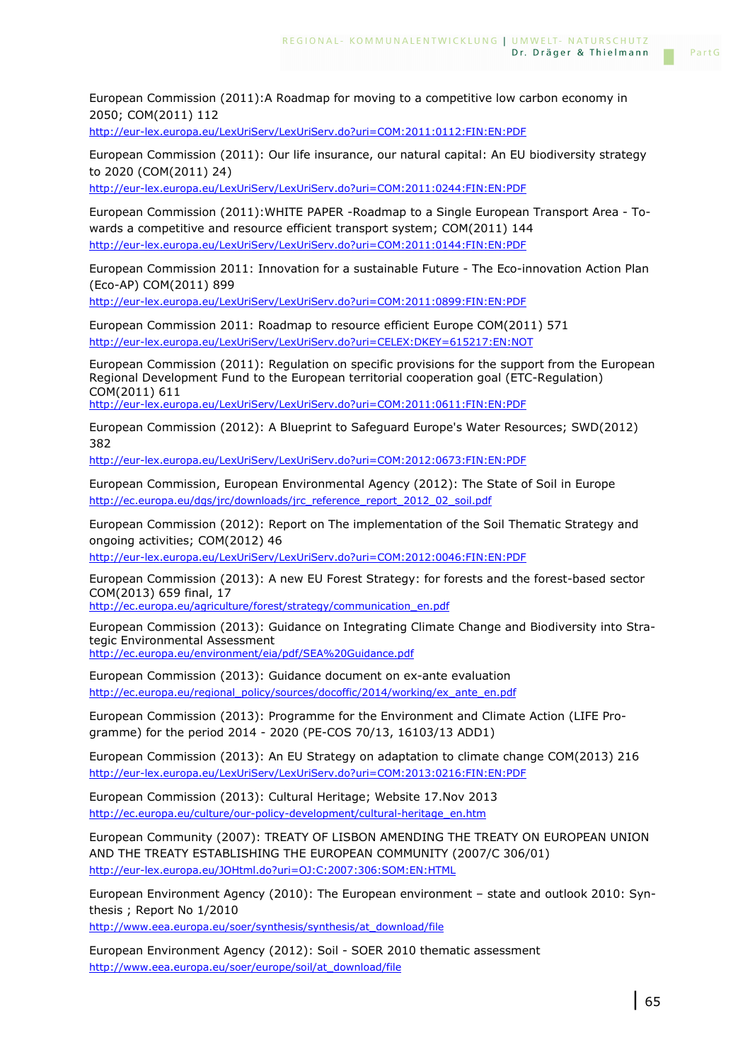European Commission (2011):A Roadmap for moving to a competitive low carbon economy in 2050; COM(2011) 112
http://eur-lex.europa.eu/LexUriServ/LexUriServ.do?uri=COM:2011:0112:FIN:EN:PDF

European Commission (2011): Our life insurance, our natural capital: An EU biodiversity strategy to 2020 (COM(2011) 24)
http://eur-lex.europa.eu/LexUriServ/LexUriServ.do?uri=COM:2011:0244:FIN:EN:PDF

European Commission (2011):WHITE PAPER -Roadmap to a Single European Transport Area - Towards a competitive and resource efficient transport system; COM(2011) 144
http://eur-lex.europa.eu/LexUriServ/LexUriServ.do?uri=COM:2011:0144:FIN:EN:PDF

European Commission 2011: Innovation for a sustainable Future - The Eco-innovation Action Plan (Eco-AP) COM(2011) 899
http://eur-lex.europa.eu/LexUriServ/LexUriServ.do?uri=COM:2011:0899:FIN:EN:PDF

European Commission 2011: Roadmap to resource efficient Europe COM(2011) 571
http://eur-lex.europa.eu/LexUriServ/LexUriServ.do?uri=CELEX:DKEY=615217:EN:NOT

European Commission (2011): Regulation on specific provisions for the support from the European Regional Development Fund to the European territorial cooperation goal (ETC-Regulation) COM(2011) 611
http://eur-lex.europa.eu/LexUriServ/LexUriServ.do?uri=COM:2011:0611:FIN:EN:PDF

European Commission (2012): A Blueprint to Safeguard Europe's Water Resources; SWD(2012) 382
http://eur-lex.europa.eu/LexUriServ/LexUriServ.do?uri=COM:2012:0673:FIN:EN:PDF

European Commission, European Environmental Agency (2012): The State of Soil in Europe
http://ec.europa.eu/dgs/jrc/downloads/jrc_reference_report_2012_02_soil.pdf

European Commission (2012): Report on The implementation of the Soil Thematic Strategy and ongoing activities; COM(2012) 46
http://eur-lex.europa.eu/LexUriServ/LexUriServ.do?uri=COM:2012:0046:FIN:EN:PDF

European Commission (2013): A new EU Forest Strategy: for forests and the forest-based sector COM(2013) 659 final, 17
http://ec.europa.eu/agriculture/forest/strategy/communication_en.pdf

European Commission (2013): Guidance on Integrating Climate Change and Biodiversity into Strategic Environmental Assessment
http://ec.europa.eu/environment/eia/pdf/SEA%20Guidance.pdf

European Commission (2013): Guidance document on ex-ante evaluation
http://ec.europa.eu/regional_policy/sources/docoffic/2014/working/ex_ante_en.pdf

European Commission (2013): Programme for the Environment and Climate Action (LIFE Programme) for the period 2014 - 2020 (PE-COS 70/13, 16103/13 ADD1)

European Commission (2013): An EU Strategy on adaptation to climate change COM(2013) 216
http://eur-lex.europa.eu/LexUriServ/LexUriServ.do?uri=COM:2013:0216:FIN:EN:PDF

European Commission (2013): Cultural Heritage; Website 17.Nov 2013
http://ec.europa.eu/culture/our-policy-development/cultural-heritage_en.htm

European Community (2007): TREATY OF LISBON AMENDING THE TREATY ON EUROPEAN UNION AND THE TREATY ESTABLISHING THE EUROPEAN COMMUNITY (2007/C 306/01)
http://eur-lex.europa.eu/JOHtml.do?uri=OJ:C:2007:306:SOM:EN:HTML

European Environment Agency (2010): The European environment – state and outlook 2010: Synthesis ; Report No 1/2010
http://www.eea.europa.eu/soer/synthesis/synthesis/at_download/file

European Environment Agency (2012): Soil - SOER 2010 thematic assessment
http://www.eea.europa.eu/soer/europe/soil/at_download/file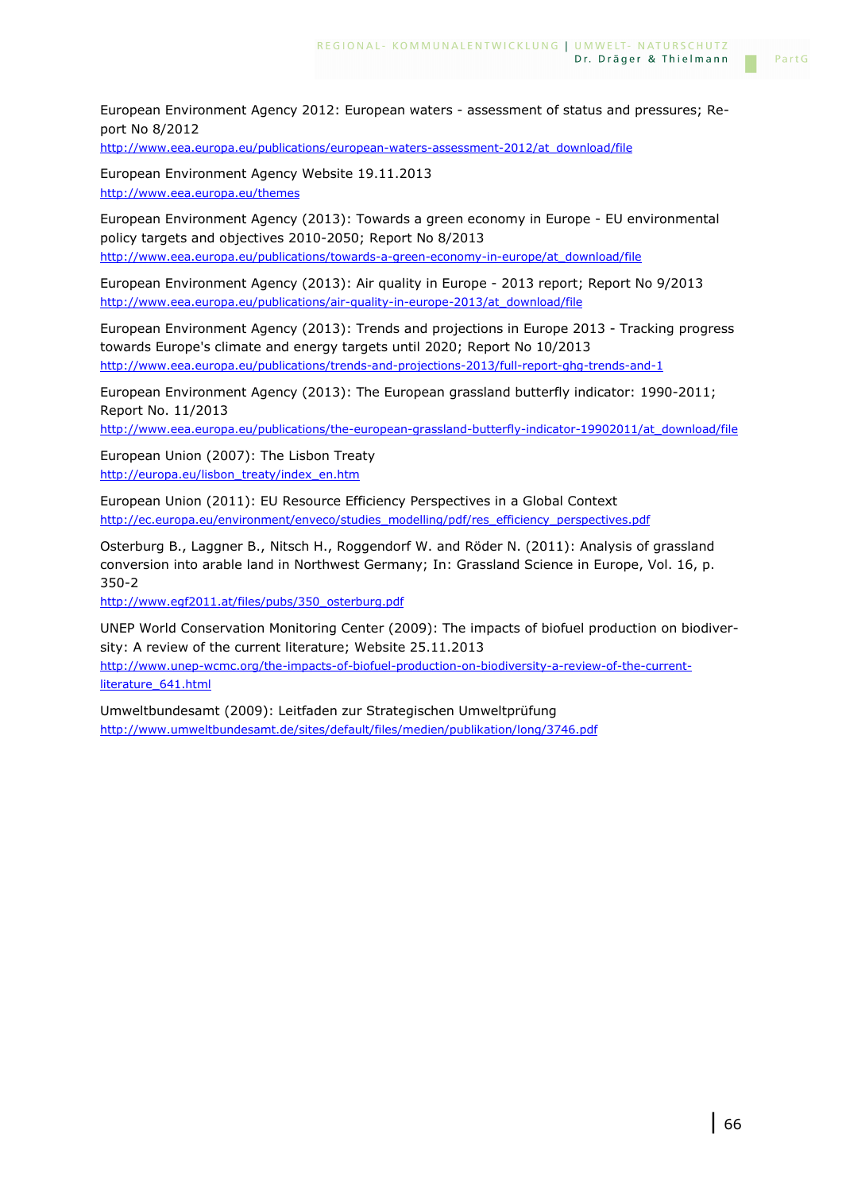European Environment Agency 2012: European waters - assessment of status and pressures; Report No 8/2012
http://www.eea.europa.eu/publications/european-waters-assessment-2012/at_download/file

European Environment Agency Website 19.11.2013
http://www.eea.europa.eu/themes

European Environment Agency (2013): Towards a green economy in Europe - EU environmental policy targets and objectives 2010-2050; Report No 8/2013
http://www.eea.europa.eu/publications/towards-a-green-economy-in-europe/at_download/file

European Environment Agency (2013): Air quality in Europe - 2013 report; Report No 9/2013
http://www.eea.europa.eu/publications/air-quality-in-europe-2013/at_download/file

European Environment Agency (2013): Trends and projections in Europe 2013 - Tracking progress towards Europe's climate and energy targets until 2020; Report No 10/2013
http://www.eea.europa.eu/publications/trends-and-projections-2013/full-report-ghg-trends-and-1

European Environment Agency (2013): The European grassland butterfly indicator: 1990-2011; Report No. 11/2013
http://www.eea.europa.eu/publications/the-european-grassland-butterfly-indicator-19902011/at_download/file

European Union (2007): The Lisbon Treaty
http://europa.eu/lisbon_treaty/index_en.htm

European Union (2011): EU Resource Efficiency Perspectives in a Global Context
http://ec.europa.eu/environment/enveco/studies_modelling/pdf/res_efficiency_perspectives.pdf

Osterburg B., Laggner B., Nitsch H., Roggendorf W. and Röder N. (2011): Analysis of grassland conversion into arable land in Northwest Germany; In: Grassland Science in Europe, Vol. 16, p. 350-2
http://www.egf2011.at/files/pubs/350_osterburg.pdf

UNEP World Conservation Monitoring Center (2009): The impacts of biofuel production on biodiversity: A review of the current literature; Website 25.11.2013
http://www.unep-wcmc.org/the-impacts-of-biofuel-production-on-biodiversity-a-review-of-the-current-literature_641.html

Umweltbundesamt (2009): Leitfaden zur Strategischen Umweltprüfung
http://www.umweltbundesamt.de/sites/default/files/medien/publikation/long/3746.pdf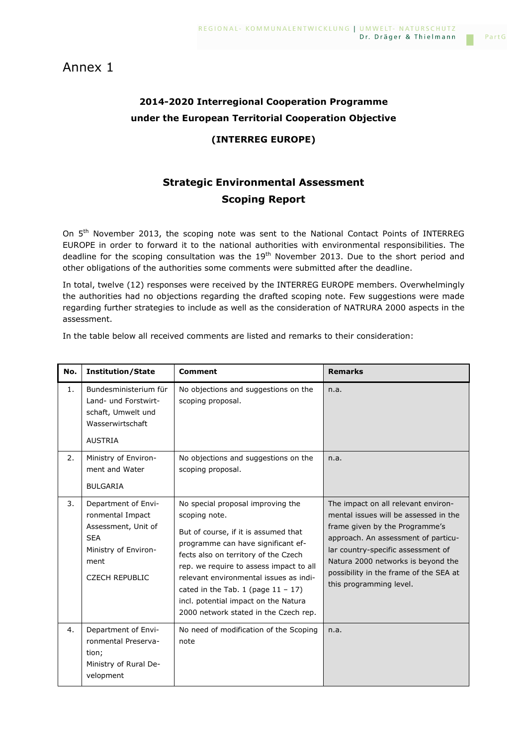# Annex 1

**2014-2020 Interregional Cooperation Programme under the European Territorial Cooperation Objective**

**(INTERREG EUROPE)**

## Strategic Environmental Assessment Scoping Report

On 5th November 2013, the scoping note was sent to the National Contact Points of INTERREG EUROPE in order to forward it to the national authorities with environmental responsibilities. The deadline for the scoping consultation was the 19th November 2013. Due to the short period and other obligations of the authorities some comments were submitted after the deadline.

In total, twelve (12) responses were received by the INTERREG EUROPE members. Overwhelmingly the authorities had no objections regarding the drafted scoping note. Few suggestions were made regarding further strategies to include as well as the consideration of NATRURA 2000 aspects in the assessment.

In the table below all received comments are listed and remarks to their consideration:

| No. | Institution/State | Comment | Remarks |
|---|---|---|---|
| 1. | Bundesministerium für Land- und Forstwirtschaft, Umwelt und Wasserwirtschaft<br><br>AUSTRIA | No objections and suggestions on the scoping proposal. | n.a. |
| 2. | Ministry of Environment and Water<br><br>BULGARIA | No objections and suggestions on the scoping proposal. | n.a. |
| 3. | Department of Environmental Impact Assessment, Unit of SEA<br>Ministry of Environment<br><br>CZECH REPUBLIC | No special proposal improving the scoping note.<br><br>But of course, if it is assumed that programme can have significant effects also on territory of the Czech rep. we require to assess impact to all relevant environmental issues as indicated in the Tab. 1 (page 11 – 17) incl. potential impact on the Natura 2000 network stated in the Czech rep. | The impact on all relevant environmental issues will be assessed in the frame given by the Programme's approach. An assessment of particular country-specific assessment of Natura 2000 networks is beyond the possibility in the frame of the SEA at this programming level. |
| 4. | Department of Environmental Preservation;<br>Ministry of Rural Development | No need of modification of the Scoping note | n.a. |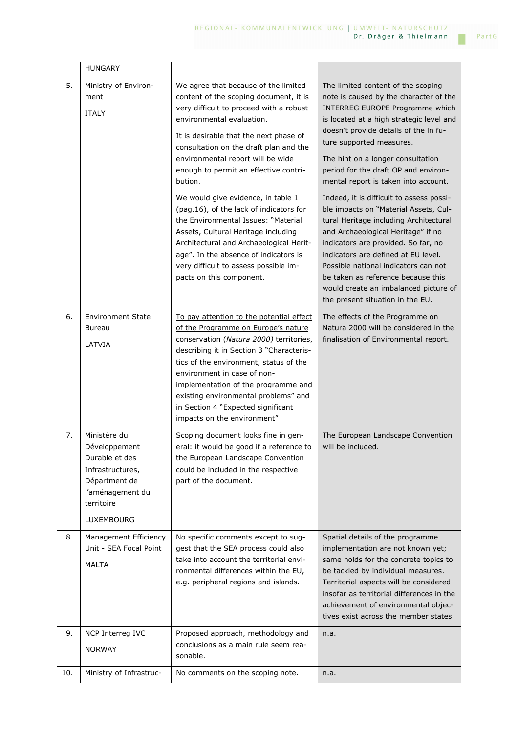| | HUNGARY | | |
|---|---|---|---|
| 5. | Ministry of Environment<br><br>ITALY | We agree that because of the limited content of the scoping document, it is very difficult to proceed with a robust environmental evaluation.<br><br>It is desirable that the next phase of consultation on the draft plan and the environmental report will be wide enough to permit an effective contribution.<br><br>We would give evidence, in table 1 (pag.16), of the lack of indicators for the Environmental Issues: "Material Assets, Cultural Heritage including Architectural and Archaeological Heritage". In the absence of indicators is very difficult to assess possible impacts on this component. | The limited content of the scoping note is caused by the character of the INTERREG EUROPE Programme which is located at a high strategic level and doesn't provide details of the in future supported measures.<br><br>The hint on a longer consultation period for the draft OP and environmental report is taken into account.<br><br>Indeed, it is difficult to assess possible impacts on "Material Assets, Cultural Heritage including Architectural and Archaeological Heritage" if no indicators are provided. So far, no indicators are defined at EU level. Possible national indicators can not be taken as reference because this would create an imbalanced picture of the present situation in the EU. |
| 6. | Environment State Bureau<br><br>LATVIA | To pay attention to the potential effect of the Programme on Europe's nature conservation (*Natura 2000*) territories, describing it in Section 3 "Characteristics of the environment, status of the environment in case of non-implementation of the programme and existing environmental problems" and in Section 4 "Expected significant impacts on the environment" | The effects of the Programme on Natura 2000 will be considered in the finalisation of Environmental report. |
| 7. | Ministére du Développement Durable et des Infrastructures, Départment de l'aménagement du territoire<br><br>LUXEMBOURG | Scoping document looks fine in general: it would be good if a reference to the European Landscape Convention could be included in the respective part of the document. | The European Landscape Convention will be included. |
| 8. | Management Efficiency Unit - SEA Focal Point<br><br>MALTA | No specific comments except to suggest that the SEA process could also take into account the territorial environmental differences within the EU, e.g. peripheral regions and islands. | Spatial details of the programme implementation are not known yet; same holds for the concrete topics to be tackled by individual measures. Territorial aspects will be considered insofar as territorial differences in the achievement of environmental objectives exist across the member states. |
| 9. | NCP Interreg IVC<br><br>NORWAY | Proposed approach, methodology and conclusions as a main rule seem reasonable. | n.a. |
| 10. | Ministry of Infrastruc- | No comments on the scoping note. | n.a. |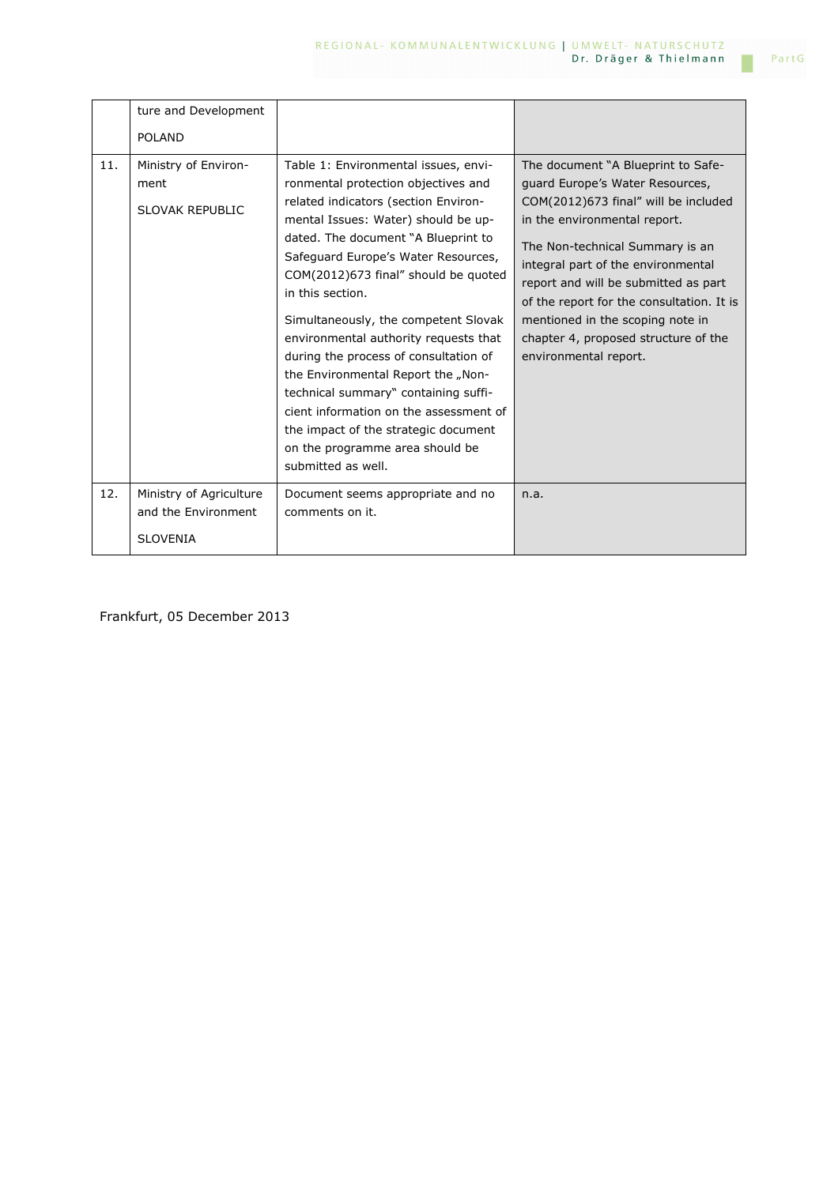| | | | |
|---|---|---|---|
| | ture and Development<br><br>POLAND | | |
| 11. | Ministry of Environment<br><br>SLOVAK REPUBLIC | Table 1: Environmental issues, environmental protection objectives and related indicators (section Environmental Issues: Water) should be updated. The document "A Blueprint to Safeguard Europe's Water Resources, COM(2012)673 final" should be quoted in this section.<br><br>Simultaneously, the competent Slovak environmental authority requests that during the process of consultation of the Environmental Report the „Non-technical summary" containing sufficient information on the assessment of the impact of the strategic document on the programme area should be submitted as well. | The document "A Blueprint to Safeguard Europe's Water Resources, COM(2012)673 final" will be included in the environmental report.<br><br>The Non-technical Summary is an integral part of the environmental report and will be submitted as part of the report for the consultation. It is mentioned in the scoping note in chapter 4, proposed structure of the environmental report. |
| 12. | Ministry of Agriculture and the Environment<br><br>SLOVENIA | Document seems appropriate and no comments on it. | n.a. |

Frankfurt, 05 December 2013